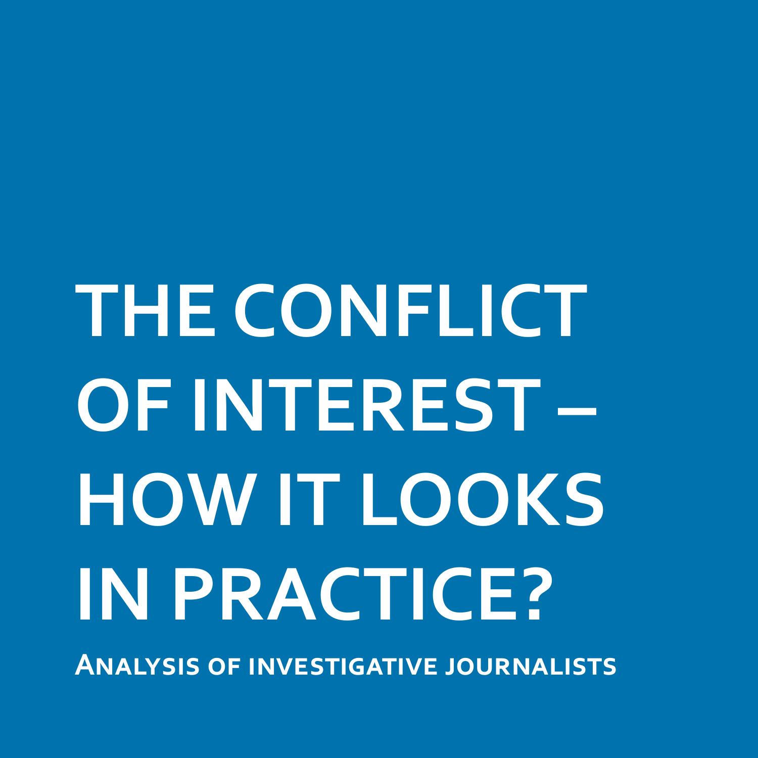# THE CONFLICT OF INTEREST – HOW IT LOOKS IN PRACTICE?

**ANALYSIS OF INVESTIGATIVE JOURNALISTS**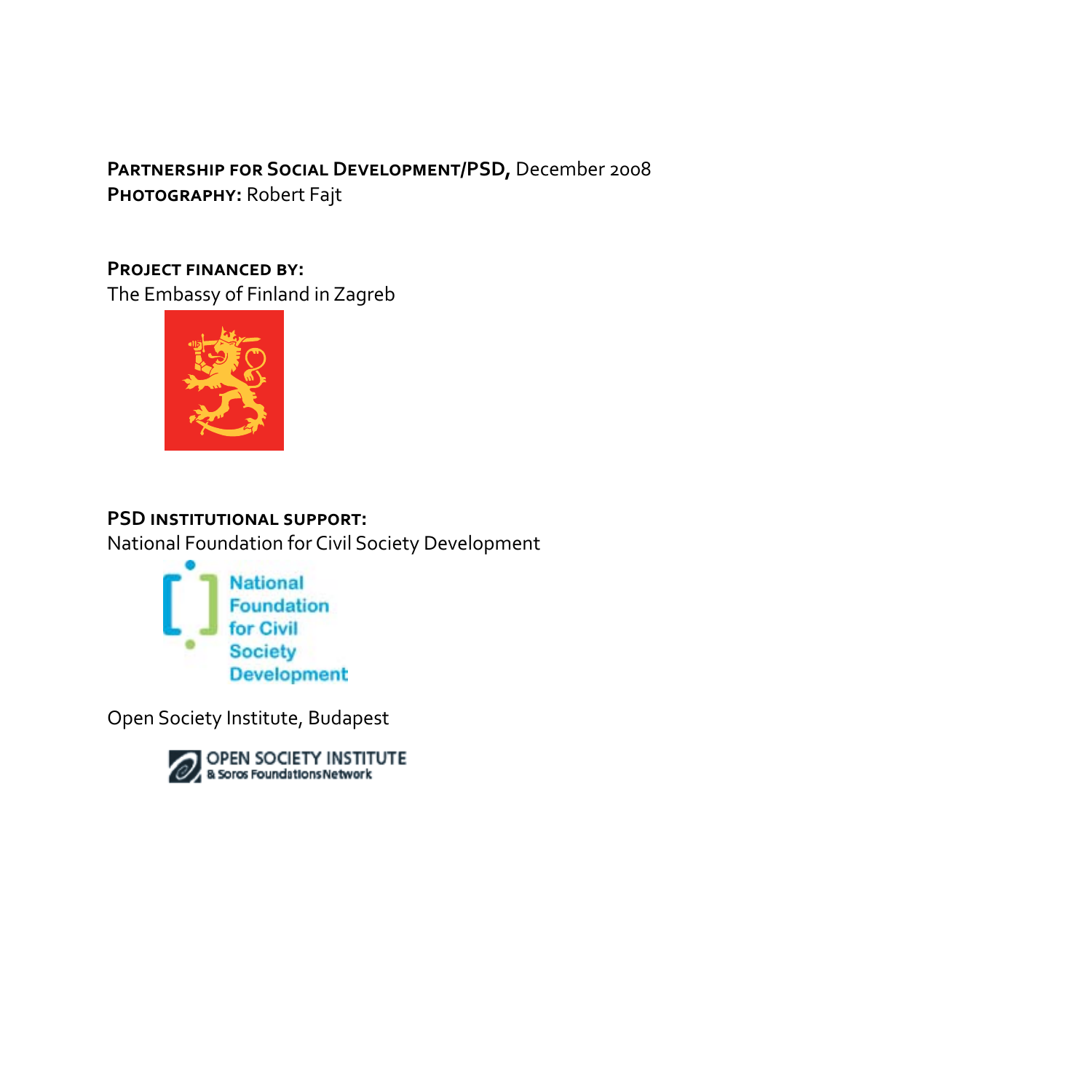**Partnership for Social Development/PSD,** December 2008
**Photography:** Robert Fajt

**Project financed by:**
The Embassy of Finland in Zagreb

**PSD institutional support:**
National Foundation for Civil Society Development

Open Society Institute, Budapest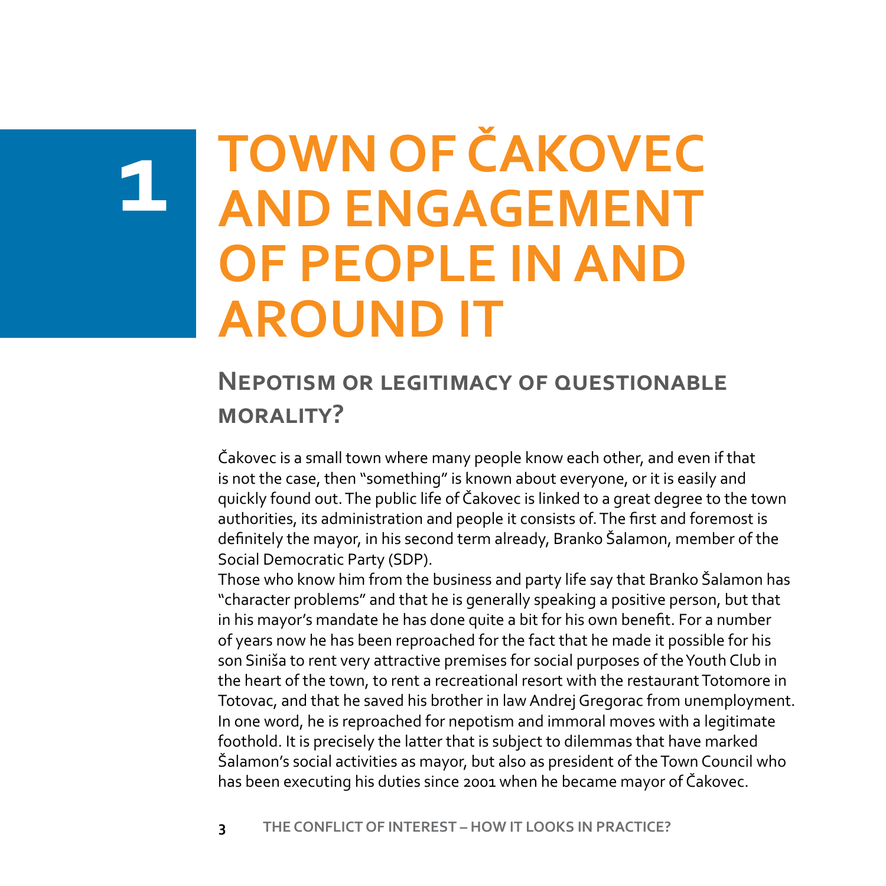# 1 TOWN OF ČAKOVEC AND ENGAGEMENT OF PEOPLE IN AND AROUND IT

## Nepotism or legitimacy of questionable morality?

Čakovec is a small town where many people know each other, and even if that is not the case, then "something" is known about everyone, or it is easily and quickly found out. The public life of Čakovec is linked to a great degree to the town authorities, its administration and people it consists of. The first and foremost is definitely the mayor, in his second term already, Branko Šalamon, member of the Social Democratic Party (SDP).

Those who know him from the business and party life say that Branko Šalamon has "character problems" and that he is generally speaking a positive person, but that in his mayor's mandate he has done quite a bit for his own benefit. For a number of years now he has been reproached for the fact that he made it possible for his son Siniša to rent very attractive premises for social purposes of the Youth Club in the heart of the town, to rent a recreational resort with the restaurant Totomore in Totovac, and that he saved his brother in law Andrej Gregorac from unemployment. In one word, he is reproached for nepotism and immoral moves with a legitimate foothold. It is precisely the latter that is subject to dilemmas that have marked Šalamon's social activities as mayor, but also as president of the Town Council who has been executing his duties since 2001 when he became mayor of Čakovec.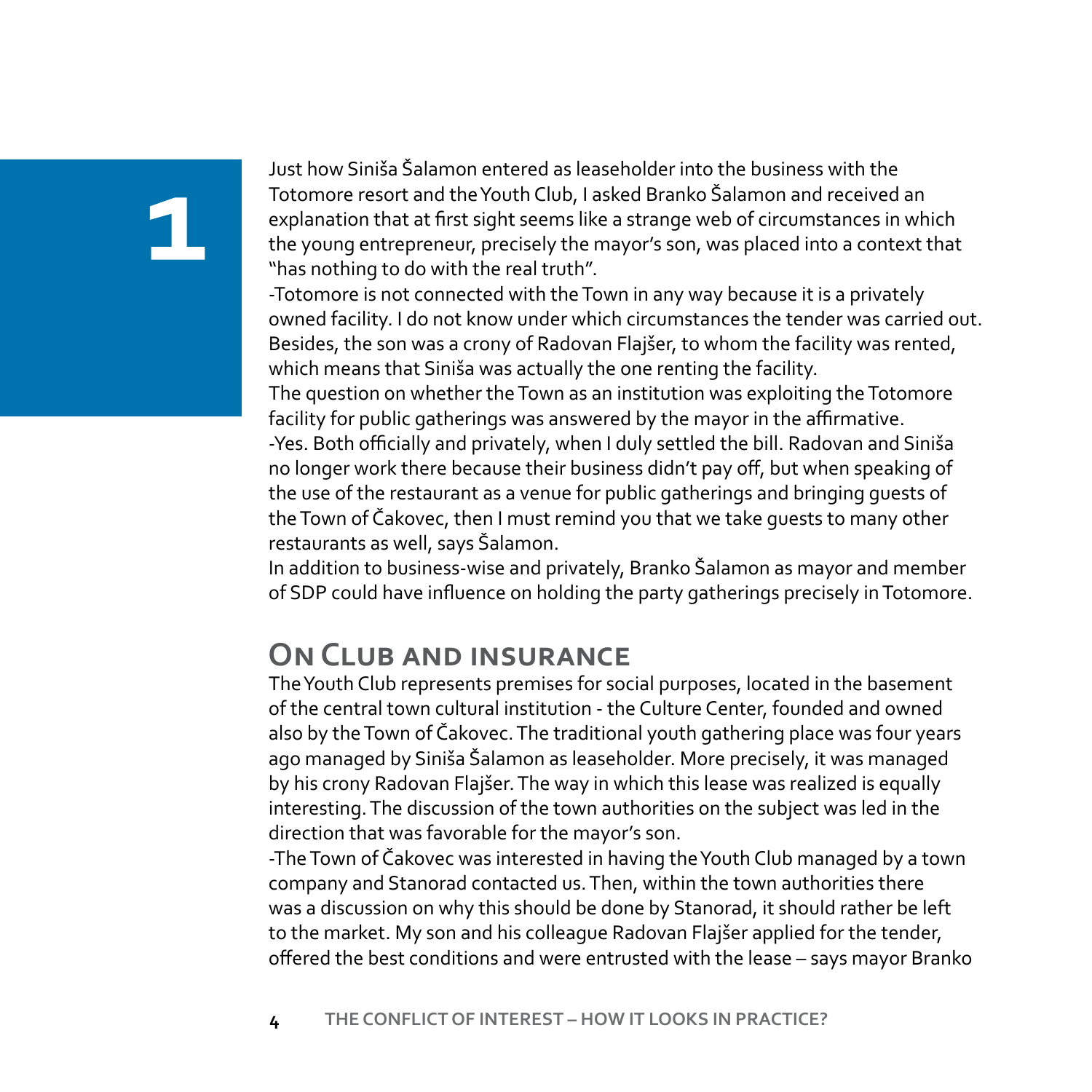Just how Siniša Šalamon entered as leaseholder into the business with the Totomore resort and the Youth Club, I asked Branko Šalamon and received an explanation that at first sight seems like a strange web of circumstances in which the young entrepreneur, precisely the mayor's son, was placed into a context that "has nothing to do with the real truth".

-Totomore is not connected with the Town in any way because it is a privately owned facility. I do not know under which circumstances the tender was carried out. Besides, the son was a crony of Radovan Flajšer, to whom the facility was rented, which means that Siniša was actually the one renting the facility.

The question on whether the Town as an institution was exploiting the Totomore facility for public gatherings was answered by the mayor in the affirmative.

-Yes. Both officially and privately, when I duly settled the bill. Radovan and Siniša no longer work there because their business didn't pay off, but when speaking of the use of the restaurant as a venue for public gatherings and bringing guests of the Town of Čakovec, then I must remind you that we take guests to many other restaurants as well, says Šalamon.

In addition to business-wise and privately, Branko Šalamon as mayor and member of SDP could have influence on holding the party gatherings precisely in Totomore.

## On Club and insurance

The Youth Club represents premises for social purposes, located in the basement of the central town cultural institution - the Culture Center, founded and owned also by the Town of Čakovec. The traditional youth gathering place was four years ago managed by Siniša Šalamon as leaseholder. More precisely, it was managed by his crony Radovan Flajšer. The way in which this lease was realized is equally interesting. The discussion of the town authorities on the subject was led in the direction that was favorable for the mayor's son.

-The Town of Čakovec was interested in having the Youth Club managed by a town company and Stanorad contacted us. Then, within the town authorities there was a discussion on why this should be done by Stanorad, it should rather be left to the market. My son and his colleague Radovan Flajšer applied for the tender, offered the best conditions and were entrusted with the lease – says mayor Branko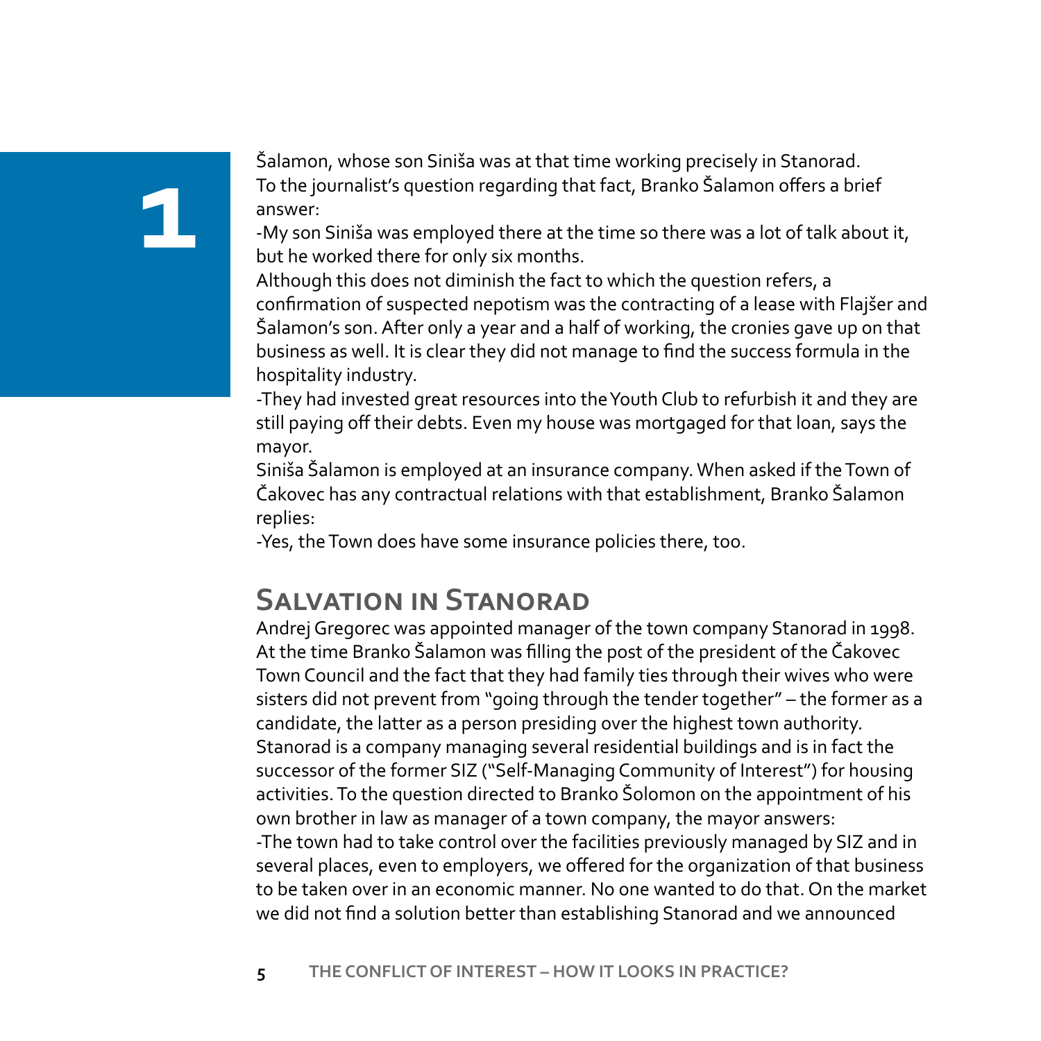Šalamon, whose son Siniša was at that time working precisely in Stanorad. To the journalist's question regarding that fact, Branko Šalamon offers a brief answer:

-My son Siniša was employed there at the time so there was a lot of talk about it, but he worked there for only six months.

Although this does not diminish the fact to which the question refers, a confirmation of suspected nepotism was the contracting of a lease with Flajšer and Šalamon's son. After only a year and a half of working, the cronies gave up on that business as well. It is clear they did not manage to find the success formula in the hospitality industry.

-They had invested great resources into the Youth Club to refurbish it and they are still paying off their debts. Even my house was mortgaged for that loan, says the mayor.

Siniša Šalamon is employed at an insurance company. When asked if the Town of Čakovec has any contractual relations with that establishment, Branko Šalamon replies:

-Yes, the Town does have some insurance policies there, too.

## Salvation in Stanorad

Andrej Gregorec was appointed manager of the town company Stanorad in 1998. At the time Branko Šalamon was filling the post of the president of the Čakovec Town Council and the fact that they had family ties through their wives who were sisters did not prevent from "going through the tender together" – the former as a candidate, the latter as a person presiding over the highest town authority. Stanorad is a company managing several residential buildings and is in fact the successor of the former SIZ ("Self-Managing Community of Interest") for housing activities. To the question directed to Branko Šolomon on the appointment of his own brother in law as manager of a town company, the mayor answers:

-The town had to take control over the facilities previously managed by SIZ and in several places, even to employers, we offered for the organization of that business to be taken over in an economic manner. No one wanted to do that. On the market we did not find a solution better than establishing Stanorad and we announced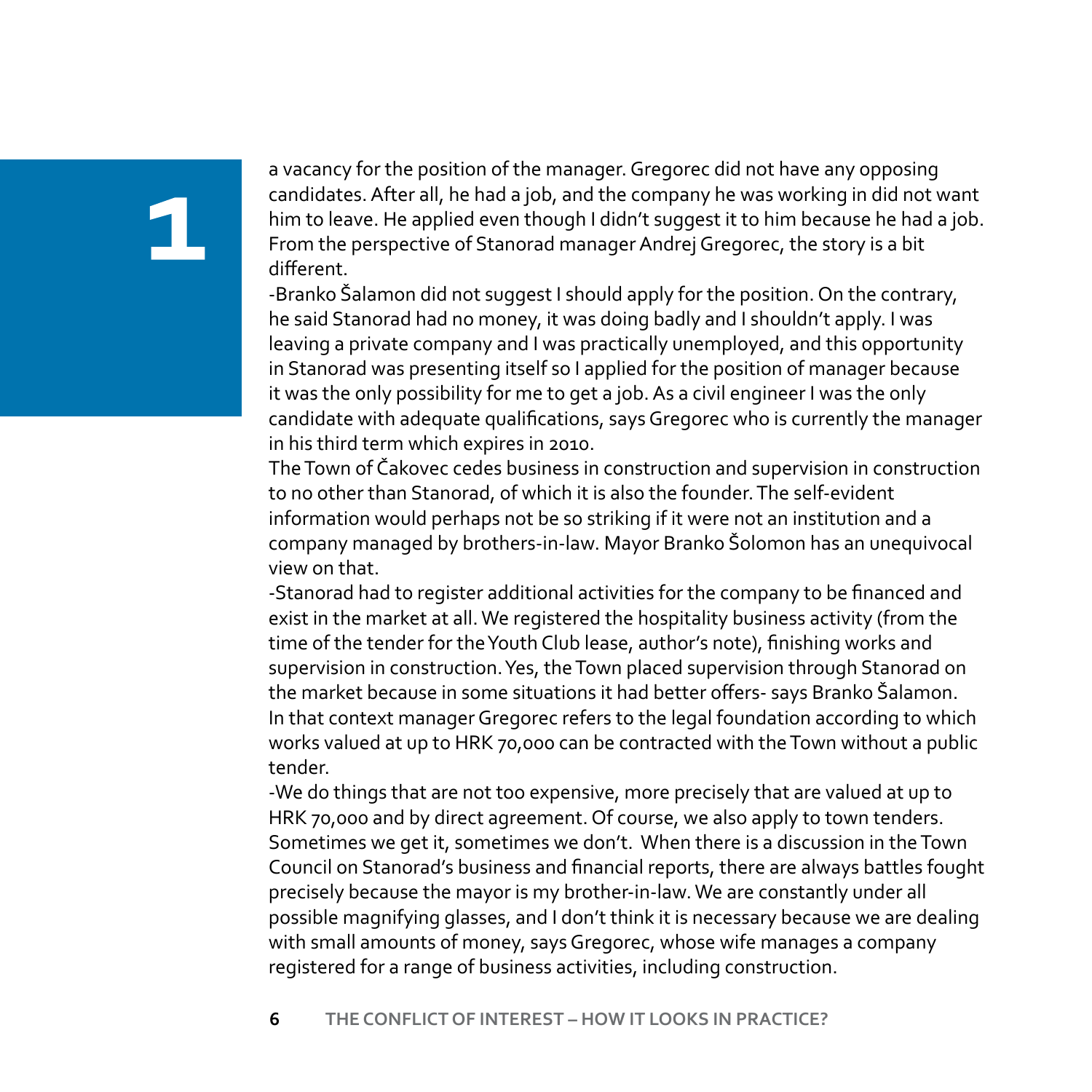a vacancy for the position of the manager. Gregorec did not have any opposing candidates. After all, he had a job, and the company he was working in did not want him to leave. He applied even though I didn't suggest it to him because he had a job. From the perspective of Stanorad manager Andrej Gregorec, the story is a bit different.

-Branko Šalamon did not suggest I should apply for the position. On the contrary, he said Stanorad had no money, it was doing badly and I shouldn't apply. I was leaving a private company and I was practically unemployed, and this opportunity in Stanorad was presenting itself so I applied for the position of manager because it was the only possibility for me to get a job. As a civil engineer I was the only candidate with adequate qualifications, says Gregorec who is currently the manager in his third term which expires in 2010.

The Town of Čakovec cedes business in construction and supervision in construction to no other than Stanorad, of which it is also the founder. The self-evident information would perhaps not be so striking if it were not an institution and a company managed by brothers-in-law. Mayor Branko Šolomon has an unequivocal view on that.

-Stanorad had to register additional activities for the company to be financed and exist in the market at all. We registered the hospitality business activity (from the time of the tender for the Youth Club lease, author's note), finishing works and supervision in construction. Yes, the Town placed supervision through Stanorad on the market because in some situations it had better offers- says Branko Šalamon.

In that context manager Gregorec refers to the legal foundation according to which works valued at up to HRK 70,000 can be contracted with the Town without a public tender.

-We do things that are not too expensive, more precisely that are valued at up to HRK 70,000 and by direct agreement. Of course, we also apply to town tenders. Sometimes we get it, sometimes we don't. When there is a discussion in the Town Council on Stanorad's business and financial reports, there are always battles fought precisely because the mayor is my brother-in-law. We are constantly under all possible magnifying glasses, and I don't think it is necessary because we are dealing with small amounts of money, says Gregorec, whose wife manages a company registered for a range of business activities, including construction.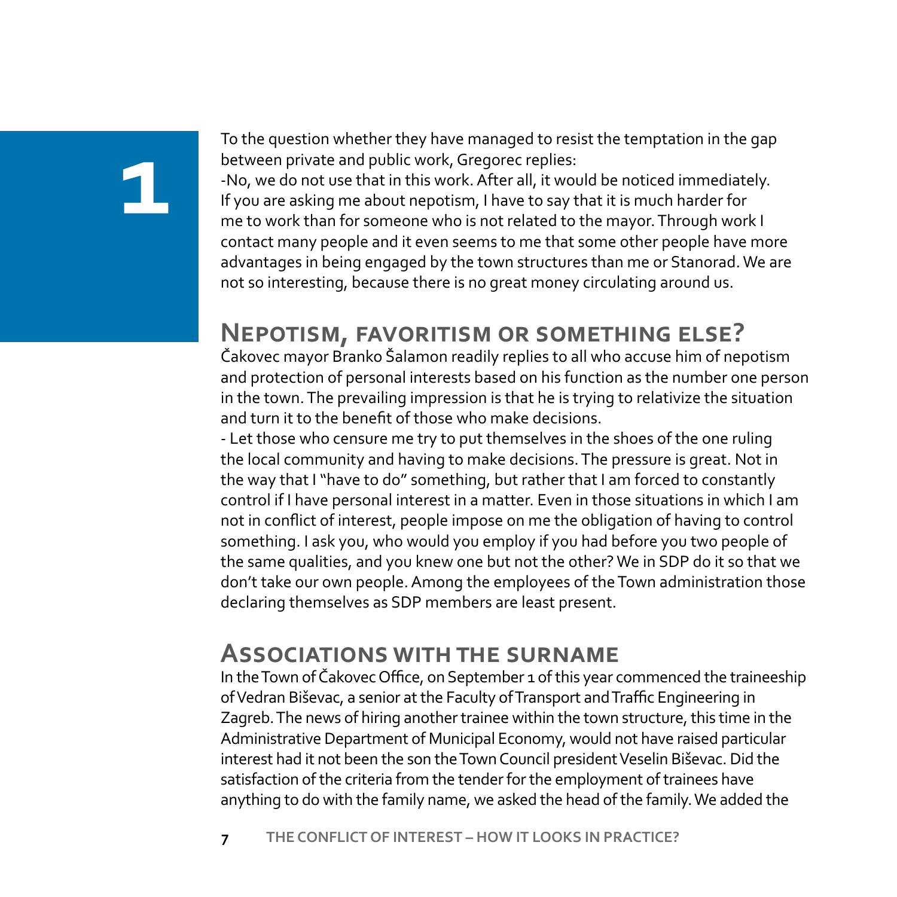To the question whether they have managed to resist the temptation in the gap between private and public work, Gregorec replies:

-No, we do not use that in this work. After all, it would be noticed immediately. If you are asking me about nepotism, I have to say that it is much harder for me to work than for someone who is not related to the mayor. Through work I contact many people and it even seems to me that some other people have more advantages in being engaged by the town structures than me or Stanorad. We are not so interesting, because there is no great money circulating around us.

## Nepotism, favoritism or something else?

Čakovec mayor Branko Šalamon readily replies to all who accuse him of nepotism and protection of personal interests based on his function as the number one person in the town. The prevailing impression is that he is trying to relativize the situation and turn it to the benefit of those who make decisions.

- Let those who censure me try to put themselves in the shoes of the one ruling the local community and having to make decisions. The pressure is great. Not in the way that I "have to do" something, but rather that I am forced to constantly control if I have personal interest in a matter. Even in those situations in which I am not in conflict of interest, people impose on me the obligation of having to control something. I ask you, who would you employ if you had before you two people of the same qualities, and you knew one but not the other? We in SDP do it so that we don't take our own people. Among the employees of the Town administration those declaring themselves as SDP members are least present.

## Associations with the surname

In the Town of Čakovec Office, on September 1 of this year commenced the traineeship of Vedran Biševac, a senior at the Faculty of Transport and Traffic Engineering in Zagreb. The news of hiring another trainee within the town structure, this time in the Administrative Department of Municipal Economy, would not have raised particular interest had it not been the son the Town Council president Veselin Biševac. Did the satisfaction of the criteria from the tender for the employment of trainees have anything to do with the family name, we asked the head of the family. We added the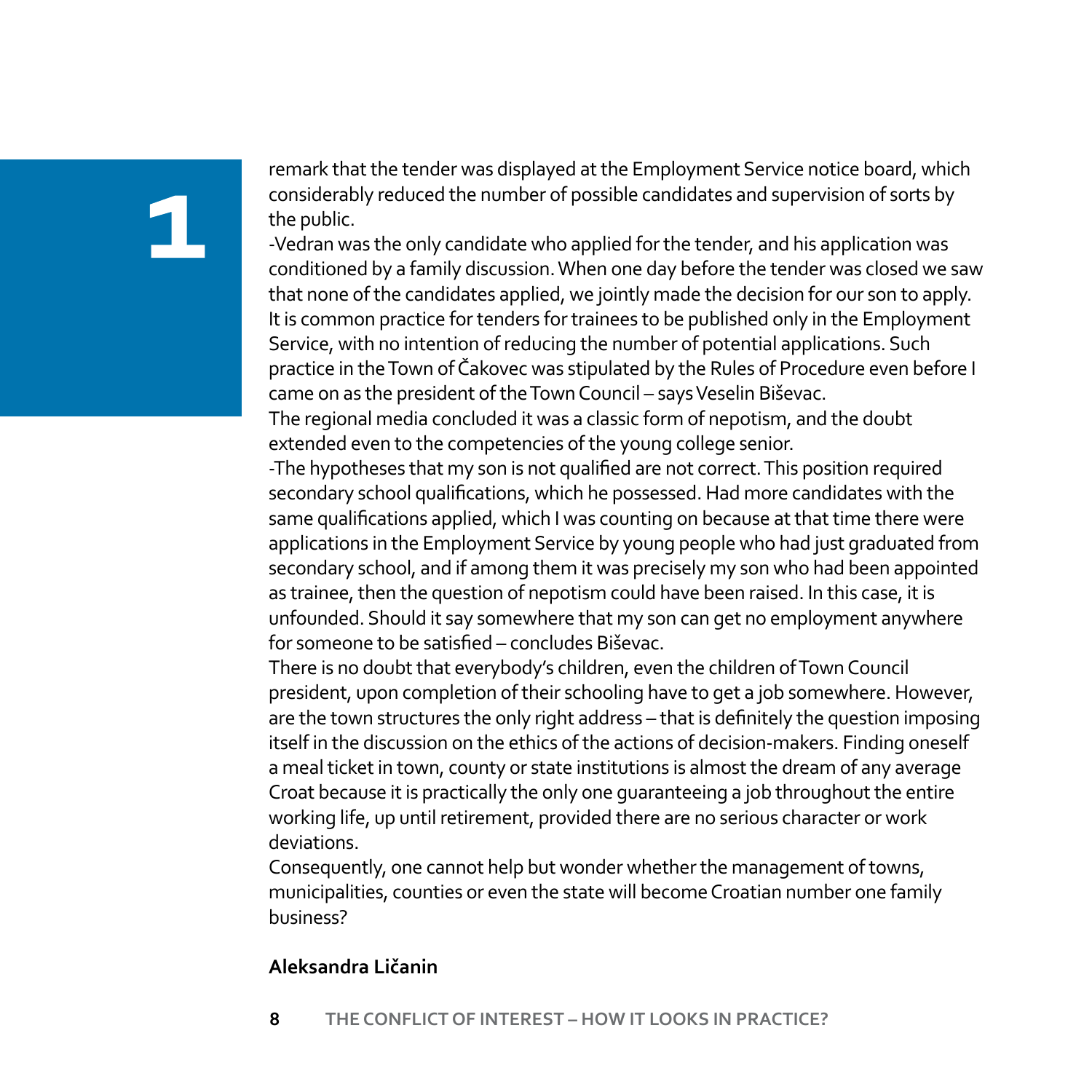remark that the tender was displayed at the Employment Service notice board, which considerably reduced the number of possible candidates and supervision of sorts by the public.

-Vedran was the only candidate who applied for the tender, and his application was conditioned by a family discussion. When one day before the tender was closed we saw that none of the candidates applied, we jointly made the decision for our son to apply. It is common practice for tenders for trainees to be published only in the Employment Service, with no intention of reducing the number of potential applications. Such practice in the Town of Čakovec was stipulated by the Rules of Procedure even before I came on as the president of the Town Council – says Veselin Biševac.

The regional media concluded it was a classic form of nepotism, and the doubt extended even to the competencies of the young college senior.

-The hypotheses that my son is not qualified are not correct. This position required secondary school qualifications, which he possessed. Had more candidates with the same qualifications applied, which I was counting on because at that time there were applications in the Employment Service by young people who had just graduated from secondary school, and if among them it was precisely my son who had been appointed as trainee, then the question of nepotism could have been raised. In this case, it is unfounded. Should it say somewhere that my son can get no employment anywhere for someone to be satisfied – concludes Biševac.

There is no doubt that everybody's children, even the children of Town Council president, upon completion of their schooling have to get a job somewhere. However, are the town structures the only right address – that is definitely the question imposing itself in the discussion on the ethics of the actions of decision-makers. Finding oneself a meal ticket in town, county or state institutions is almost the dream of any average Croat because it is practically the only one guaranteeing a job throughout the entire working life, up until retirement, provided there are no serious character or work deviations.

Consequently, one cannot help but wonder whether the management of towns, municipalities, counties or even the state will become Croatian number one family business?

**Aleksandra Ličanin**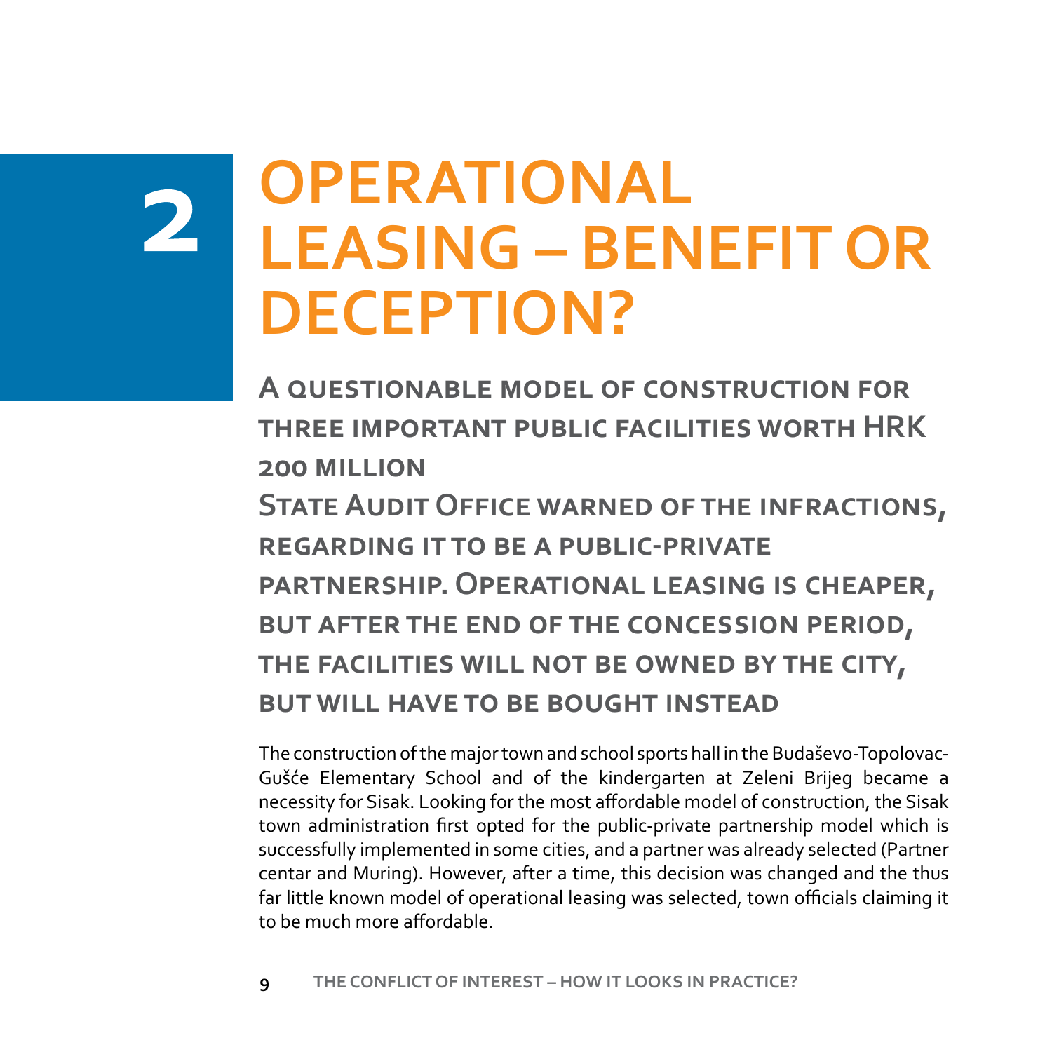# 2 OPERATIONAL LEASING – BENEFIT OR DECEPTION?

## A questionable model of construction for three important public facilities worth HRK 200 million

## State Audit Office warned of the infractions, regarding it to be a public-private partnership. Operational leasing is cheaper, but after the end of the concession period, the facilities will not be owned by the city, but will have to be bought instead

The construction of the major town and school sports hall in the Budaševo-Topolovac-Gušće Elementary School and of the kindergarten at Zeleni Brijeg became a necessity for Sisak. Looking for the most affordable model of construction, the Sisak town administration first opted for the public-private partnership model which is successfully implemented in some cities, and a partner was already selected (Partner centar and Muring). However, after a time, this decision was changed and the thus far little known model of operational leasing was selected, town officials claiming it to be much more affordable.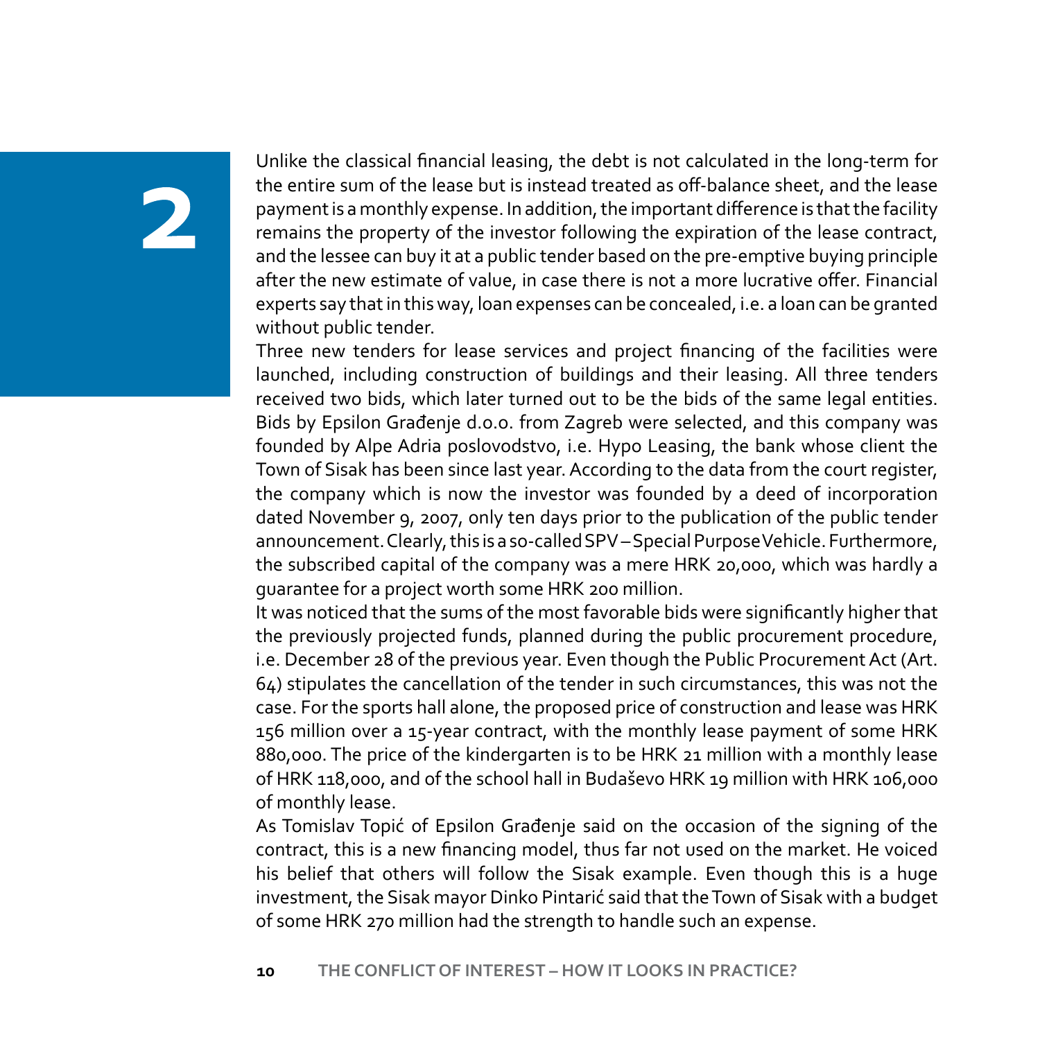Unlike the classical financial leasing, the debt is not calculated in the long-term for the entire sum of the lease but is instead treated as off-balance sheet, and the lease payment is a monthly expense. In addition, the important difference is that the facility remains the property of the investor following the expiration of the lease contract, and the lessee can buy it at a public tender based on the pre-emptive buying principle after the new estimate of value, in case there is not a more lucrative offer. Financial experts say that in this way, loan expenses can be concealed, i.e. a loan can be granted without public tender.

Three new tenders for lease services and project financing of the facilities were launched, including construction of buildings and their leasing. All three tenders received two bids, which later turned out to be the bids of the same legal entities. Bids by Epsilon Građenje d.o.o. from Zagreb were selected, and this company was founded by Alpe Adria poslovodstvo, i.e. Hypo Leasing, the bank whose client the Town of Sisak has been since last year. According to the data from the court register, the company which is now the investor was founded by a deed of incorporation dated November 9, 2007, only ten days prior to the publication of the public tender announcement. Clearly, this is a so-called SPV – Special Purpose Vehicle. Furthermore, the subscribed capital of the company was a mere HRK 20,000, which was hardly a guarantee for a project worth some HRK 200 million.

It was noticed that the sums of the most favorable bids were significantly higher that the previously projected funds, planned during the public procurement procedure, i.e. December 28 of the previous year. Even though the Public Procurement Act (Art. 64) stipulates the cancellation of the tender in such circumstances, this was not the case. For the sports hall alone, the proposed price of construction and lease was HRK 156 million over a 15-year contract, with the monthly lease payment of some HRK 880,000. The price of the kindergarten is to be HRK 21 million with a monthly lease of HRK 118,000, and of the school hall in Budaševo HRK 19 million with HRK 106,000 of monthly lease.

As Tomislav Topić of Epsilon Građenje said on the occasion of the signing of the contract, this is a new financing model, thus far not used on the market. He voiced his belief that others will follow the Sisak example. Even though this is a huge investment, the Sisak mayor Dinko Pintarić said that the Town of Sisak with a budget of some HRK 270 million had the strength to handle such an expense.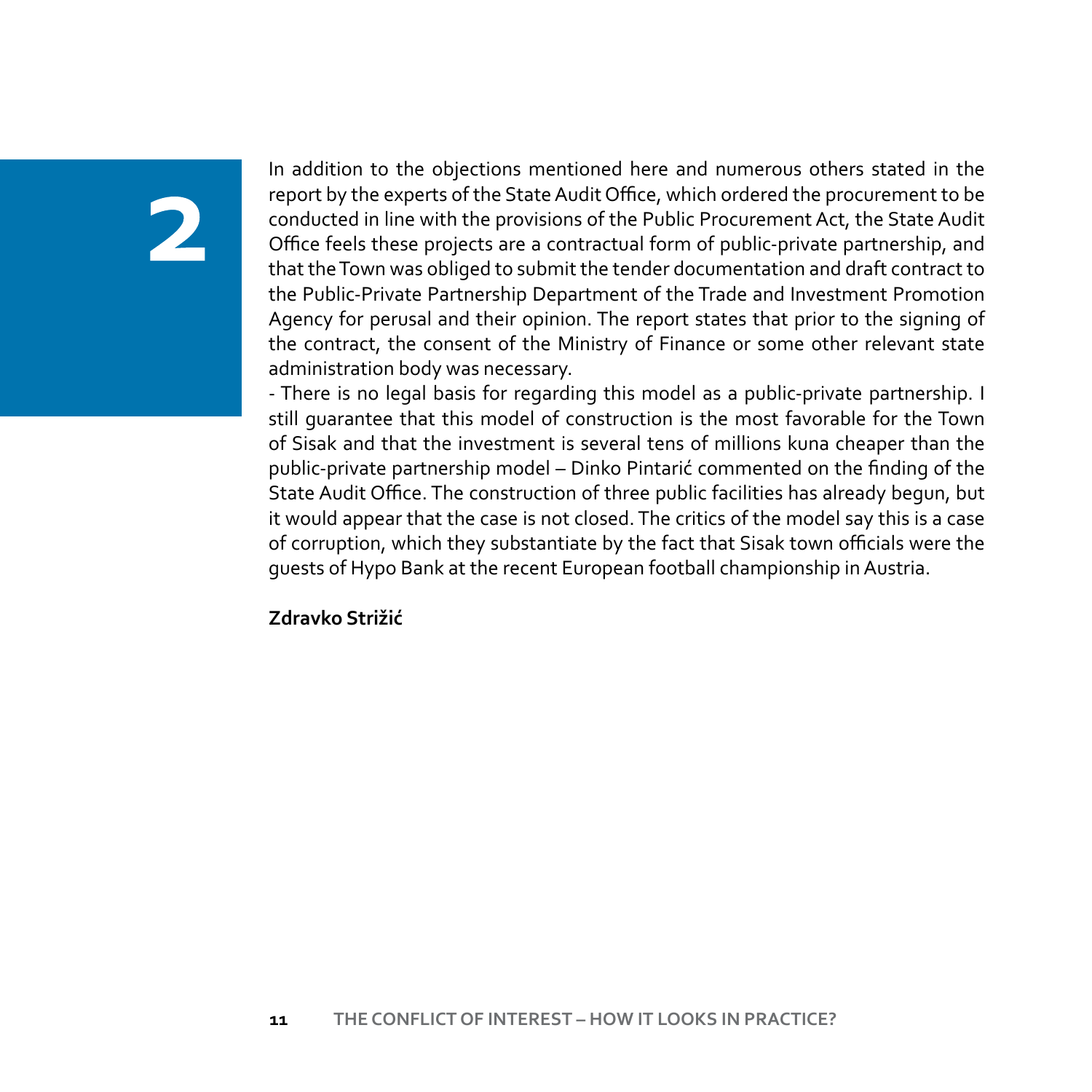In addition to the objections mentioned here and numerous others stated in the report by the experts of the State Audit Office, which ordered the procurement to be conducted in line with the provisions of the Public Procurement Act, the State Audit Office feels these projects are a contractual form of public-private partnership, and that the Town was obliged to submit the tender documentation and draft contract to the Public-Private Partnership Department of the Trade and Investment Promotion Agency for perusal and their opinion. The report states that prior to the signing of the contract, the consent of the Ministry of Finance or some other relevant state administration body was necessary.

- There is no legal basis for regarding this model as a public-private partnership. I still guarantee that this model of construction is the most favorable for the Town of Sisak and that the investment is several tens of millions kuna cheaper than the public-private partnership model – Dinko Pintarić commented on the finding of the State Audit Office. The construction of three public facilities has already begun, but it would appear that the case is not closed. The critics of the model say this is a case of corruption, which they substantiate by the fact that Sisak town officials were the guests of Hypo Bank at the recent European football championship in Austria.

**Zdravko Strižić**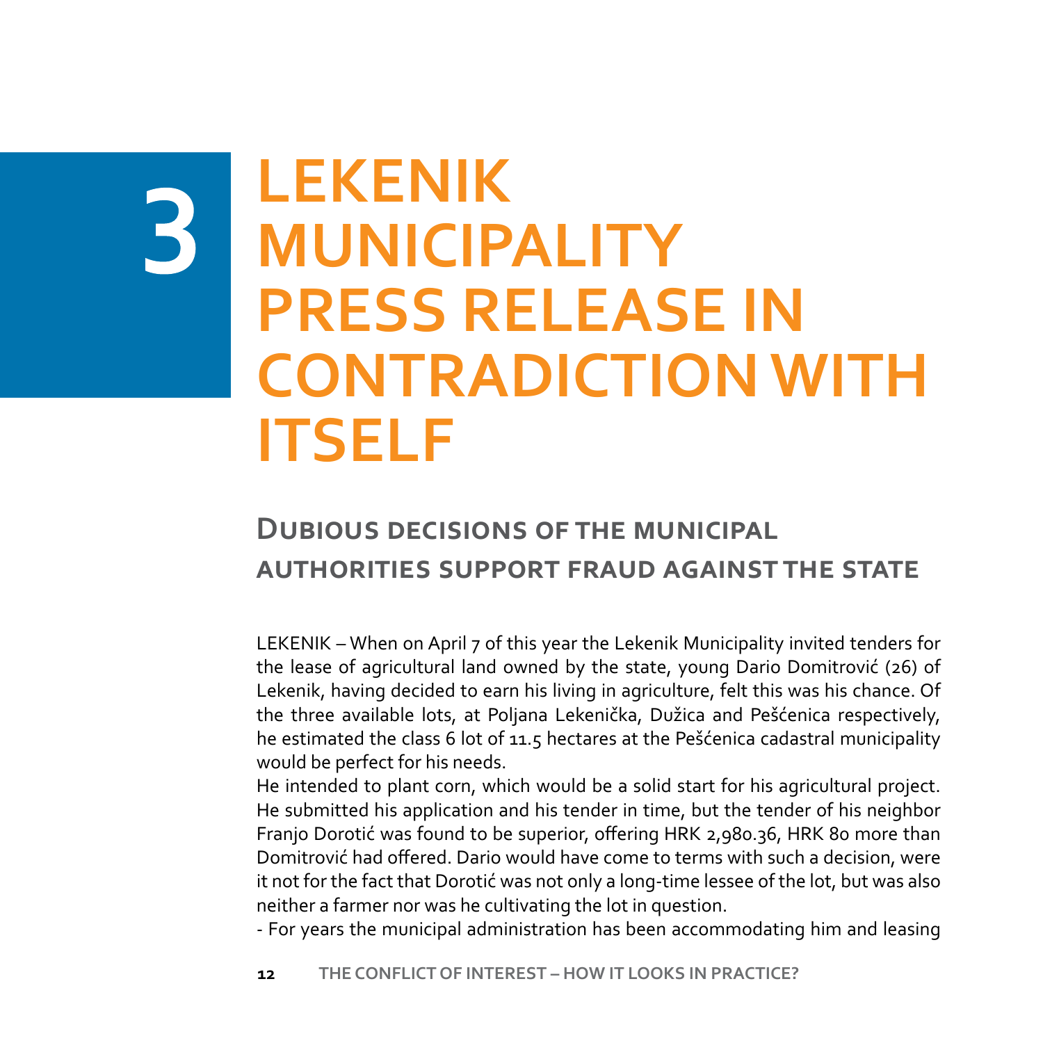# 3 LEKENIK MUNICIPALITY PRESS RELEASE IN CONTRADICTION WITH ITSELF

## Dubious decisions of the municipal authorities support fraud against the state

LEKENIK – When on April 7 of this year the Lekenik Municipality invited tenders for the lease of agricultural land owned by the state, young Dario Domitrović (26) of Lekenik, having decided to earn his living in agriculture, felt this was his chance. Of the three available lots, at Poljana Lekenička, Dužica and Pešćenica respectively, he estimated the class 6 lot of 11.5 hectares at the Pešćenica cadastral municipality would be perfect for his needs.

He intended to plant corn, which would be a solid start for his agricultural project. He submitted his application and his tender in time, but the tender of his neighbor Franjo Dorotić was found to be superior, offering HRK 2,980.36, HRK 80 more than Domitrović had offered. Dario would have come to terms with such a decision, were it not for the fact that Dorotić was not only a long-time lessee of the lot, but was also neither a farmer nor was he cultivating the lot in question.

- For years the municipal administration has been accommodating him and leasing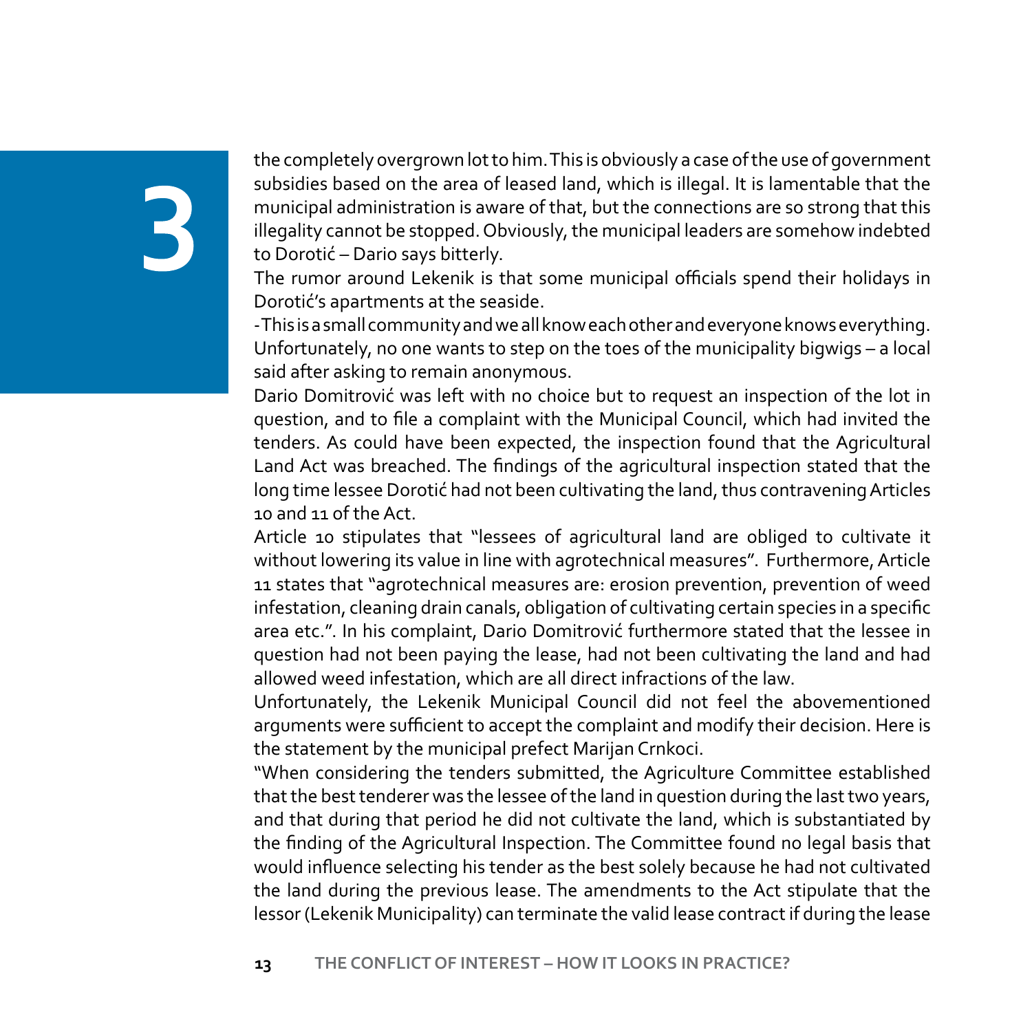the completely overgrown lot to him. This is obviously a case of the use of government subsidies based on the area of leased land, which is illegal. It is lamentable that the municipal administration is aware of that, but the connections are so strong that this illegality cannot be stopped. Obviously, the municipal leaders are somehow indebted to Dorotić – Dario says bitterly.

The rumor around Lekenik is that some municipal officials spend their holidays in Dorotić's apartments at the seaside.

-This is a small community and we all know each other and everyone knows everything. Unfortunately, no one wants to step on the toes of the municipality bigwigs – a local said after asking to remain anonymous.

Dario Domitrović was left with no choice but to request an inspection of the lot in question, and to file a complaint with the Municipal Council, which had invited the tenders. As could have been expected, the inspection found that the Agricultural Land Act was breached. The findings of the agricultural inspection stated that the long time lessee Dorotić had not been cultivating the land, thus contravening Articles 10 and 11 of the Act.

Article 10 stipulates that "lessees of agricultural land are obliged to cultivate it without lowering its value in line with agrotechnical measures". Furthermore, Article 11 states that "agrotechnical measures are: erosion prevention, prevention of weed infestation, cleaning drain canals, obligation of cultivating certain species in a specific area etc.". In his complaint, Dario Domitrović furthermore stated that the lessee in question had not been paying the lease, had not been cultivating the land and had allowed weed infestation, which are all direct infractions of the law.

Unfortunately, the Lekenik Municipal Council did not feel the abovementioned arguments were sufficient to accept the complaint and modify their decision. Here is the statement by the municipal prefect Marijan Crnkoci.

"When considering the tenders submitted, the Agriculture Committee established that the best tenderer was the lessee of the land in question during the last two years, and that during that period he did not cultivate the land, which is substantiated by the finding of the Agricultural Inspection. The Committee found no legal basis that would influence selecting his tender as the best solely because he had not cultivated the land during the previous lease. The amendments to the Act stipulate that the lessor (Lekenik Municipality) can terminate the valid lease contract if during the lease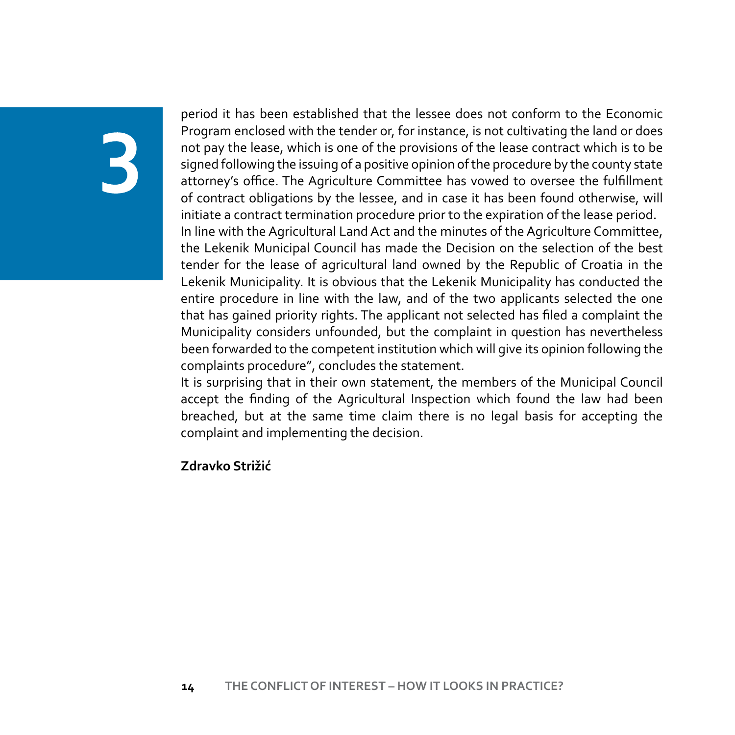period it has been established that the lessee does not conform to the Economic Program enclosed with the tender or, for instance, is not cultivating the land or does not pay the lease, which is one of the provisions of the lease contract which is to be signed following the issuing of a positive opinion of the procedure by the county state attorney's office. The Agriculture Committee has vowed to oversee the fulfillment of contract obligations by the lessee, and in case it has been found otherwise, will initiate a contract termination procedure prior to the expiration of the lease period.
In line with the Agricultural Land Act and the minutes of the Agriculture Committee, the Lekenik Municipal Council has made the Decision on the selection of the best tender for the lease of agricultural land owned by the Republic of Croatia in the Lekenik Municipality. It is obvious that the Lekenik Municipality has conducted the entire procedure in line with the law, and of the two applicants selected the one that has gained priority rights. The applicant not selected has filed a complaint the Municipality considers unfounded, but the complaint in question has nevertheless been forwarded to the competent institution which will give its opinion following the complaints procedure", concludes the statement.
It is surprising that in their own statement, the members of the Municipal Council accept the finding of the Agricultural Inspection which found the law had been breached, but at the same time claim there is no legal basis for accepting the complaint and implementing the decision.

**Zdravko Strižić**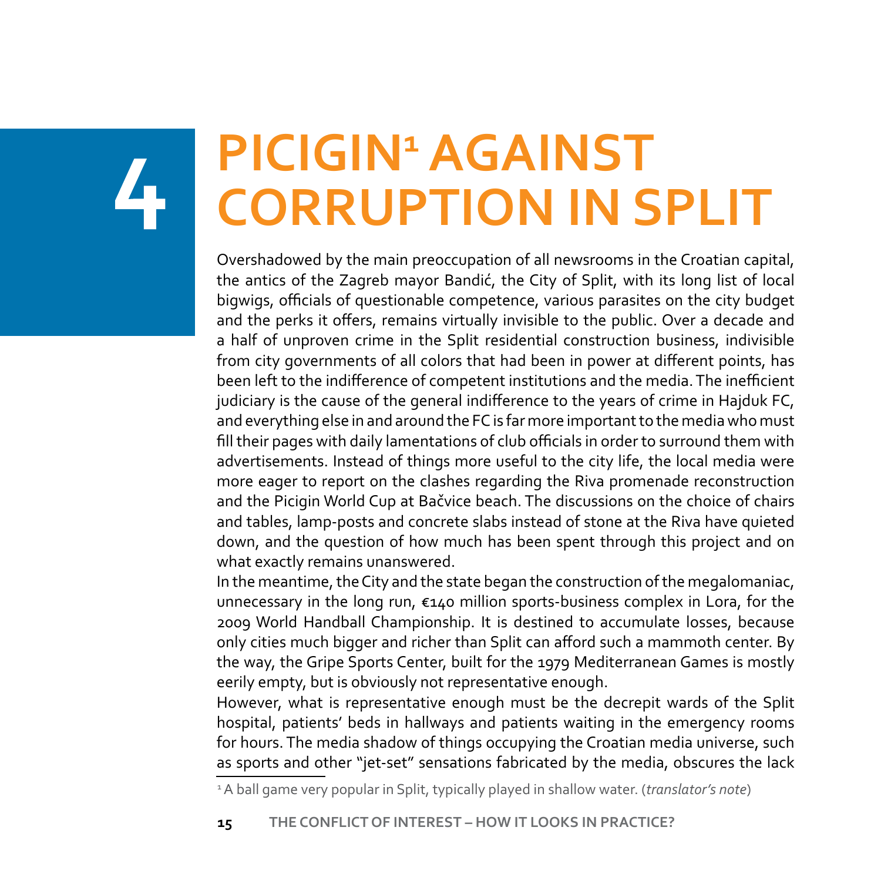# 4 PICIGIN[1] AGAINST CORRUPTION IN SPLIT

Overshadowed by the main preoccupation of all newsrooms in the Croatian capital, the antics of the Zagreb mayor Bandić, the City of Split, with its long list of local bigwigs, officials of questionable competence, various parasites on the city budget and the perks it offers, remains virtually invisible to the public. Over a decade and a half of unproven crime in the Split residential construction business, indivisible from city governments of all colors that had been in power at different points, has been left to the indifference of competent institutions and the media. The inefficient judiciary is the cause of the general indifference to the years of crime in Hajduk FC, and everything else in and around the FC is far more important to the media who must fill their pages with daily lamentations of club officials in order to surround them with advertisements. Instead of things more useful to the city life, the local media were more eager to report on the clashes regarding the Riva promenade reconstruction and the Picigin World Cup at Bačvice beach. The discussions on the choice of chairs and tables, lamp-posts and concrete slabs instead of stone at the Riva have quieted down, and the question of how much has been spent through this project and on what exactly remains unanswered.

In the meantime, the City and the state began the construction of the megalomaniac, unnecessary in the long run, €140 million sports-business complex in Lora, for the 2009 World Handball Championship. It is destined to accumulate losses, because only cities much bigger and richer than Split can afford such a mammoth center. By the way, the Gripe Sports Center, built for the 1979 Mediterranean Games is mostly eerily empty, but is obviously not representative enough.

However, what is representative enough must be the decrepit wards of the Split hospital, patients' beds in hallways and patients waiting in the emergency rooms for hours. The media shadow of things occupying the Croatian media universe, such as sports and other "jet-set" sensations fabricated by the media, obscures the lack

[1] A ball game very popular in Split, typically played in shallow water. (*translator's note*)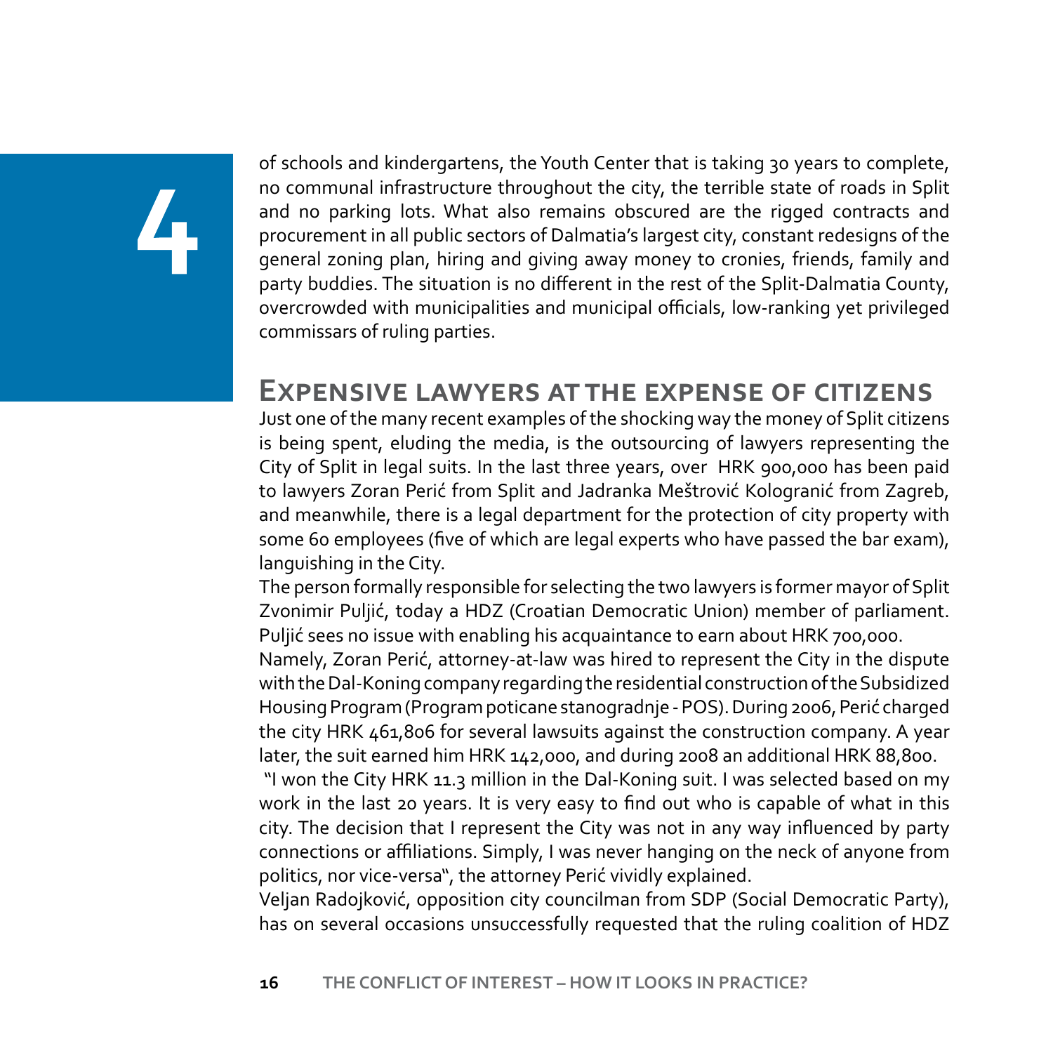of schools and kindergartens, the Youth Center that is taking 30 years to complete, no communal infrastructure throughout the city, the terrible state of roads in Split and no parking lots. What also remains obscured are the rigged contracts and procurement in all public sectors of Dalmatia's largest city, constant redesigns of the general zoning plan, hiring and giving away money to cronies, friends, family and party buddies. The situation is no different in the rest of the Split-Dalmatia County, overcrowded with municipalities and municipal officials, low-ranking yet privileged commissars of ruling parties.

## Expensive lawyers at the expense of citizens

Just one of the many recent examples of the shocking way the money of Split citizens is being spent, eluding the media, is the outsourcing of lawyers representing the City of Split in legal suits. In the last three years, over HRK 900,000 has been paid to lawyers Zoran Perić from Split and Jadranka Meštrović Kologranić from Zagreb, and meanwhile, there is a legal department for the protection of city property with some 60 employees (five of which are legal experts who have passed the bar exam), languishing in the City.

The person formally responsible for selecting the two lawyers is former mayor of Split Zvonimir Puljić, today a HDZ (Croatian Democratic Union) member of parliament. Puljić sees no issue with enabling his acquaintance to earn about HRK 700,000.

Namely, Zoran Perić, attorney-at-law was hired to represent the City in the dispute with the Dal-Koning company regarding the residential construction of the Subsidized Housing Program (Program poticane stanogradnje - POS). During 2006, Perić charged the city HRK 461,806 for several lawsuits against the construction company. A year later, the suit earned him HRK 142,000, and during 2008 an additional HRK 88,800.

"I won the City HRK 11.3 million in the Dal-Koning suit. I was selected based on my work in the last 20 years. It is very easy to find out who is capable of what in this city. The decision that I represent the City was not in any way influenced by party connections or affiliations. Simply, I was never hanging on the neck of anyone from politics, nor vice-versa", the attorney Perić vividly explained.

Veljan Radojković, opposition city councilman from SDP (Social Democratic Party), has on several occasions unsuccessfully requested that the ruling coalition of HDZ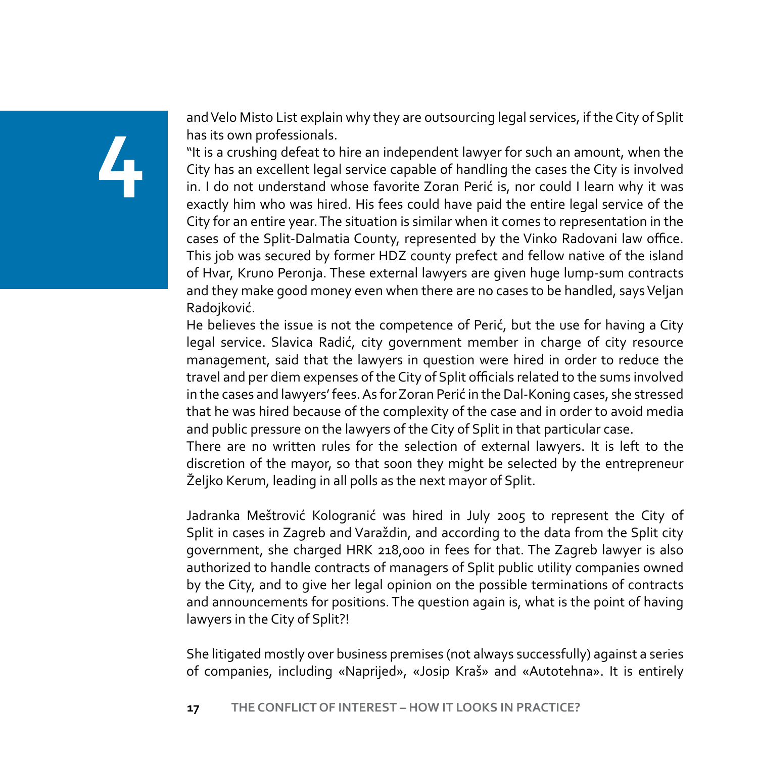and Velo Misto List explain why they are outsourcing legal services, if the City of Split has its own professionals.

"It is a crushing defeat to hire an independent lawyer for such an amount, when the City has an excellent legal service capable of handling the cases the City is involved in. I do not understand whose favorite Zoran Perić is, nor could I learn why it was exactly him who was hired. His fees could have paid the entire legal service of the City for an entire year. The situation is similar when it comes to representation in the cases of the Split-Dalmatia County, represented by the Vinko Radovani law office. This job was secured by former HDZ county prefect and fellow native of the island of Hvar, Kruno Peronja. These external lawyers are given huge lump-sum contracts and they make good money even when there are no cases to be handled, says Veljan Radojković.

He believes the issue is not the competence of Perić, but the use for having a City legal service. Slavica Radić, city government member in charge of city resource management, said that the lawyers in question were hired in order to reduce the travel and per diem expenses of the City of Split officials related to the sums involved in the cases and lawyers' fees. As for Zoran Perić in the Dal-Koning cases, she stressed that he was hired because of the complexity of the case and in order to avoid media and public pressure on the lawyers of the City of Split in that particular case.

There are no written rules for the selection of external lawyers. It is left to the discretion of the mayor, so that soon they might be selected by the entrepreneur Željko Kerum, leading in all polls as the next mayor of Split.

Jadranka Meštrović Kologranić was hired in July 2005 to represent the City of Split in cases in Zagreb and Varaždin, and according to the data from the Split city government, she charged HRK 218,000 in fees for that. The Zagreb lawyer is also authorized to handle contracts of managers of Split public utility companies owned by the City, and to give her legal opinion on the possible terminations of contracts and announcements for positions. The question again is, what is the point of having lawyers in the City of Split?!

She litigated mostly over business premises (not always successfully) against a series of companies, including «Naprijed», «Josip Kraš» and «Autotehna». It is entirely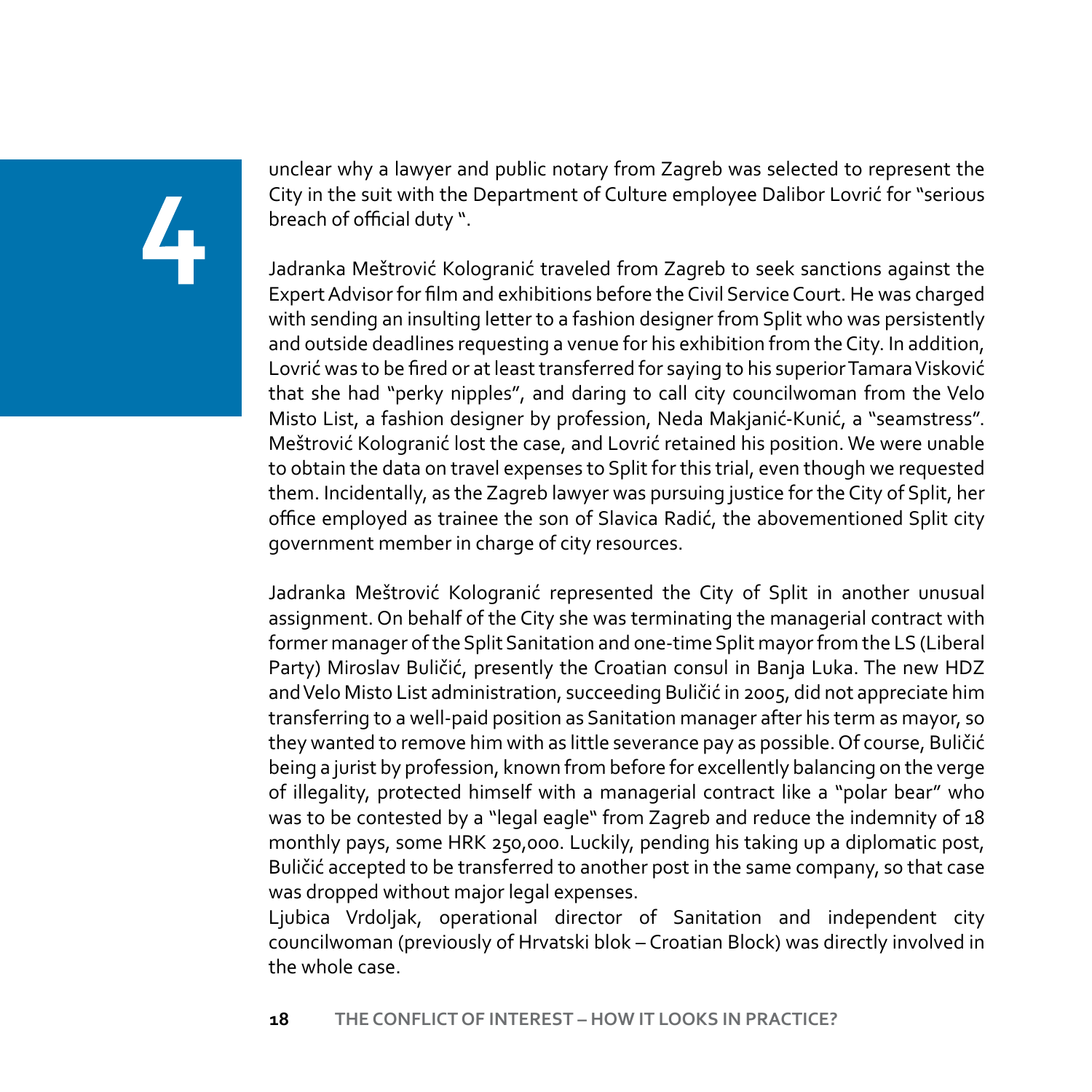unclear why a lawyer and public notary from Zagreb was selected to represent the City in the suit with the Department of Culture employee Dalibor Lovrić for "serious breach of official duty ".

Jadranka Meštrović Kologranić traveled from Zagreb to seek sanctions against the Expert Advisor for film and exhibitions before the Civil Service Court. He was charged with sending an insulting letter to a fashion designer from Split who was persistently and outside deadlines requesting a venue for his exhibition from the City. In addition, Lovrić was to be fired or at least transferred for saying to his superior Tamara Visković that she had "perky nipples", and daring to call city councilwoman from the Velo Misto List, a fashion designer by profession, Neda Makjanić-Kunić, a "seamstress". Meštrović Kologranić lost the case, and Lovrić retained his position. We were unable to obtain the data on travel expenses to Split for this trial, even though we requested them. Incidentally, as the Zagreb lawyer was pursuing justice for the City of Split, her office employed as trainee the son of Slavica Radić, the abovementioned Split city government member in charge of city resources.

Jadranka Meštrović Kologranić represented the City of Split in another unusual assignment. On behalf of the City she was terminating the managerial contract with former manager of the Split Sanitation and one-time Split mayor from the LS (Liberal Party) Miroslav Buličić, presently the Croatian consul in Banja Luka. The new HDZ and Velo Misto List administration, succeeding Buličić in 2005, did not appreciate him transferring to a well-paid position as Sanitation manager after his term as mayor, so they wanted to remove him with as little severance pay as possible. Of course, Buličić being a jurist by profession, known from before for excellently balancing on the verge of illegality, protected himself with a managerial contract like a "polar bear" who was to be contested by a "legal eagle" from Zagreb and reduce the indemnity of 18 monthly pays, some HRK 250,000. Luckily, pending his taking up a diplomatic post, Buličić accepted to be transferred to another post in the same company, so that case was dropped without major legal expenses.
Ljubica Vrdoljak, operational director of Sanitation and independent city councilwoman (previously of Hrvatski blok – Croatian Block) was directly involved in the whole case.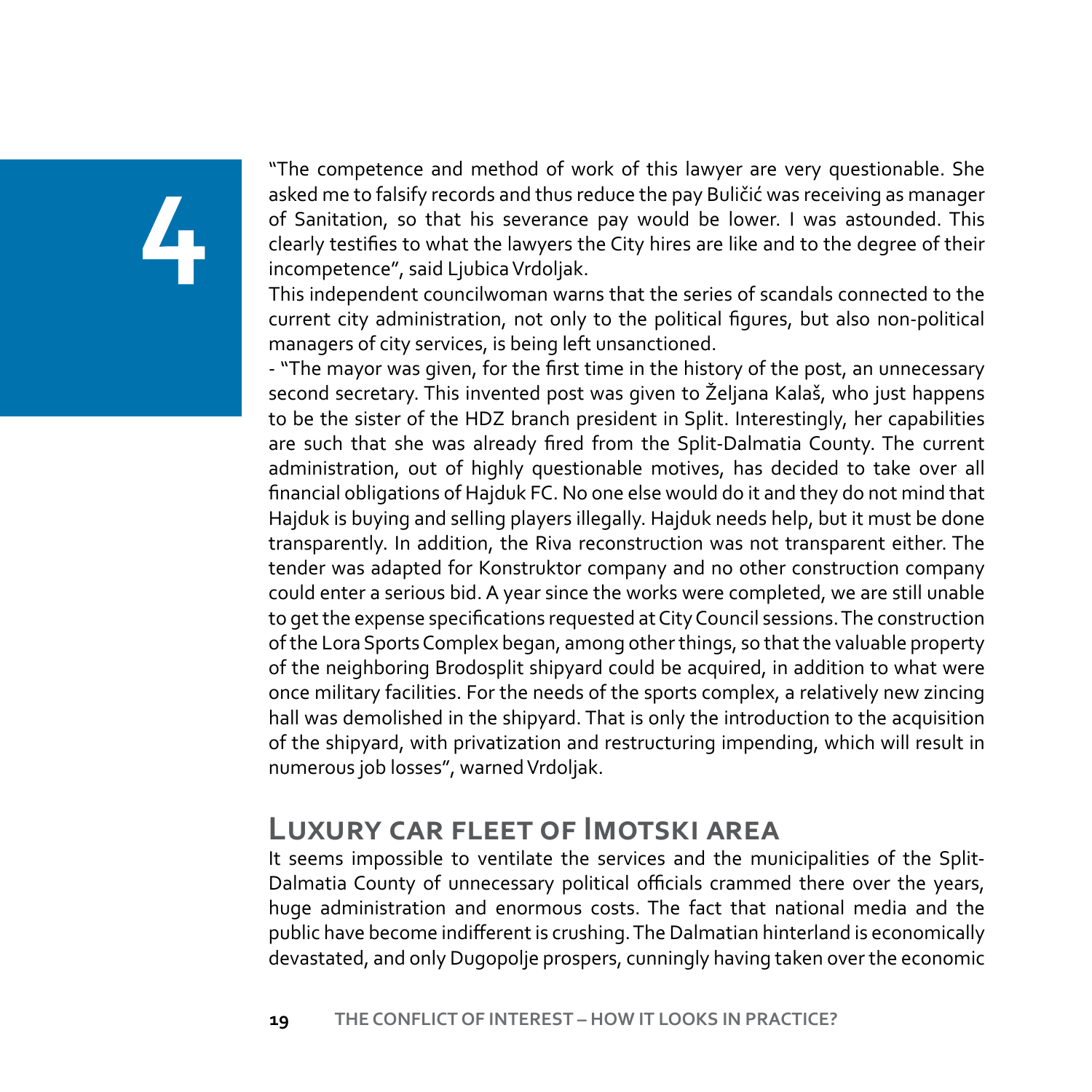"The competence and method of work of this lawyer are very questionable. She asked me to falsify records and thus reduce the pay Buličić was receiving as manager of Sanitation, so that his severance pay would be lower. I was astounded. This clearly testifies to what the lawyers the City hires are like and to the degree of their incompetence", said Ljubica Vrdoljak.

This independent councilwoman warns that the series of scandals connected to the current city administration, not only to the political figures, but also non-political managers of city services, is being left unsanctioned.

- "The mayor was given, for the first time in the history of the post, an unnecessary second secretary. This invented post was given to Željana Kalaš, who just happens to be the sister of the HDZ branch president in Split. Interestingly, her capabilities are such that she was already fired from the Split-Dalmatia County. The current administration, out of highly questionable motives, has decided to take over all financial obligations of Hajduk FC. No one else would do it and they do not mind that Hajduk is buying and selling players illegally. Hajduk needs help, but it must be done transparently. In addition, the Riva reconstruction was not transparent either. The tender was adapted for Konstruktor company and no other construction company could enter a serious bid. A year since the works were completed, we are still unable to get the expense specifications requested at City Council sessions. The construction of the Lora Sports Complex began, among other things, so that the valuable property of the neighboring Brodosplit shipyard could be acquired, in addition to what were once military facilities. For the needs of the sports complex, a relatively new zincing hall was demolished in the shipyard. That is only the introduction to the acquisition of the shipyard, with privatization and restructuring impending, which will result in numerous job losses", warned Vrdoljak.

## Luxury car fleet of Imotski area

It seems impossible to ventilate the services and the municipalities of the Split-Dalmatia County of unnecessary political officials crammed there over the years, huge administration and enormous costs. The fact that national media and the public have become indifferent is crushing. The Dalmatian hinterland is economically devastated, and only Dugopolje prospers, cunningly having taken over the economic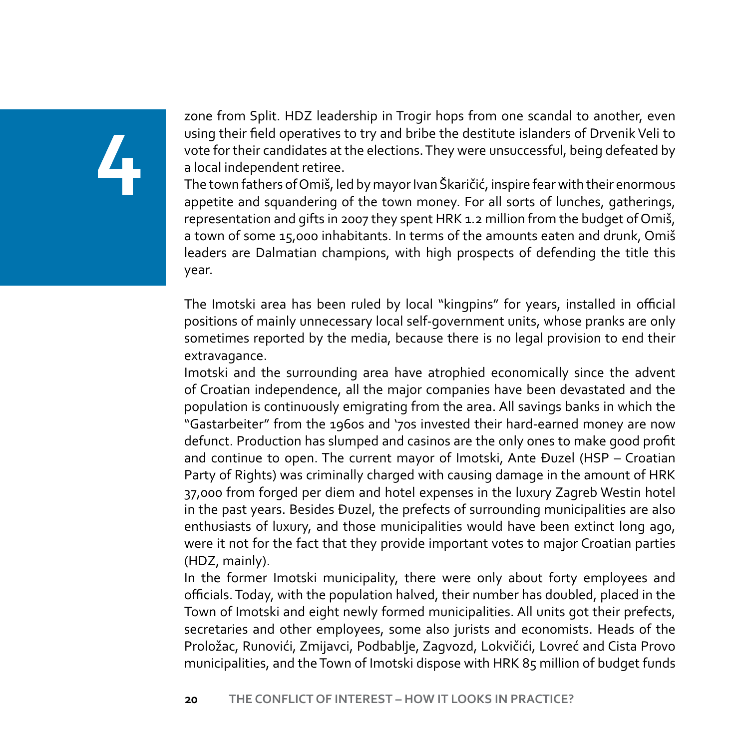zone from Split. HDZ leadership in Trogir hops from one scandal to another, even using their field operatives to try and bribe the destitute islanders of Drvenik Veli to vote for their candidates at the elections. They were unsuccessful, being defeated by a local independent retiree.

The town fathers of Omiš, led by mayor Ivan Škaričić, inspire fear with their enormous appetite and squandering of the town money. For all sorts of lunches, gatherings, representation and gifts in 2007 they spent HRK 1.2 million from the budget of Omiš, a town of some 15,000 inhabitants. In terms of the amounts eaten and drunk, Omiš leaders are Dalmatian champions, with high prospects of defending the title this year.

The Imotski area has been ruled by local "kingpins" for years, installed in official positions of mainly unnecessary local self-government units, whose pranks are only sometimes reported by the media, because there is no legal provision to end their extravagance.

Imotski and the surrounding area have atrophied economically since the advent of Croatian independence, all the major companies have been devastated and the population is continuously emigrating from the area. All savings banks in which the "Gastarbeiter" from the 1960s and '70s invested their hard-earned money are now defunct. Production has slumped and casinos are the only ones to make good profit and continue to open. The current mayor of Imotski, Ante Đuzel (HSP – Croatian Party of Rights) was criminally charged with causing damage in the amount of HRK 37,000 from forged per diem and hotel expenses in the luxury Zagreb Westin hotel in the past years. Besides Đuzel, the prefects of surrounding municipalities are also enthusiasts of luxury, and those municipalities would have been extinct long ago, were it not for the fact that they provide important votes to major Croatian parties (HDZ, mainly).

In the former Imotski municipality, there were only about forty employees and officials. Today, with the population halved, their number has doubled, placed in the Town of Imotski and eight newly formed municipalities. All units got their prefects, secretaries and other employees, some also jurists and economists. Heads of the Proložac, Runovići, Zmijavci, Podbablje, Zagvozd, Lokvičići, Lovreć and Cista Provo municipalities, and the Town of Imotski dispose with HRK 85 million of budget funds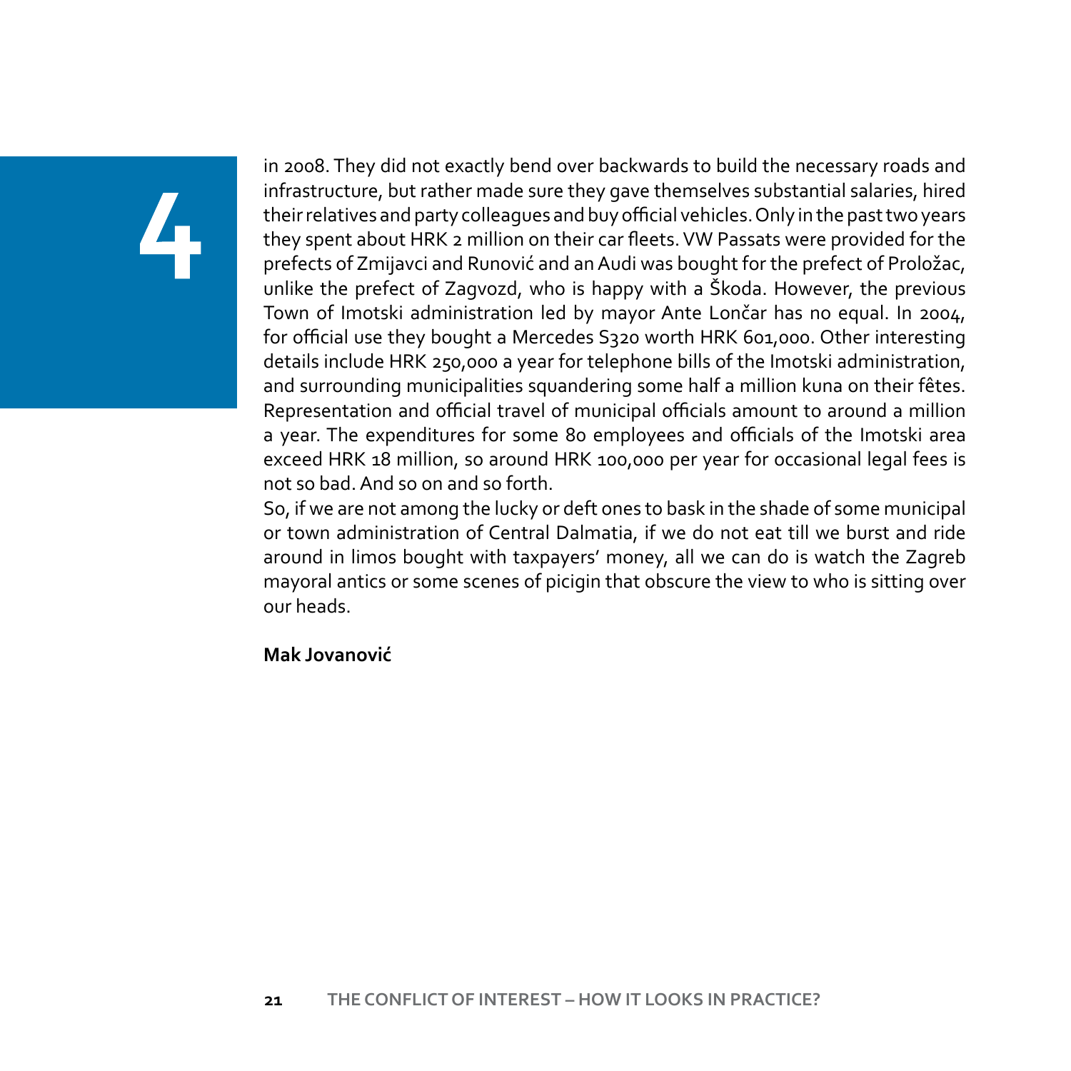# 4

in 2008. They did not exactly bend over backwards to build the necessary roads and infrastructure, but rather made sure they gave themselves substantial salaries, hired their relatives and party colleagues and buy official vehicles. Only in the past two years they spent about HRK 2 million on their car fleets. VW Passats were provided for the prefects of Zmijavci and Runović and an Audi was bought for the prefect of Proložac, unlike the prefect of Zagvozd, who is happy with a Škoda. However, the previous Town of Imotski administration led by mayor Ante Lončar has no equal. In 2004, for official use they bought a Mercedes S320 worth HRK 601,000. Other interesting details include HRK 250,000 a year for telephone bills of the Imotski administration, and surrounding municipalities squandering some half a million kuna on their fêtes. Representation and official travel of municipal officials amount to around a million a year. The expenditures for some 80 employees and officials of the Imotski area exceed HRK 18 million, so around HRK 100,000 per year for occasional legal fees is not so bad. And so on and so forth.

So, if we are not among the lucky or deft ones to bask in the shade of some municipal or town administration of Central Dalmatia, if we do not eat till we burst and ride around in limos bought with taxpayers' money, all we can do is watch the Zagreb mayoral antics or some scenes of picigin that obscure the view to who is sitting over our heads.

**Mak Jovanović**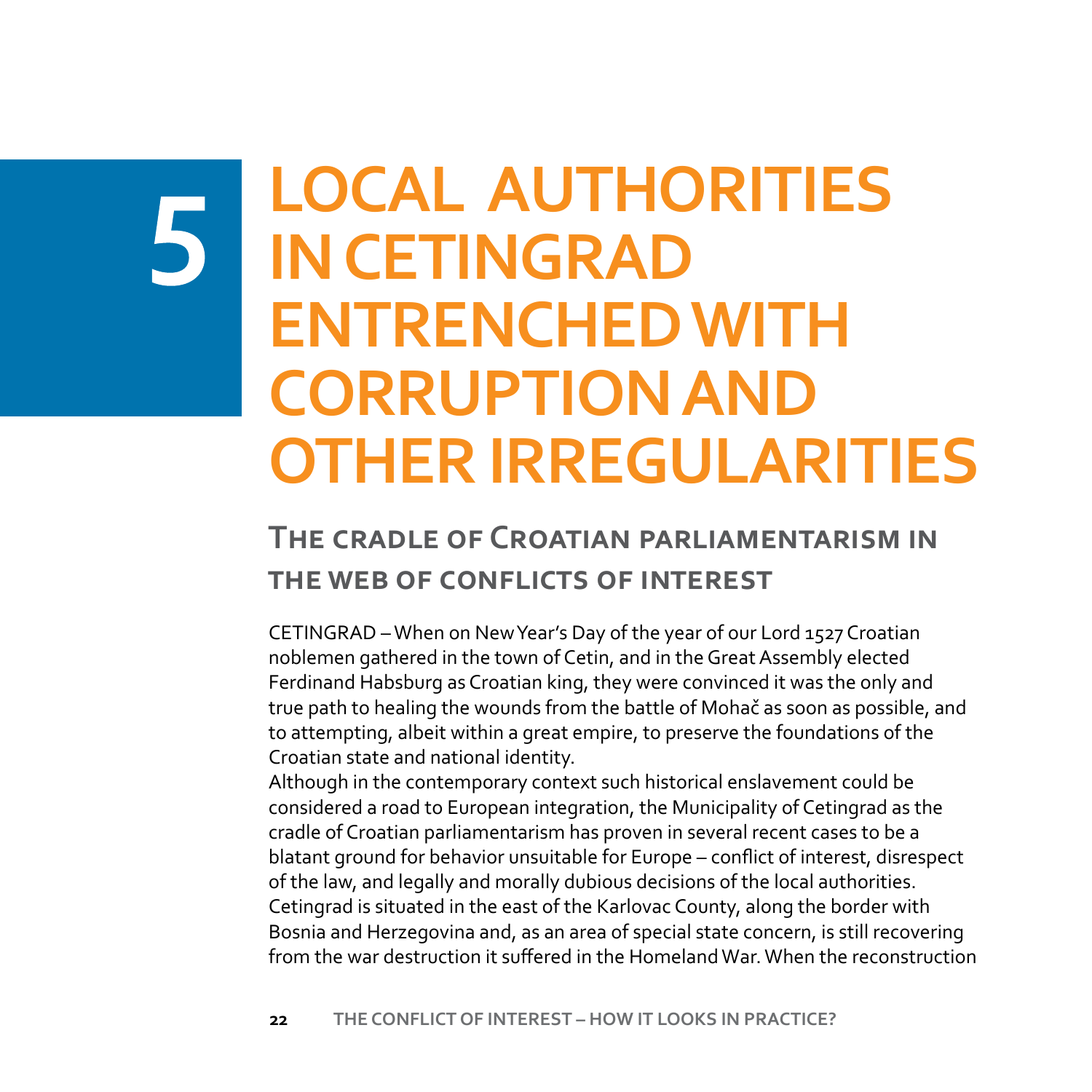# 5 LOCAL AUTHORITIES IN CETINGRAD ENTRENCHED WITH CORRUPTION AND OTHER IRREGULARITIES

## The cradle of Croatian parliamentarism in the web of conflicts of interest

CETINGRAD – When on New Year's Day of the year of our Lord 1527 Croatian noblemen gathered in the town of Cetin, and in the Great Assembly elected Ferdinand Habsburg as Croatian king, they were convinced it was the only and true path to healing the wounds from the battle of Mohač as soon as possible, and to attempting, albeit within a great empire, to preserve the foundations of the Croatian state and national identity.

Although in the contemporary context such historical enslavement could be considered a road to European integration, the Municipality of Cetingrad as the cradle of Croatian parliamentarism has proven in several recent cases to be a blatant ground for behavior unsuitable for Europe – conflict of interest, disrespect of the law, and legally and morally dubious decisions of the local authorities.

Cetingrad is situated in the east of the Karlovac County, along the border with Bosnia and Herzegovina and, as an area of special state concern, is still recovering from the war destruction it suffered in the Homeland War. When the reconstruction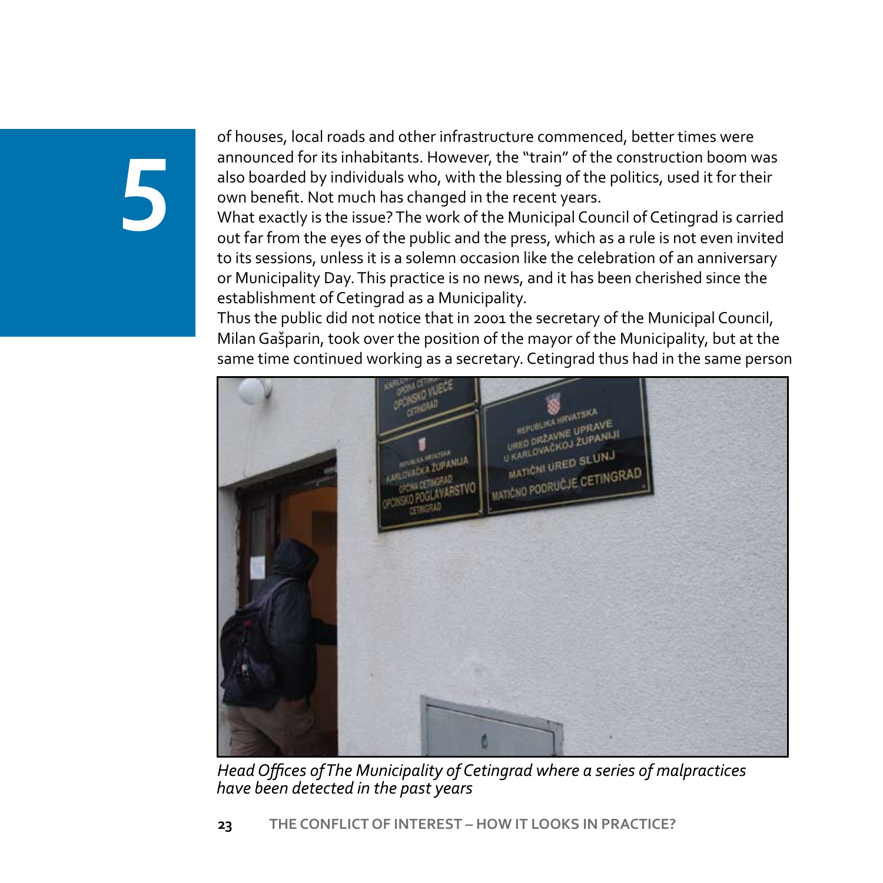of houses, local roads and other infrastructure commenced, better times were announced for its inhabitants. However, the "train" of the construction boom was also boarded by individuals who, with the blessing of the politics, used it for their own benefit. Not much has changed in the recent years.

What exactly is the issue? The work of the Municipal Council of Cetingrad is carried out far from the eyes of the public and the press, which as a rule is not even invited to its sessions, unless it is a solemn occasion like the celebration of an anniversary or Municipality Day. This practice is no news, and it has been cherished since the establishment of Cetingrad as a Municipality.

Thus the public did not notice that in 2001 the secretary of the Municipal Council, Milan Gašparin, took over the position of the mayor of the Municipality, but at the same time continued working as a secretary. Cetingrad thus had in the same person

*Head Offices of The Municipality of Cetingrad where a series of malpractices have been detected in the past years*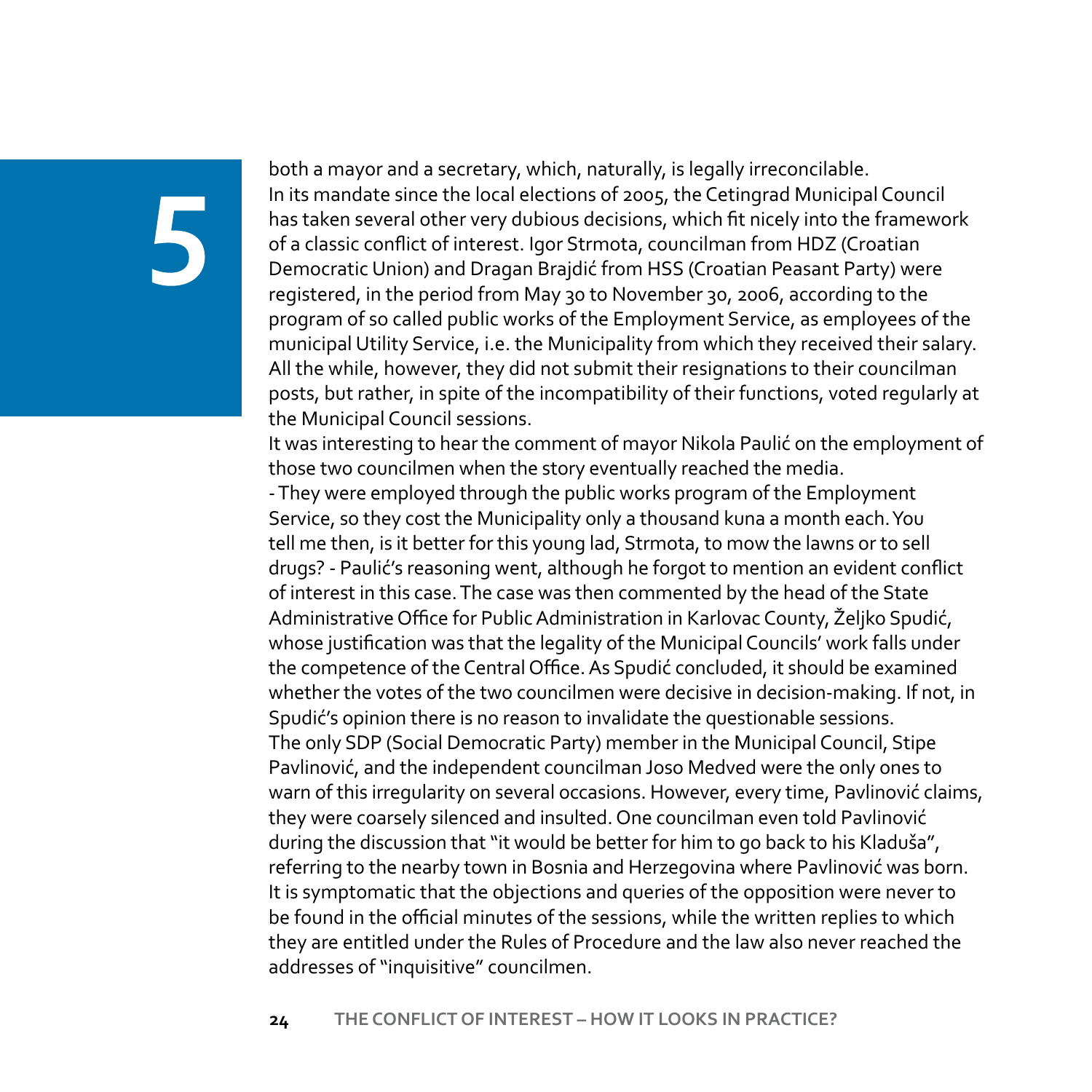both a mayor and a secretary, which, naturally, is legally irreconcilable.

In its mandate since the local elections of 2005, the Cetingrad Municipal Council has taken several other very dubious decisions, which fit nicely into the framework of a classic conflict of interest. Igor Strmota, councilman from HDZ (Croatian Democratic Union) and Dragan Brajdić from HSS (Croatian Peasant Party) were registered, in the period from May 30 to November 30, 2006, according to the program of so called public works of the Employment Service, as employees of the municipal Utility Service, i.e. the Municipality from which they received their salary. All the while, however, they did not submit their resignations to their councilman posts, but rather, in spite of the incompatibility of their functions, voted regularly at the Municipal Council sessions.

It was interesting to hear the comment of mayor Nikola Paulić on the employment of those two councilmen when the story eventually reached the media.

- They were employed through the public works program of the Employment Service, so they cost the Municipality only a thousand kuna a month each. You tell me then, is it better for this young lad, Strmota, to mow the lawns or to sell drugs? - Paulić's reasoning went, although he forgot to mention an evident conflict of interest in this case. The case was then commented by the head of the State Administrative Office for Public Administration in Karlovac County, Željko Spudić, whose justification was that the legality of the Municipal Councils' work falls under the competence of the Central Office. As Spudić concluded, it should be examined whether the votes of the two councilmen were decisive in decision-making. If not, in Spudić's opinion there is no reason to invalidate the questionable sessions.

The only SDP (Social Democratic Party) member in the Municipal Council, Stipe Pavlinović, and the independent councilman Joso Medved were the only ones to warn of this irregularity on several occasions. However, every time, Pavlinović claims, they were coarsely silenced and insulted. One councilman even told Pavlinović during the discussion that "it would be better for him to go back to his Kladuša", referring to the nearby town in Bosnia and Herzegovina where Pavlinović was born.

It is symptomatic that the objections and queries of the opposition were never to be found in the official minutes of the sessions, while the written replies to which they are entitled under the Rules of Procedure and the law also never reached the addresses of "inquisitive" councilmen.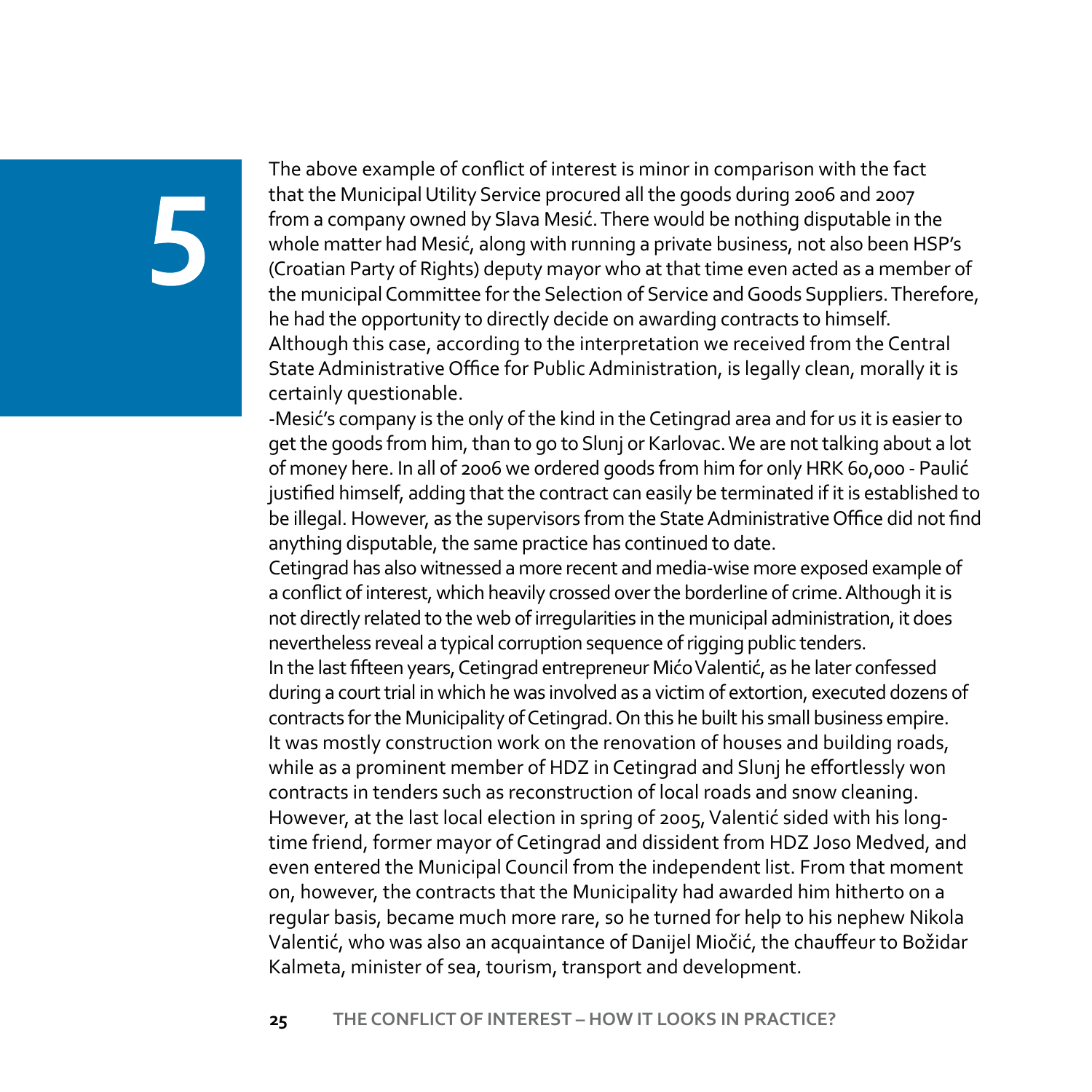The above example of conflict of interest is minor in comparison with the fact that the Municipal Utility Service procured all the goods during 2006 and 2007 from a company owned by Slava Mesić. There would be nothing disputable in the whole matter had Mesić, along with running a private business, not also been HSP's (Croatian Party of Rights) deputy mayor who at that time even acted as a member of the municipal Committee for the Selection of Service and Goods Suppliers. Therefore, he had the opportunity to directly decide on awarding contracts to himself. Although this case, according to the interpretation we received from the Central State Administrative Office for Public Administration, is legally clean, morally it is certainly questionable.

-Mesić's company is the only of the kind in the Cetingrad area and for us it is easier to get the goods from him, than to go to Slunj or Karlovac. We are not talking about a lot of money here. In all of 2006 we ordered goods from him for only HRK 60,000 - Paulić justified himself, adding that the contract can easily be terminated if it is established to be illegal. However, as the supervisors from the State Administrative Office did not find anything disputable, the same practice has continued to date.

Cetingrad has also witnessed a more recent and media-wise more exposed example of a conflict of interest, which heavily crossed over the borderline of crime. Although it is not directly related to the web of irregularities in the municipal administration, it does nevertheless reveal a typical corruption sequence of rigging public tenders.

In the last fifteen years, Cetingrad entrepreneur Mićo Valentić, as he later confessed during a court trial in which he was involved as a victim of extortion, executed dozens of contracts for the Municipality of Cetingrad. On this he built his small business empire. It was mostly construction work on the renovation of houses and building roads, while as a prominent member of HDZ in Cetingrad and Slunj he effortlessly won contracts in tenders such as reconstruction of local roads and snow cleaning. However, at the last local election in spring of 2005, Valentić sided with his long-time friend, former mayor of Cetingrad and dissident from HDZ Joso Medved, and even entered the Municipal Council from the independent list. From that moment on, however, the contracts that the Municipality had awarded him hitherto on a regular basis, became much more rare, so he turned for help to his nephew Nikola Valentić, who was also an acquaintance of Danijel Miočić, the chauffeur to Božidar Kalmeta, minister of sea, tourism, transport and development.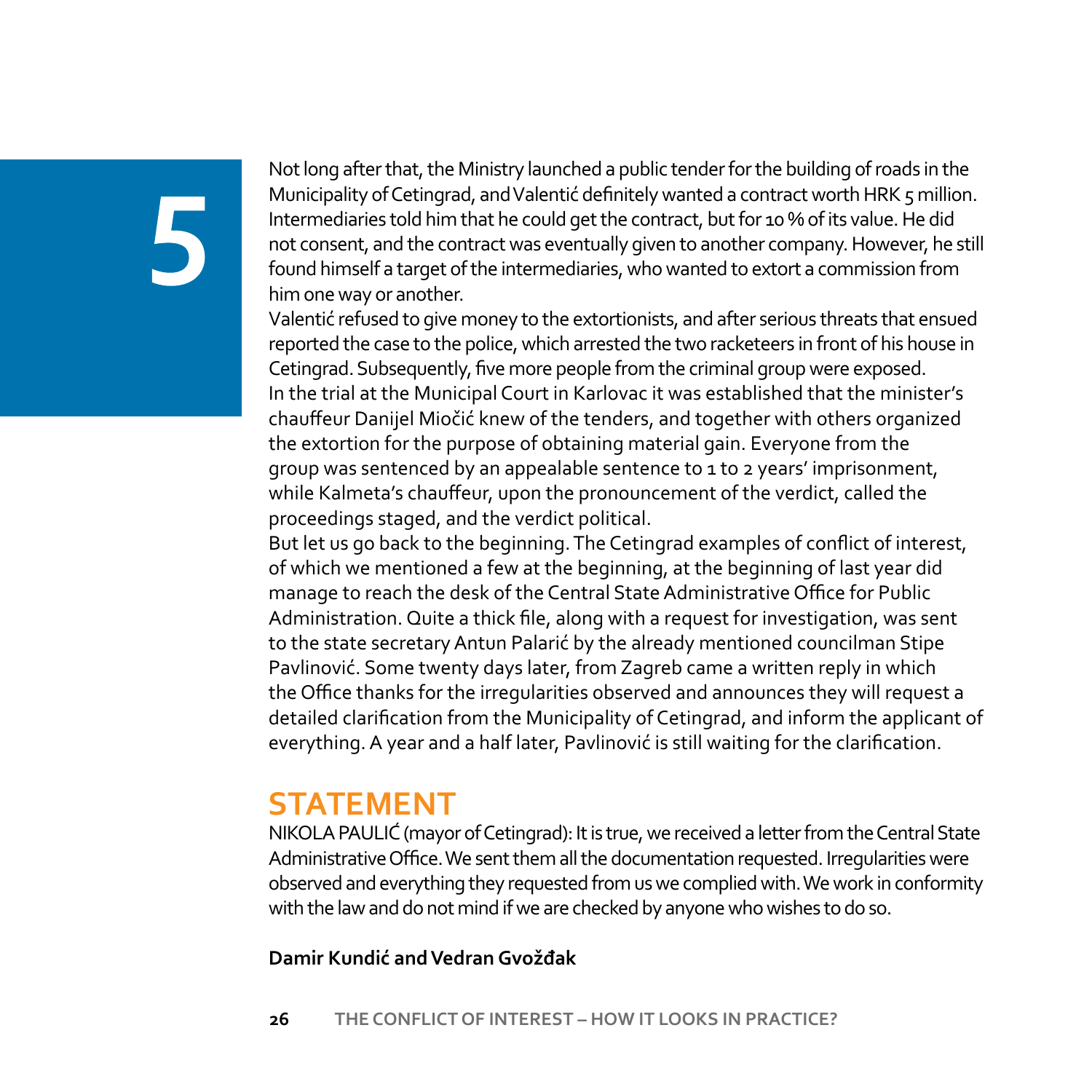# 5

Not long after that, the Ministry launched a public tender for the building of roads in the Municipality of Cetingrad, and Valentić definitely wanted a contract worth HRK 5 million. Intermediaries told him that he could get the contract, but for 10 % of its value. He did not consent, and the contract was eventually given to another company. However, he still found himself a target of the intermediaries, who wanted to extort a commission from him one way or another.

Valentić refused to give money to the extortionists, and after serious threats that ensued reported the case to the police, which arrested the two racketeers in front of his house in Cetingrad. Subsequently, five more people from the criminal group were exposed.

In the trial at the Municipal Court in Karlovac it was established that the minister's chauffeur Danijel Miočić knew of the tenders, and together with others organized the extortion for the purpose of obtaining material gain. Everyone from the group was sentenced by an appealable sentence to 1 to 2 years' imprisonment, while Kalmeta's chauffeur, upon the pronouncement of the verdict, called the proceedings staged, and the verdict political.

But let us go back to the beginning. The Cetingrad examples of conflict of interest, of which we mentioned a few at the beginning, at the beginning of last year did manage to reach the desk of the Central State Administrative Office for Public Administration. Quite a thick file, along with a request for investigation, was sent to the state secretary Antun Palarić by the already mentioned councilman Stipe Pavlinović. Some twenty days later, from Zagreb came a written reply in which the Office thanks for the irregularities observed and announces they will request a detailed clarification from the Municipality of Cetingrad, and inform the applicant of everything. A year and a half later, Pavlinović is still waiting for the clarification.

## STATEMENT

NIKOLA PAULIĆ (mayor of Cetingrad): It is true, we received a letter from the Central State Administrative Office. We sent them all the documentation requested. Irregularities were observed and everything they requested from us we complied with. We work in conformity with the law and do not mind if we are checked by anyone who wishes to do so.

**Damir Kundić and Vedran Gvožđak**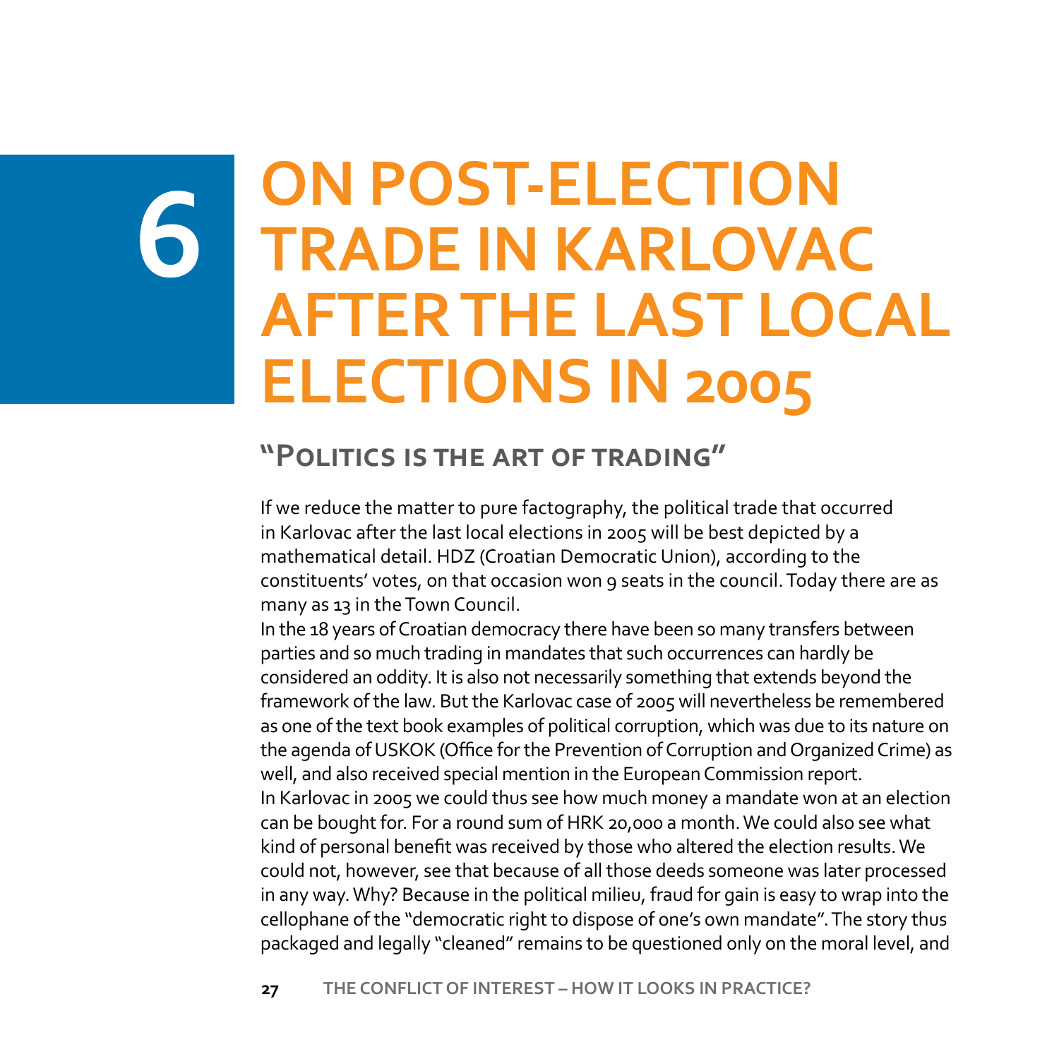# 6 ON POST-ELECTION TRADE IN KARLOVAC AFTER THE LAST LOCAL ELECTIONS IN 2005

## "Politics is the art of trading"

If we reduce the matter to pure factography, the political trade that occurred in Karlovac after the last local elections in 2005 will be best depicted by a mathematical detail. HDZ (Croatian Democratic Union), according to the constituents' votes, on that occasion won 9 seats in the council. Today there are as many as 13 in the Town Council.

In the 18 years of Croatian democracy there have been so many transfers between parties and so much trading in mandates that such occurrences can hardly be considered an oddity. It is also not necessarily something that extends beyond the framework of the law. But the Karlovac case of 2005 will nevertheless be remembered as one of the text book examples of political corruption, which was due to its nature on the agenda of USKOK (Office for the Prevention of Corruption and Organized Crime) as well, and also received special mention in the European Commission report.

In Karlovac in 2005 we could thus see how much money a mandate won at an election can be bought for. For a round sum of HRK 20,000 a month. We could also see what kind of personal benefit was received by those who altered the election results. We could not, however, see that because of all those deeds someone was later processed in any way. Why? Because in the political milieu, fraud for gain is easy to wrap into the cellophane of the "democratic right to dispose of one's own mandate". The story thus packaged and legally "cleaned" remains to be questioned only on the moral level, and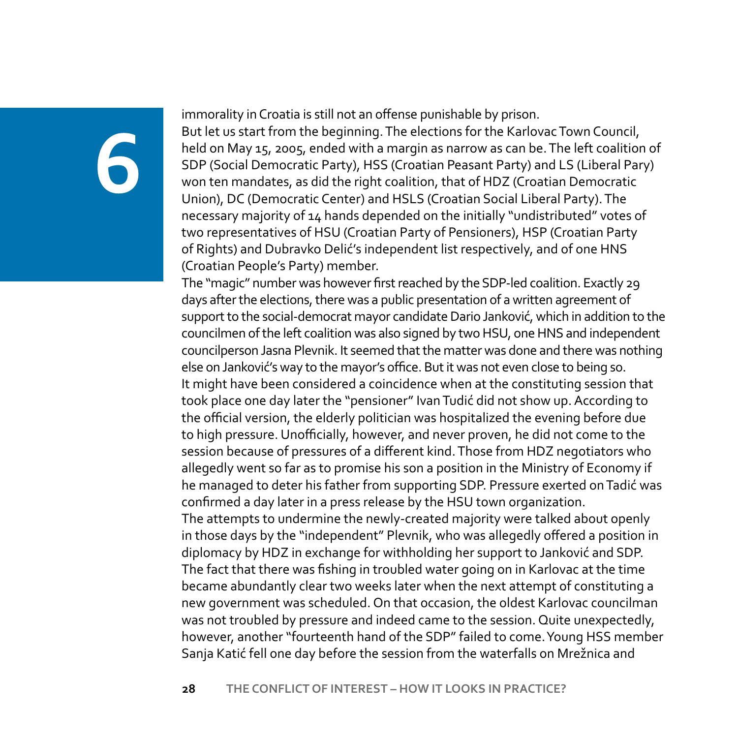# 6

immorality in Croatia is still not an offense punishable by prison.

But let us start from the beginning. The elections for the Karlovac Town Council, held on May 15, 2005, ended with a margin as narrow as can be. The left coalition of SDP (Social Democratic Party), HSS (Croatian Peasant Party) and LS (Liberal Pary) won ten mandates, as did the right coalition, that of HDZ (Croatian Democratic Union), DC (Democratic Center) and HSLS (Croatian Social Liberal Party). The necessary majority of 14 hands depended on the initially "undistributed" votes of two representatives of HSU (Croatian Party of Pensioners), HSP (Croatian Party of Rights) and Dubravko Delić's independent list respectively, and of one HNS (Croatian People's Party) member.

The "magic" number was however first reached by the SDP-led coalition. Exactly 29 days after the elections, there was a public presentation of a written agreement of support to the social-democrat mayor candidate Dario Janković, which in addition to the councilmen of the left coalition was also signed by two HSU, one HNS and independent councilperson Jasna Plevnik. It seemed that the matter was done and there was nothing else on Janković's way to the mayor's office. But it was not even close to being so.

It might have been considered a coincidence when at the constituting session that took place one day later the "pensioner" Ivan Tudić did not show up. According to the official version, the elderly politician was hospitalized the evening before due to high pressure. Unofficially, however, and never proven, he did not come to the session because of pressures of a different kind. Those from HDZ negotiators who allegedly went so far as to promise his son a position in the Ministry of Economy if he managed to deter his father from supporting SDP. Pressure exerted on Tadić was confirmed a day later in a press release by the HSU town organization.

The attempts to undermine the newly-created majority were talked about openly in those days by the "independent" Plevnik, who was allegedly offered a position in diplomacy by HDZ in exchange for withholding her support to Janković and SDP. The fact that there was fishing in troubled water going on in Karlovac at the time became abundantly clear two weeks later when the next attempt of constituting a new government was scheduled. On that occasion, the oldest Karlovac councilman was not troubled by pressure and indeed came to the session. Quite unexpectedly, however, another "fourteenth hand of the SDP" failed to come. Young HSS member Sanja Katić fell one day before the session from the waterfalls on Mrežnica and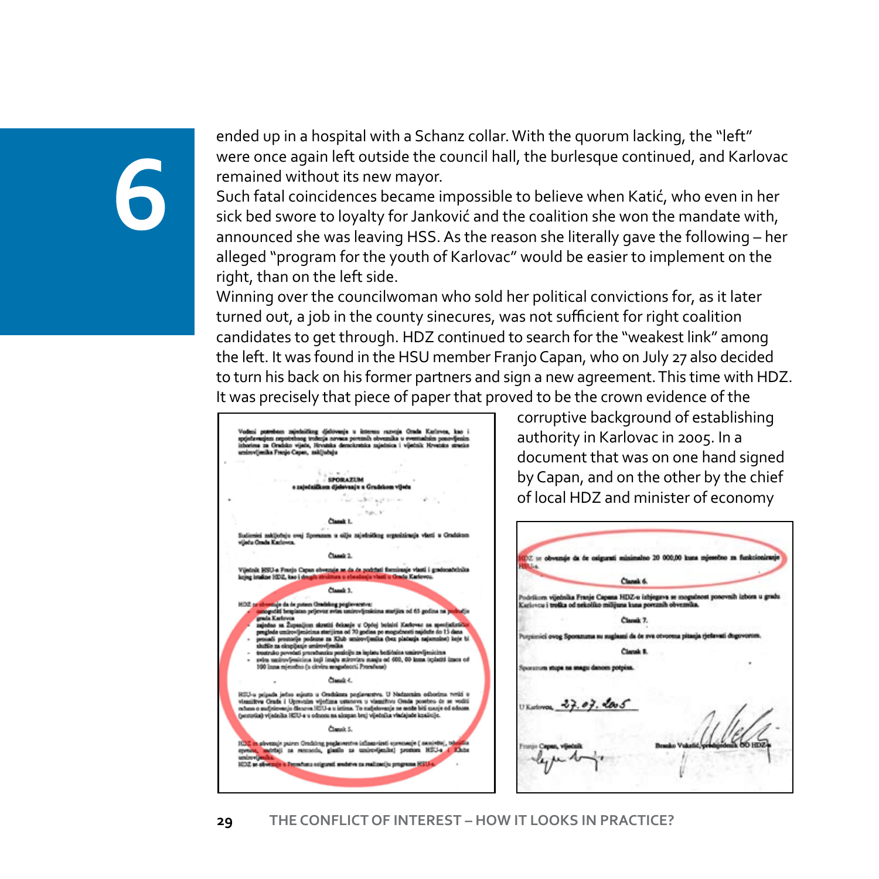ended up in a hospital with a Schanz collar. With the quorum lacking, the "left" were once again left outside the council hall, the burlesque continued, and Karlovac remained without its new mayor.

Such fatal coincidences became impossible to believe when Katić, who even in her sick bed swore to loyalty for Janković and the coalition she won the mandate with, announced she was leaving HSS. As the reason she literally gave the following – her alleged "program for the youth of Karlovac" would be easier to implement on the right, than on the left side.

Winning over the councilwoman who sold her political convictions for, as it later turned out, a job in the county sinecures, was not sufficient for right coalition candidates to get through. HDZ continued to search for the "weakest link" among the left. It was found in the HSU member Franjo Capan, who on July 27 also decided to turn his back on his former partners and sign a new agreement. This time with HDZ. It was precisely that piece of paper that proved to be the crown evidence of the corruptive background of establishing authority in Karlovac in 2005. In a document that was on one hand signed by Capan, and on the other by the chief of local HDZ and minister of economy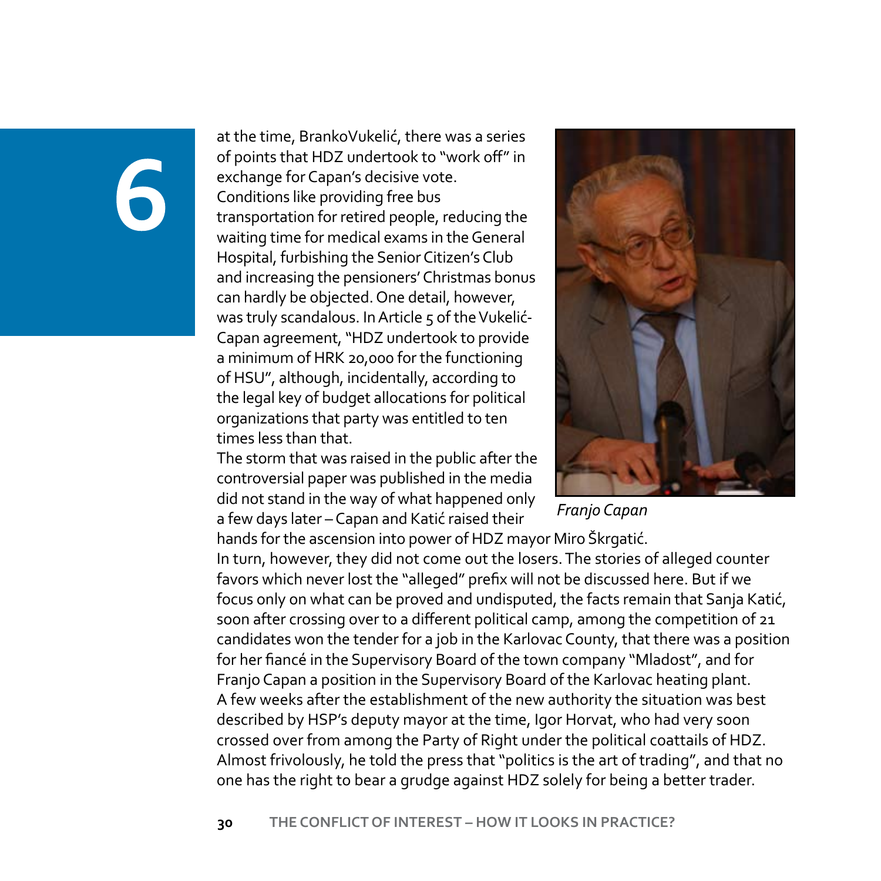at the time, BrankoVukelić, there was a series of points that HDZ undertook to "work off" in exchange for Capan's decisive vote. Conditions like providing free bus transportation for retired people, reducing the waiting time for medical exams in the General Hospital, furbishing the Senior Citizen's Club and increasing the pensioners' Christmas bonus can hardly be objected. One detail, however, was truly scandalous. In Article 5 of the Vukelić-Capan agreement, "HDZ undertook to provide a minimum of HRK 20,000 for the functioning of HSU", although, incidentally, according to the legal key of budget allocations for political organizations that party was entitled to ten times less than that.

The storm that was raised in the public after the controversial paper was published in the media did not stand in the way of what happened only a few days later – Capan and Katić raised their hands for the ascension into power of HDZ mayor Miro Škrgatić.

*Franjo Capan*

In turn, however, they did not come out the losers. The stories of alleged counter favors which never lost the "alleged" prefix will not be discussed here. But if we focus only on what can be proved and undisputed, the facts remain that Sanja Katić, soon after crossing over to a different political camp, among the competition of 21 candidates won the tender for a job in the Karlovac County, that there was a position for her fiancé in the Supervisory Board of the town company "Mladost", and for Franjo Capan a position in the Supervisory Board of the Karlovac heating plant.

A few weeks after the establishment of the new authority the situation was best described by HSP's deputy mayor at the time, Igor Horvat, who had very soon crossed over from among the Party of Right under the political coattails of HDZ. Almost frivolously, he told the press that "politics is the art of trading", and that no one has the right to bear a grudge against HDZ solely for being a better trader.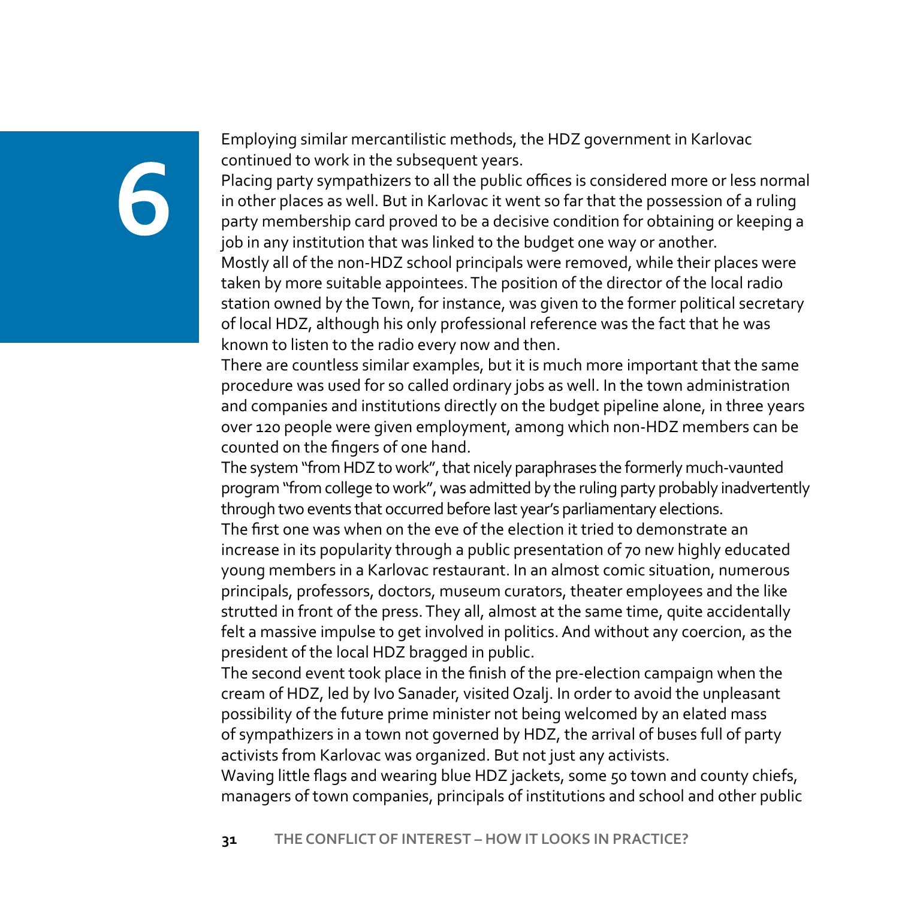# 6

Employing similar mercantilistic methods, the HDZ government in Karlovac continued to work in the subsequent years.

Placing party sympathizers to all the public offices is considered more or less normal in other places as well. But in Karlovac it went so far that the possession of a ruling party membership card proved to be a decisive condition for obtaining or keeping a job in any institution that was linked to the budget one way or another.

Mostly all of the non-HDZ school principals were removed, while their places were taken by more suitable appointees. The position of the director of the local radio station owned by the Town, for instance, was given to the former political secretary of local HDZ, although his only professional reference was the fact that he was known to listen to the radio every now and then.

There are countless similar examples, but it is much more important that the same procedure was used for so called ordinary jobs as well. In the town administration and companies and institutions directly on the budget pipeline alone, in three years over 120 people were given employment, among which non-HDZ members can be counted on the fingers of one hand.

The system "from HDZ to work", that nicely paraphrases the formerly much-vaunted program "from college to work", was admitted by the ruling party probably inadvertently through two events that occurred before last year's parliamentary elections.

The first one was when on the eve of the election it tried to demonstrate an increase in its popularity through a public presentation of 70 new highly educated young members in a Karlovac restaurant. In an almost comic situation, numerous principals, professors, doctors, museum curators, theater employees and the like strutted in front of the press. They all, almost at the same time, quite accidentally felt a massive impulse to get involved in politics. And without any coercion, as the president of the local HDZ bragged in public.

The second event took place in the finish of the pre-election campaign when the cream of HDZ, led by Ivo Sanader, visited Ozalj. In order to avoid the unpleasant possibility of the future prime minister not being welcomed by an elated mass of sympathizers in a town not governed by HDZ, the arrival of buses full of party activists from Karlovac was organized. But not just any activists.

Waving little flags and wearing blue HDZ jackets, some 50 town and county chiefs, managers of town companies, principals of institutions and school and other public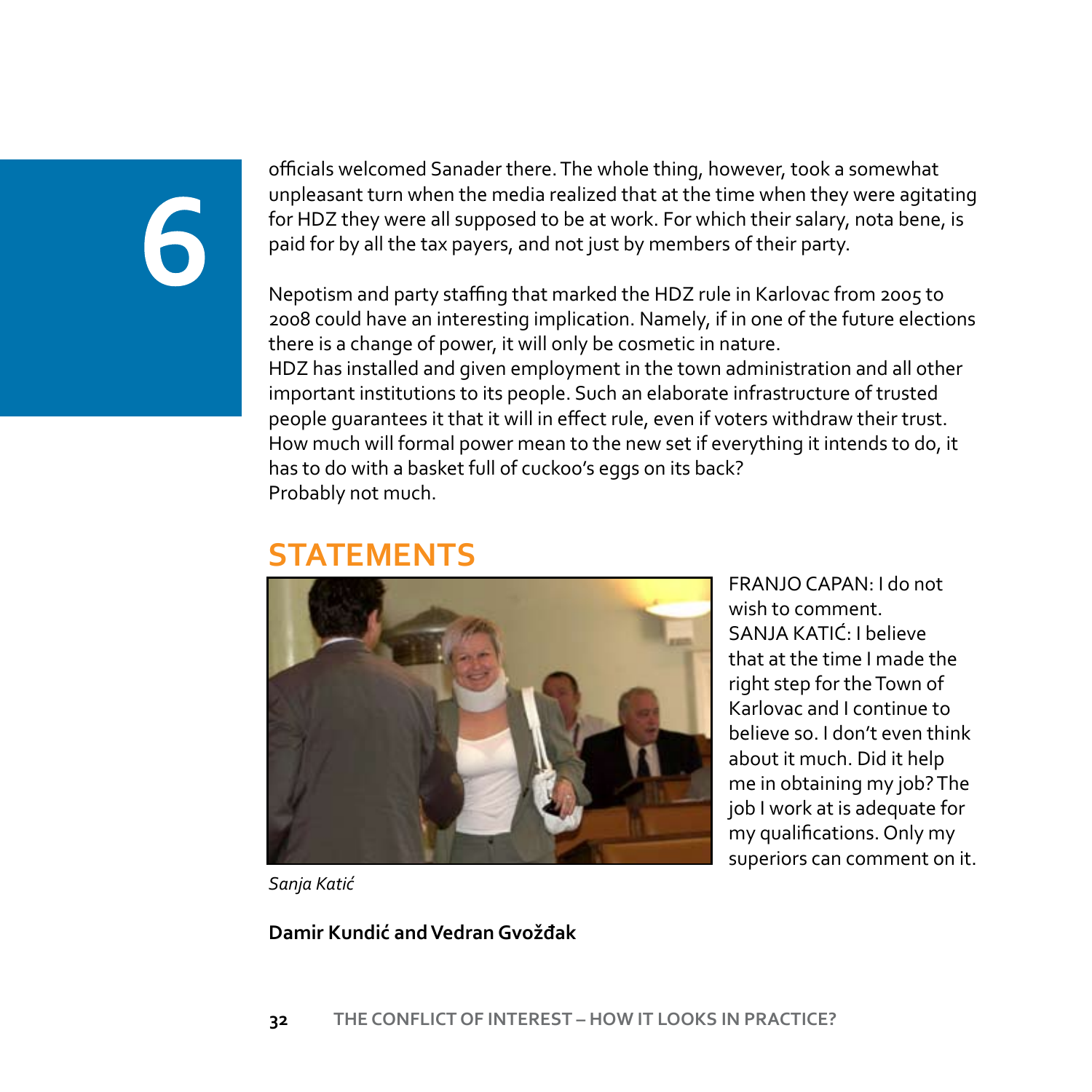officials welcomed Sanader there. The whole thing, however, took a somewhat unpleasant turn when the media realized that at the time when they were agitating for HDZ they were all supposed to be at work. For which their salary, nota bene, is paid for by all the tax payers, and not just by members of their party.

Nepotism and party staffing that marked the HDZ rule in Karlovac from 2005 to 2008 could have an interesting implication. Namely, if in one of the future elections there is a change of power, it will only be cosmetic in nature.
HDZ has installed and given employment in the town administration and all other important institutions to its people. Such an elaborate infrastructure of trusted people guarantees it that it will in effect rule, even if voters withdraw their trust. How much will formal power mean to the new set if everything it intends to do, it has to do with a basket full of cuckoo's eggs on its back?
Probably not much.

## STATEMENTS

FRANJO CAPAN: I do not wish to comment.
SANJA KATIĆ: I believe that at the time I made the right step for the Town of Karlovac and I continue to believe so. I don't even think about it much. Did it help me in obtaining my job? The job I work at is adequate for my qualifications. Only my superiors can comment on it.

*Sanja Katić*

**Damir Kundić and Vedran Gvožđak**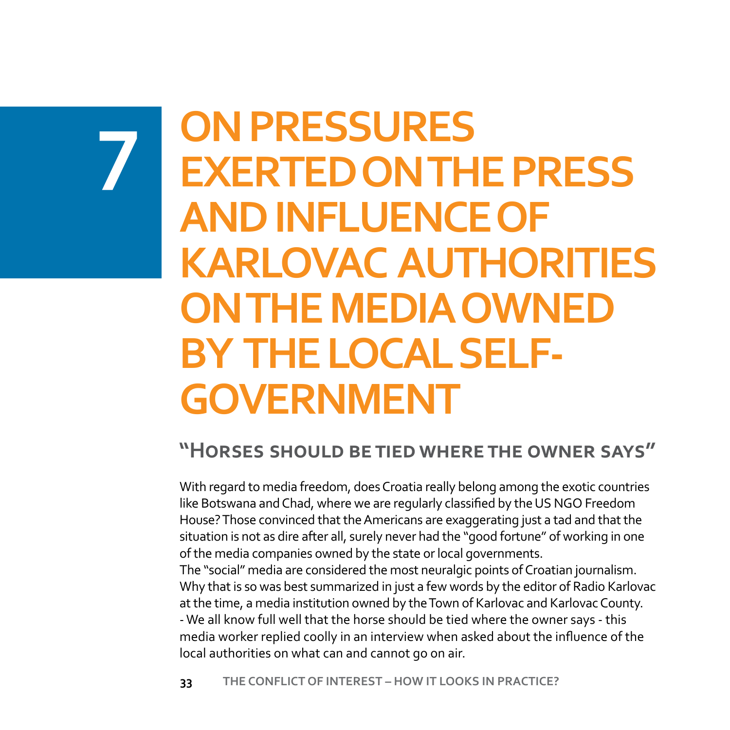# 7 ON PRESSURES EXERTED ON THE PRESS AND INFLUENCE OF KARLOVAC AUTHORITIES ON THE MEDIA OWNED BY THE LOCAL SELF-GOVERNMENT

## "Horses should be tied where the owner says"

With regard to media freedom, does Croatia really belong among the exotic countries like Botswana and Chad, where we are regularly classified by the US NGO Freedom House? Those convinced that the Americans are exaggerating just a tad and that the situation is not as dire after all, surely never had the "good fortune" of working in one of the media companies owned by the state or local governments.

The "social" media are considered the most neuralgic points of Croatian journalism. Why that is so was best summarized in just a few words by the editor of Radio Karlovac at the time, a media institution owned by the Town of Karlovac and Karlovac County.

- We all know full well that the horse should be tied where the owner says - this media worker replied coolly in an interview when asked about the influence of the local authorities on what can and cannot go on air.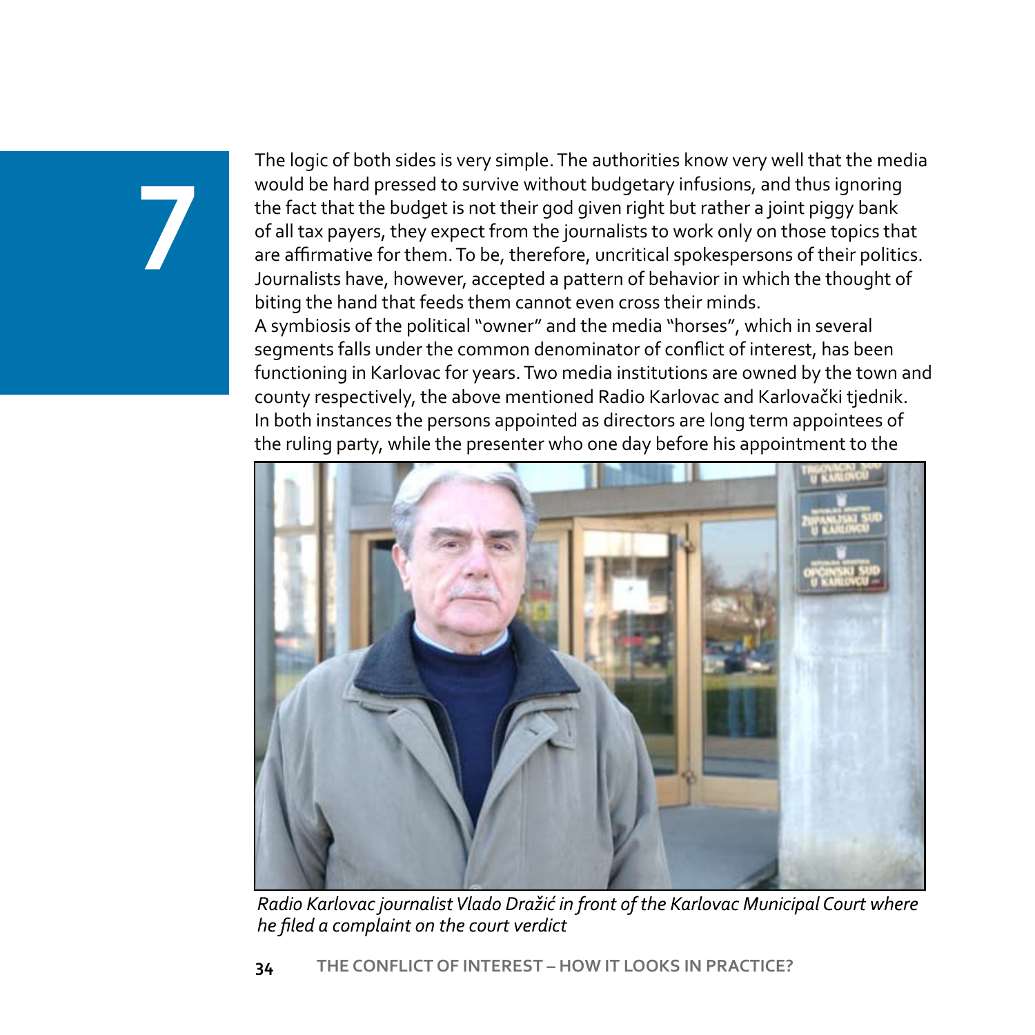The logic of both sides is very simple. The authorities know very well that the media would be hard pressed to survive without budgetary infusions, and thus ignoring the fact that the budget is not their god given right but rather a joint piggy bank of all tax payers, they expect from the journalists to work only on those topics that are affirmative for them. To be, therefore, uncritical spokespersons of their politics. Journalists have, however, accepted a pattern of behavior in which the thought of biting the hand that feeds them cannot even cross their minds.

A symbiosis of the political "owner" and the media "horses", which in several segments falls under the common denominator of conflict of interest, has been functioning in Karlovac for years. Two media institutions are owned by the town and county respectively, the above mentioned Radio Karlovac and Karlovački tjednik. In both instances the persons appointed as directors are long term appointees of the ruling party, while the presenter who one day before his appointment to the

*Radio Karlovac journalist Vlado Dražić in front of the Karlovac Municipal Court where he filed a complaint on the court verdict*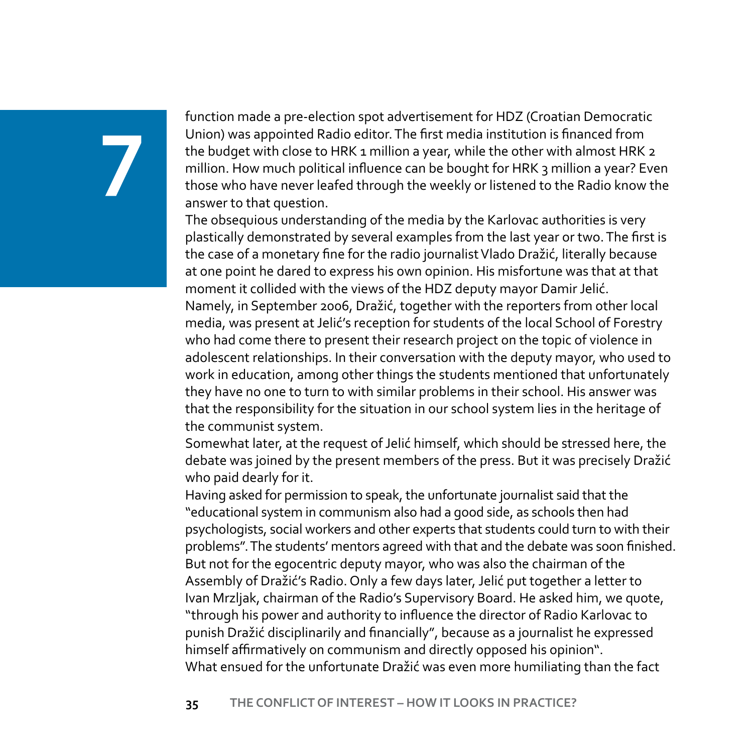function made a pre-election spot advertisement for HDZ (Croatian Democratic Union) was appointed Radio editor. The first media institution is financed from the budget with close to HRK 1 million a year, while the other with almost HRK 2 million. How much political influence can be bought for HRK 3 million a year? Even those who have never leafed through the weekly or listened to the Radio know the answer to that question.

The obsequious understanding of the media by the Karlovac authorities is very plastically demonstrated by several examples from the last year or two. The first is the case of a monetary fine for the radio journalist Vlado Dražić, literally because at one point he dared to express his own opinion. His misfortune was that at that moment it collided with the views of the HDZ deputy mayor Damir Jelić.

Namely, in September 2006, Dražić, together with the reporters from other local media, was present at Jelić's reception for students of the local School of Forestry who had come there to present their research project on the topic of violence in adolescent relationships. In their conversation with the deputy mayor, who used to work in education, among other things the students mentioned that unfortunately they have no one to turn to with similar problems in their school. His answer was that the responsibility for the situation in our school system lies in the heritage of the communist system.

Somewhat later, at the request of Jelić himself, which should be stressed here, the debate was joined by the present members of the press. But it was precisely Dražić who paid dearly for it.

Having asked for permission to speak, the unfortunate journalist said that the "educational system in communism also had a good side, as schools then had psychologists, social workers and other experts that students could turn to with their problems". The students' mentors agreed with that and the debate was soon finished. But not for the egocentric deputy mayor, who was also the chairman of the Assembly of Dražić's Radio. Only a few days later, Jelić put together a letter to Ivan Mrzljak, chairman of the Radio's Supervisory Board. He asked him, we quote, "through his power and authority to influence the director of Radio Karlovac to punish Dražić disciplinarily and financially", because as a journalist he expressed himself affirmatively on communism and directly opposed his opinion".

What ensued for the unfortunate Dražić was even more humiliating than the fact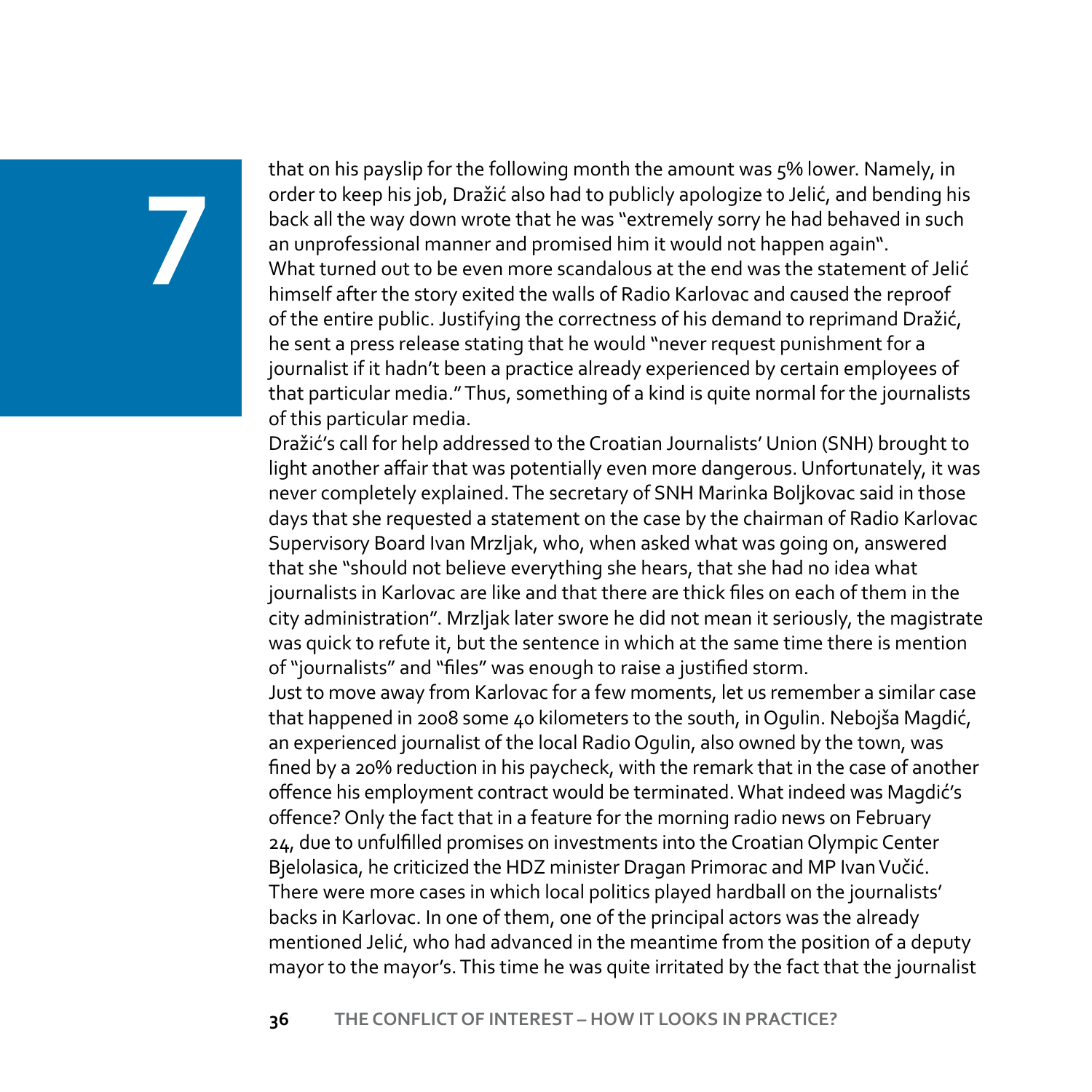that on his payslip for the following month the amount was 5% lower. Namely, in order to keep his job, Dražić also had to publicly apologize to Jelić, and bending his back all the way down wrote that he was "extremely sorry he had behaved in such an unprofessional manner and promised him it would not happen again".

What turned out to be even more scandalous at the end was the statement of Jelić himself after the story exited the walls of Radio Karlovac and caused the reproof of the entire public. Justifying the correctness of his demand to reprimand Dražić, he sent a press release stating that he would "never request punishment for a journalist if it hadn't been a practice already experienced by certain employees of that particular media." Thus, something of a kind is quite normal for the journalists of this particular media.

Dražić's call for help addressed to the Croatian Journalists' Union (SNH) brought to light another affair that was potentially even more dangerous. Unfortunately, it was never completely explained. The secretary of SNH Marinka Boljkovac said in those days that she requested a statement on the case by the chairman of Radio Karlovac Supervisory Board Ivan Mrzljak, who, when asked what was going on, answered that she "should not believe everything she hears, that she had no idea what journalists in Karlovac are like and that there are thick files on each of them in the city administration". Mrzljak later swore he did not mean it seriously, the magistrate was quick to refute it, but the sentence in which at the same time there is mention of "journalists" and "files" was enough to raise a justified storm.

Just to move away from Karlovac for a few moments, let us remember a similar case that happened in 2008 some 40 kilometers to the south, in Ogulin. Nebojša Magdić, an experienced journalist of the local Radio Ogulin, also owned by the town, was fined by a 20% reduction in his paycheck, with the remark that in the case of another offence his employment contract would be terminated. What indeed was Magdić's offence? Only the fact that in a feature for the morning radio news on February 24, due to unfulfilled promises on investments into the Croatian Olympic Center Bjelolasica, he criticized the HDZ minister Dragan Primorac and MP Ivan Vučić.

There were more cases in which local politics played hardball on the journalists' backs in Karlovac. In one of them, one of the principal actors was the already mentioned Jelić, who had advanced in the meantime from the position of a deputy mayor to the mayor's. This time he was quite irritated by the fact that the journalist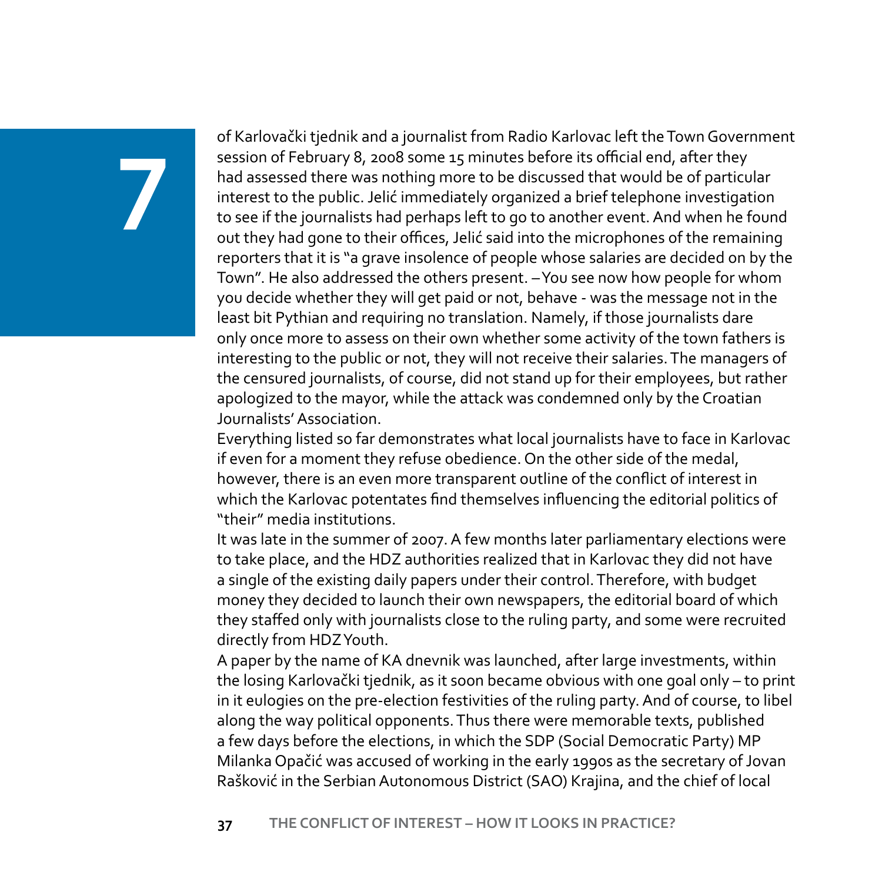of Karlovački tjednik and a journalist from Radio Karlovac left the Town Government session of February 8, 2008 some 15 minutes before its official end, after they had assessed there was nothing more to be discussed that would be of particular interest to the public. Jelić immediately organized a brief telephone investigation to see if the journalists had perhaps left to go to another event. And when he found out they had gone to their offices, Jelić said into the microphones of the remaining reporters that it is "a grave insolence of people whose salaries are decided on by the Town". He also addressed the others present. – You see now how people for whom you decide whether they will get paid or not, behave - was the message not in the least bit Pythian and requiring no translation. Namely, if those journalists dare only once more to assess on their own whether some activity of the town fathers is interesting to the public or not, they will not receive their salaries. The managers of the censured journalists, of course, did not stand up for their employees, but rather apologized to the mayor, while the attack was condemned only by the Croatian Journalists' Association.

Everything listed so far demonstrates what local journalists have to face in Karlovac if even for a moment they refuse obedience. On the other side of the medal, however, there is an even more transparent outline of the conflict of interest in which the Karlovac potentates find themselves influencing the editorial politics of "their" media institutions.

It was late in the summer of 2007. A few months later parliamentary elections were to take place, and the HDZ authorities realized that in Karlovac they did not have a single of the existing daily papers under their control. Therefore, with budget money they decided to launch their own newspapers, the editorial board of which they staffed only with journalists close to the ruling party, and some were recruited directly from HDZ Youth.

A paper by the name of KA dnevnik was launched, after large investments, within the losing Karlovački tjednik, as it soon became obvious with one goal only – to print in it eulogies on the pre-election festivities of the ruling party. And of course, to libel along the way political opponents. Thus there were memorable texts, published a few days before the elections, in which the SDP (Social Democratic Party) MP Milanka Opačić was accused of working in the early 1990s as the secretary of Jovan Rašković in the Serbian Autonomous District (SAO) Krajina, and the chief of local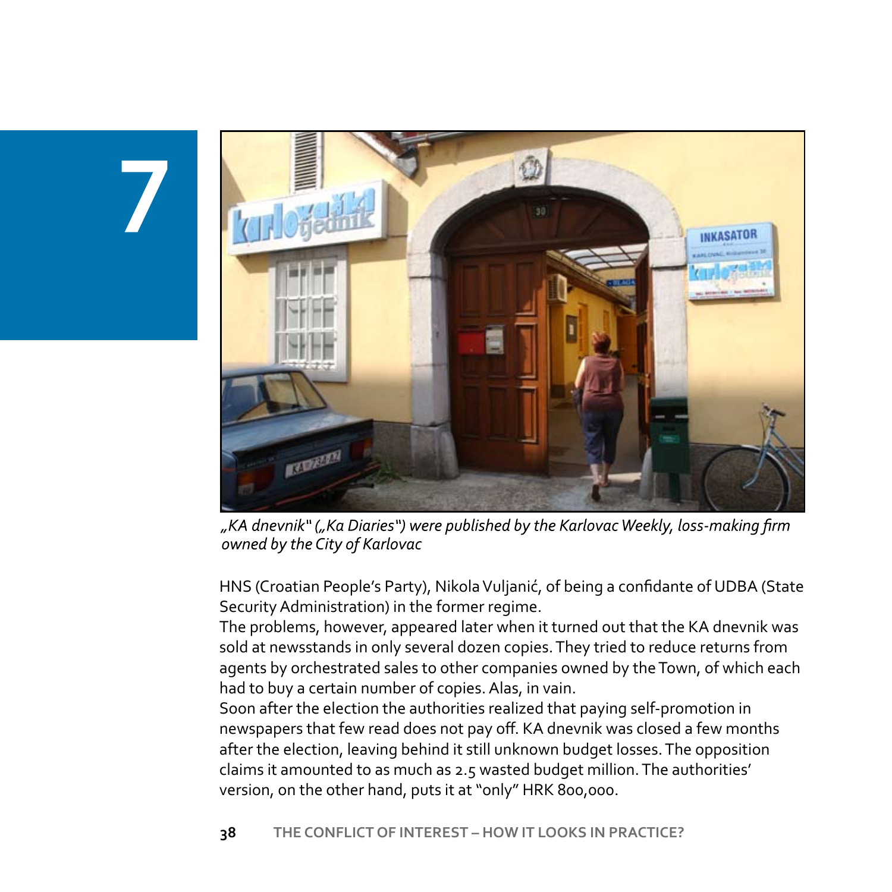7

*„KA dnevnik" („Ka Diaries") were published by the Karlovac Weekly, loss-making firm owned by the City of Karlovac*

HNS (Croatian People's Party), Nikola Vuljanić, of being a confidante of UDBA (State Security Administration) in the former regime.

The problems, however, appeared later when it turned out that the KA dnevnik was sold at newsstands in only several dozen copies. They tried to reduce returns from agents by orchestrated sales to other companies owned by the Town, of which each had to buy a certain number of copies. Alas, in vain.

Soon after the election the authorities realized that paying self-promotion in newspapers that few read does not pay off. KA dnevnik was closed a few months after the election, leaving behind it still unknown budget losses. The opposition claims it amounted to as much as 2.5 wasted budget million. The authorities' version, on the other hand, puts it at "only" HRK 800,000.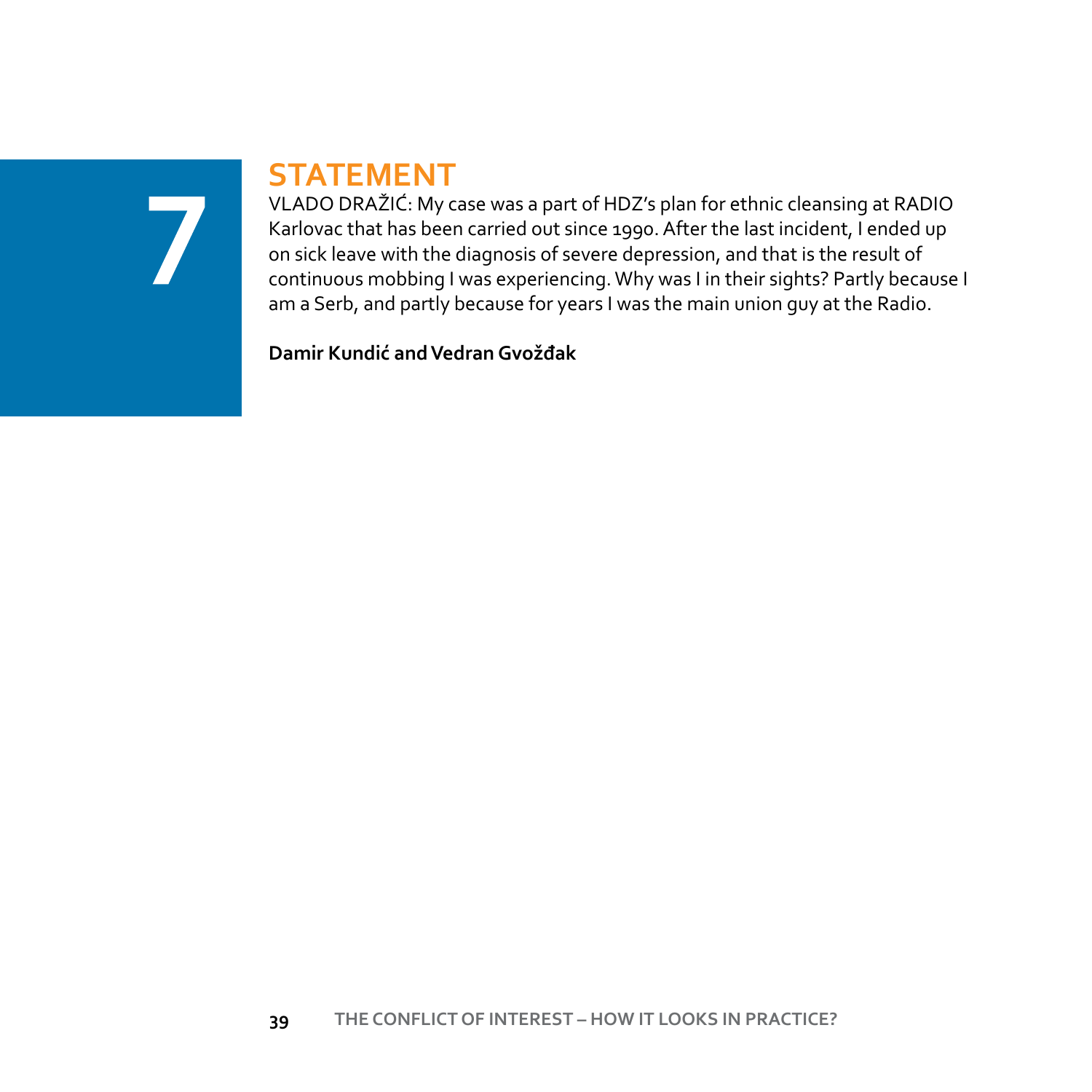# 7

## STATEMENT

VLADO DRAŽIĆ: My case was a part of HDZ's plan for ethnic cleansing at RADIO Karlovac that has been carried out since 1990. After the last incident, I ended up on sick leave with the diagnosis of severe depression, and that is the result of continuous mobbing I was experiencing. Why was I in their sights? Partly because I am a Serb, and partly because for years I was the main union guy at the Radio.

**Damir Kundić and Vedran Gvožđak**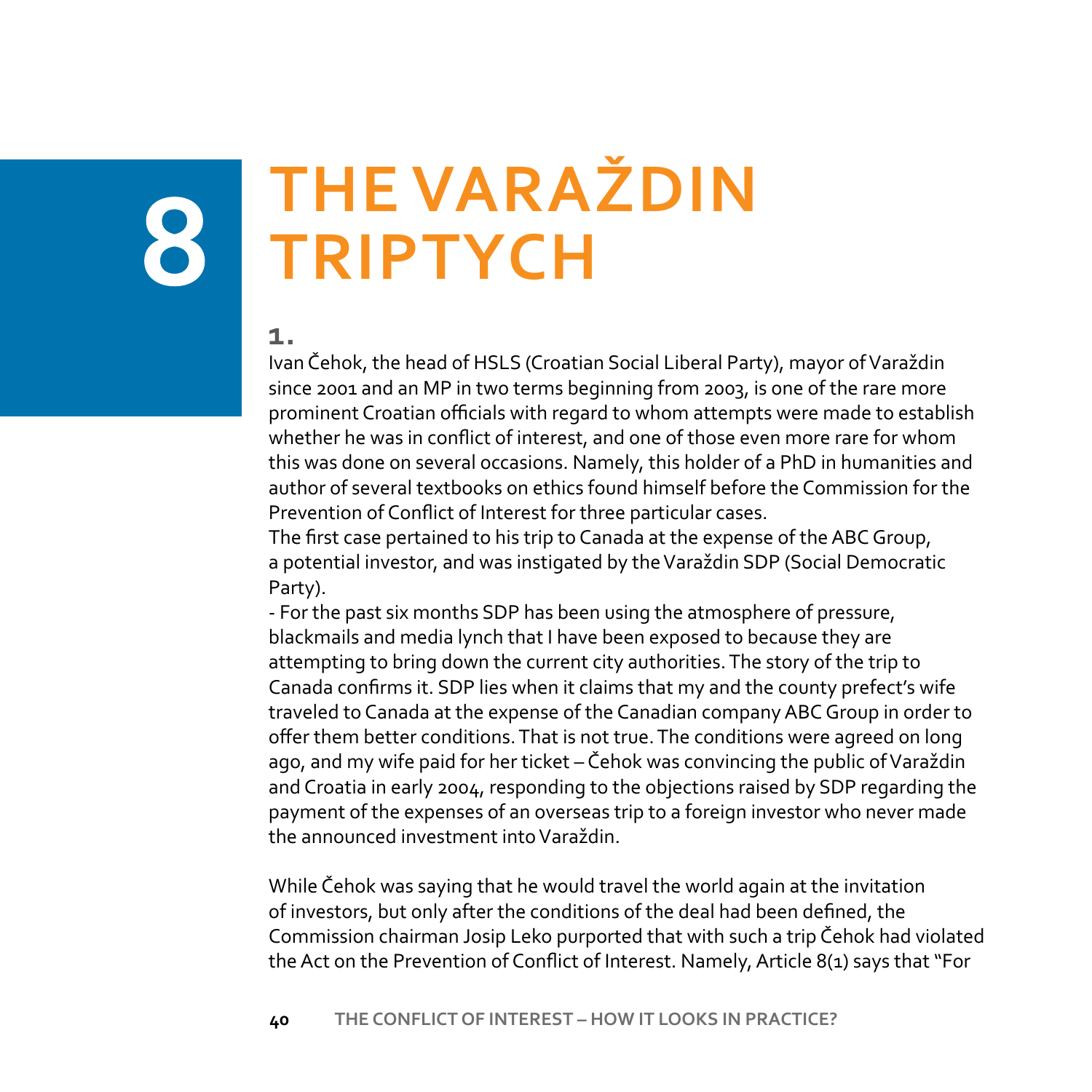# 8 THE VARAŽDIN TRIPTYCH

**1.**

Ivan Čehok, the head of HSLS (Croatian Social Liberal Party), mayor of Varaždin since 2001 and an MP in two terms beginning from 2003, is one of the rare more prominent Croatian officials with regard to whom attempts were made to establish whether he was in conflict of interest, and one of those even more rare for whom this was done on several occasions. Namely, this holder of a PhD in humanities and author of several textbooks on ethics found himself before the Commission for the Prevention of Conflict of Interest for three particular cases.

The first case pertained to his trip to Canada at the expense of the ABC Group, a potential investor, and was instigated by the Varaždin SDP (Social Democratic Party).

- For the past six months SDP has been using the atmosphere of pressure, blackmails and media lynch that I have been exposed to because they are attempting to bring down the current city authorities. The story of the trip to Canada confirms it. SDP lies when it claims that my and the county prefect's wife traveled to Canada at the expense of the Canadian company ABC Group in order to offer them better conditions. That is not true. The conditions were agreed on long ago, and my wife paid for her ticket – Čehok was convincing the public of Varaždin and Croatia in early 2004, responding to the objections raised by SDP regarding the payment of the expenses of an overseas trip to a foreign investor who never made the announced investment into Varaždin.

While Čehok was saying that he would travel the world again at the invitation of investors, but only after the conditions of the deal had been defined, the Commission chairman Josip Leko purported that with such a trip Čehok had violated the Act on the Prevention of Conflict of Interest. Namely, Article 8(1) says that "For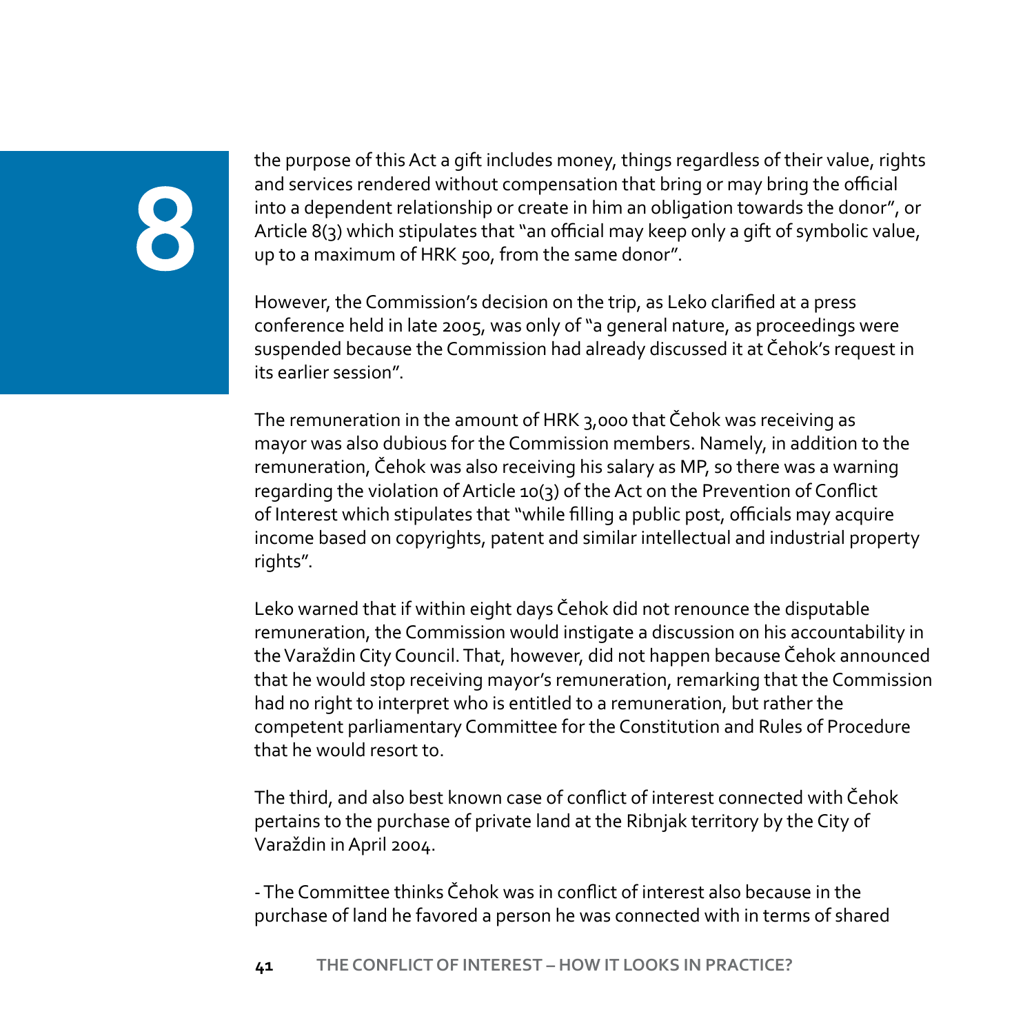the purpose of this Act a gift includes money, things regardless of their value, rights and services rendered without compensation that bring or may bring the official into a dependent relationship or create in him an obligation towards the donor", or Article 8(3) which stipulates that "an official may keep only a gift of symbolic value, up to a maximum of HRK 500, from the same donor".

However, the Commission's decision on the trip, as Leko clarified at a press conference held in late 2005, was only of "a general nature, as proceedings were suspended because the Commission had already discussed it at Čehok's request in its earlier session".

The remuneration in the amount of HRK 3,000 that Čehok was receiving as mayor was also dubious for the Commission members. Namely, in addition to the remuneration, Čehok was also receiving his salary as MP, so there was a warning regarding the violation of Article 10(3) of the Act on the Prevention of Conflict of Interest which stipulates that "while filling a public post, officials may acquire income based on copyrights, patent and similar intellectual and industrial property rights".

Leko warned that if within eight days Čehok did not renounce the disputable remuneration, the Commission would instigate a discussion on his accountability in the Varaždin City Council. That, however, did not happen because Čehok announced that he would stop receiving mayor's remuneration, remarking that the Commission had no right to interpret who is entitled to a remuneration, but rather the competent parliamentary Committee for the Constitution and Rules of Procedure that he would resort to.

The third, and also best known case of conflict of interest connected with Čehok pertains to the purchase of private land at the Ribnjak territory by the City of Varaždin in April 2004.

- The Committee thinks Čehok was in conflict of interest also because in the purchase of land he favored a person he was connected with in terms of shared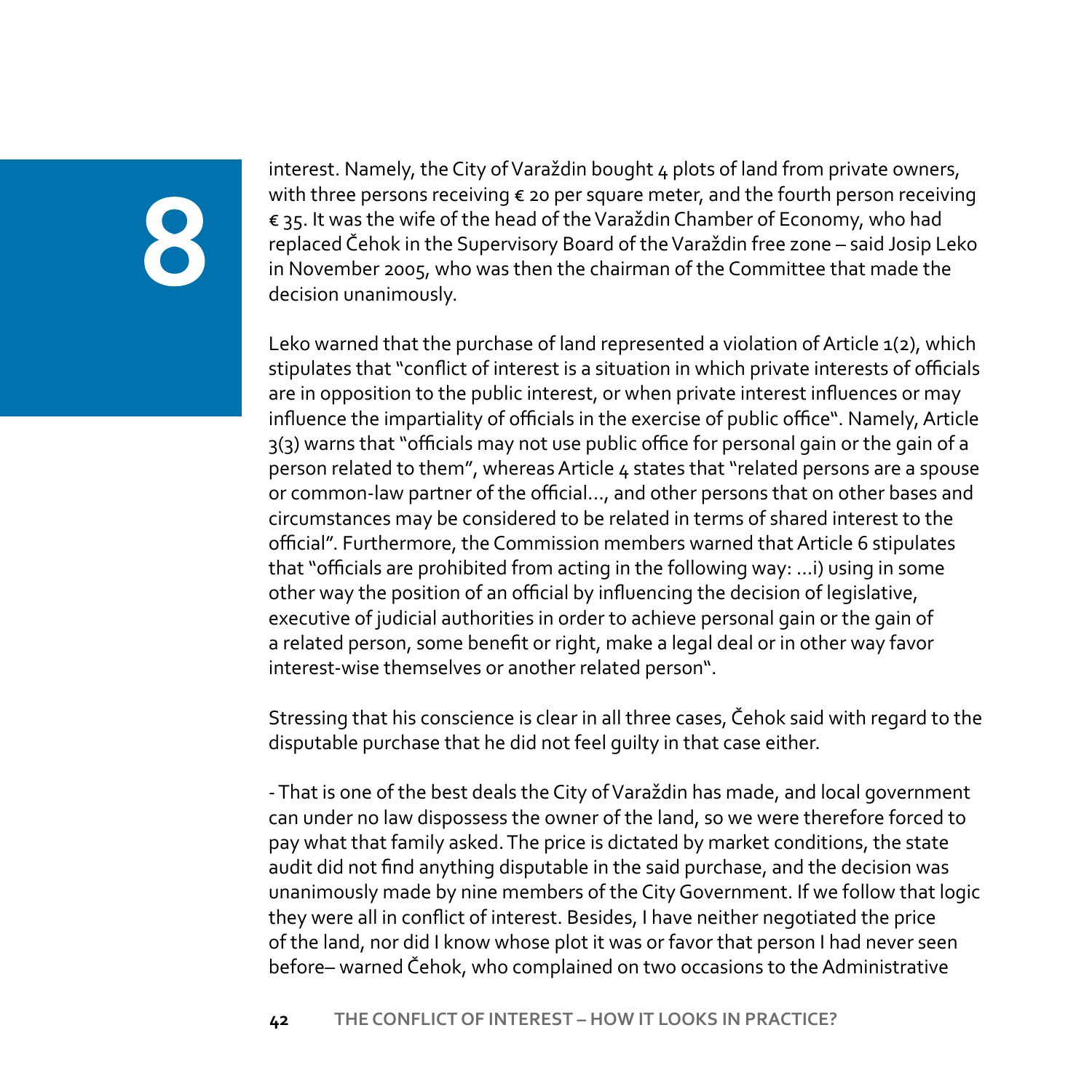interest. Namely, the City of Varaždin bought 4 plots of land from private owners, with three persons receiving € 20 per square meter, and the fourth person receiving € 35. It was the wife of the head of the Varaždin Chamber of Economy, who had replaced Čehok in the Supervisory Board of the Varaždin free zone – said Josip Leko in November 2005, who was then the chairman of the Committee that made the decision unanimously.

Leko warned that the purchase of land represented a violation of Article 1(2), which stipulates that "conflict of interest is a situation in which private interests of officials are in opposition to the public interest, or when private interest influences or may influence the impartiality of officials in the exercise of public office". Namely, Article 3(3) warns that "officials may not use public office for personal gain or the gain of a person related to them", whereas Article 4 states that "related persons are a spouse or common-law partner of the official..., and other persons that on other bases and circumstances may be considered to be related in terms of shared interest to the official". Furthermore, the Commission members warned that Article 6 stipulates that "officials are prohibited from acting in the following way: ...i) using in some other way the position of an official by influencing the decision of legislative, executive of judicial authorities in order to achieve personal gain or the gain of a related person, some benefit or right, make a legal deal or in other way favor interest-wise themselves or another related person".

Stressing that his conscience is clear in all three cases, Čehok said with regard to the disputable purchase that he did not feel guilty in that case either.

- That is one of the best deals the City of Varaždin has made, and local government can under no law dispossess the owner of the land, so we were therefore forced to pay what that family asked. The price is dictated by market conditions, the state audit did not find anything disputable in the said purchase, and the decision was unanimously made by nine members of the City Government. If we follow that logic they were all in conflict of interest. Besides, I have neither negotiated the price of the land, nor did I know whose plot it was or favor that person I had never seen before– warned Čehok, who complained on two occasions to the Administrative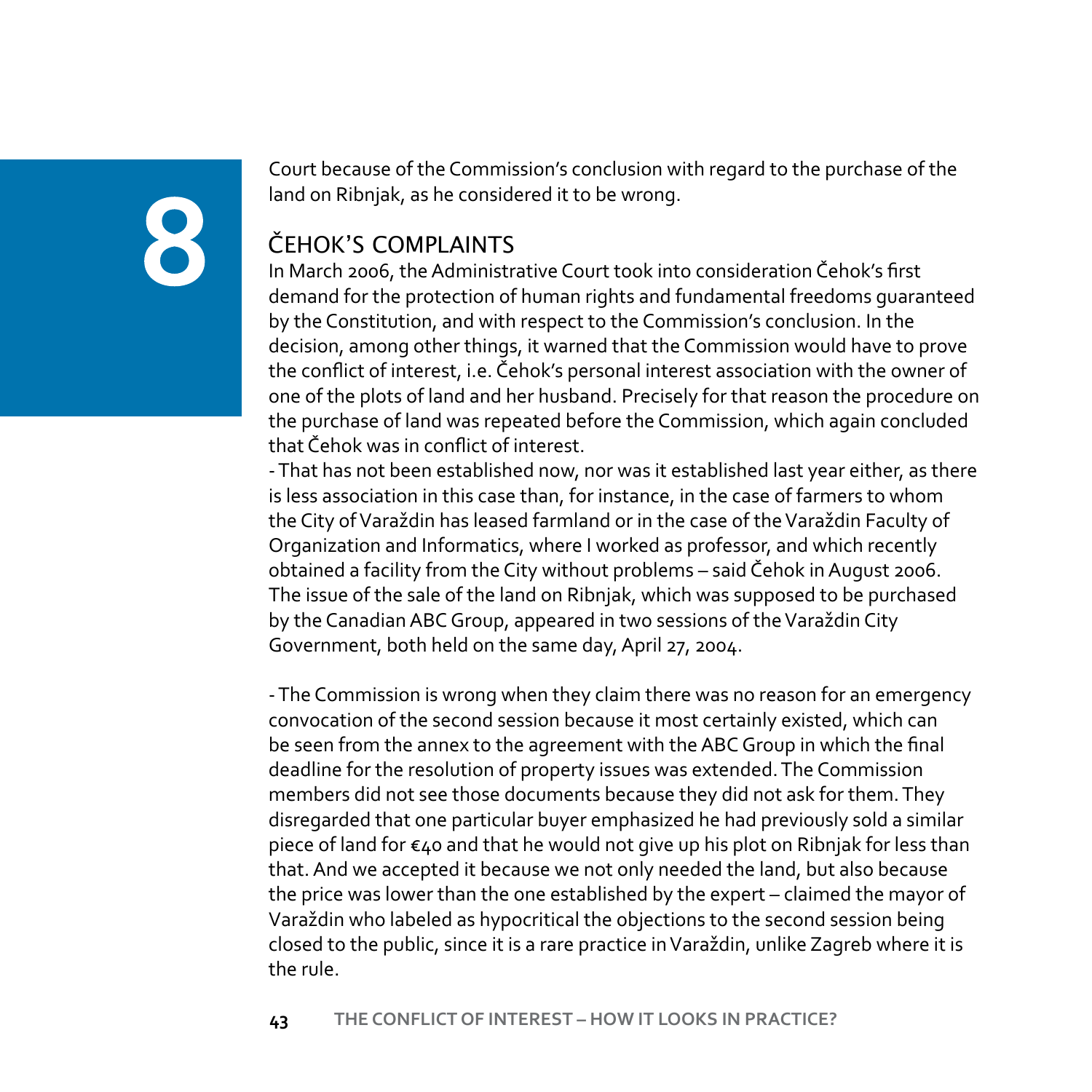Court because of the Commission's conclusion with regard to the purchase of the land on Ribnjak, as he considered it to be wrong.

## ČEHOK'S COMPLAINTS

In March 2006, the Administrative Court took into consideration Čehok's first demand for the protection of human rights and fundamental freedoms guaranteed by the Constitution, and with respect to the Commission's conclusion. In the decision, among other things, it warned that the Commission would have to prove the conflict of interest, i.e. Čehok's personal interest association with the owner of one of the plots of land and her husband. Precisely for that reason the procedure on the purchase of land was repeated before the Commission, which again concluded that Čehok was in conflict of interest.

- That has not been established now, nor was it established last year either, as there is less association in this case than, for instance, in the case of farmers to whom the City of Varaždin has leased farmland or in the case of the Varaždin Faculty of Organization and Informatics, where I worked as professor, and which recently obtained a facility from the City without problems – said Čehok in August 2006. The issue of the sale of the land on Ribnjak, which was supposed to be purchased by the Canadian ABC Group, appeared in two sessions of the Varaždin City Government, both held on the same day, April 27, 2004.

- The Commission is wrong when they claim there was no reason for an emergency convocation of the second session because it most certainly existed, which can be seen from the annex to the agreement with the ABC Group in which the final deadline for the resolution of property issues was extended. The Commission members did not see those documents because they did not ask for them. They disregarded that one particular buyer emphasized he had previously sold a similar piece of land for €40 and that he would not give up his plot on Ribnjak for less than that. And we accepted it because we not only needed the land, but also because the price was lower than the one established by the expert – claimed the mayor of Varaždin who labeled as hypocritical the objections to the second session being closed to the public, since it is a rare practice in Varaždin, unlike Zagreb where it is the rule.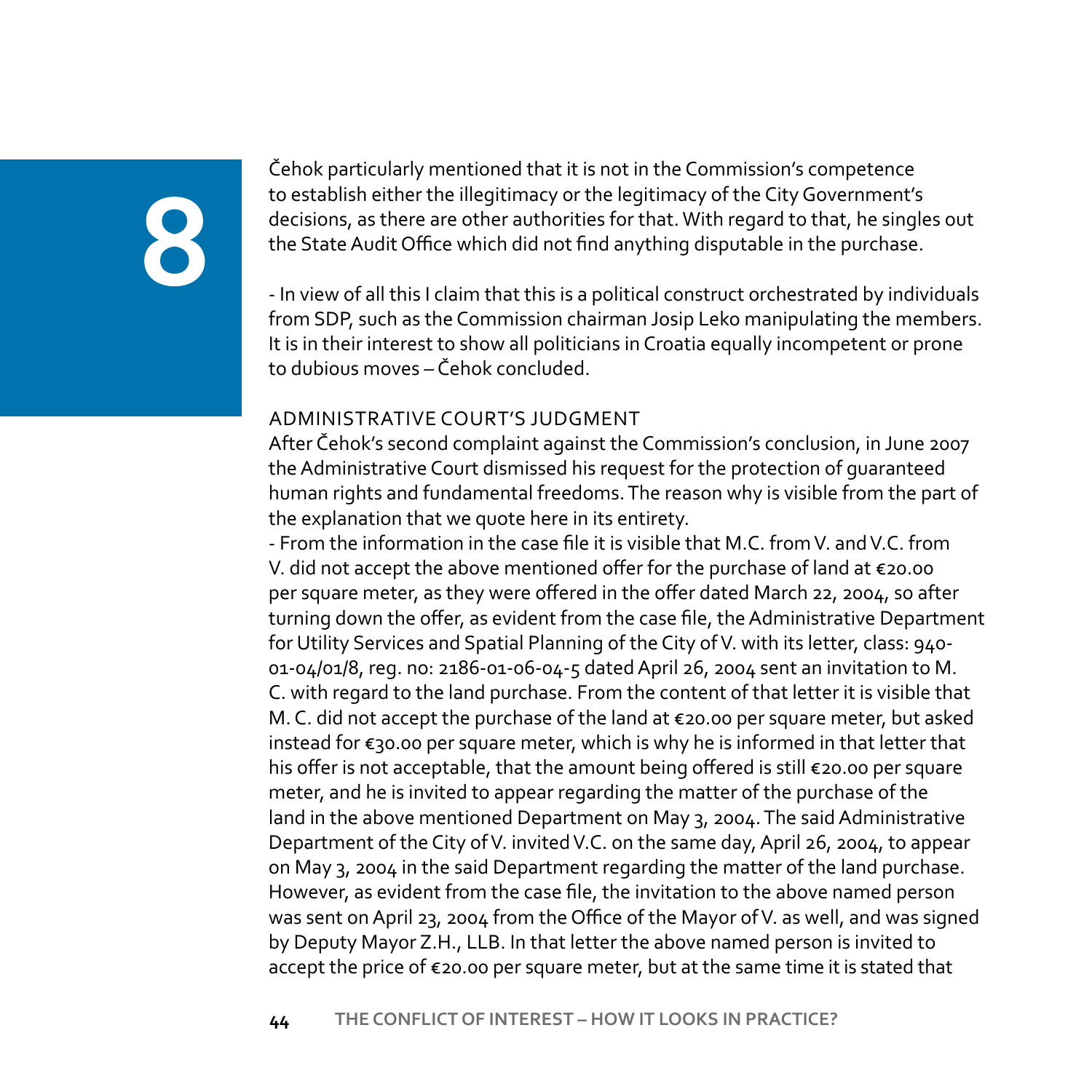Čehok particularly mentioned that it is not in the Commission's competence to establish either the illegitimacy or the legitimacy of the City Government's decisions, as there are other authorities for that. With regard to that, he singles out the State Audit Office which did not find anything disputable in the purchase.

- In view of all this I claim that this is a political construct orchestrated by individuals from SDP, such as the Commission chairman Josip Leko manipulating the members. It is in their interest to show all politicians in Croatia equally incompetent or prone to dubious moves – Čehok concluded.

## ADMINISTRATIVE COURT'S JUDGMENT

After Čehok's second complaint against the Commission's conclusion, in June 2007 the Administrative Court dismissed his request for the protection of guaranteed human rights and fundamental freedoms. The reason why is visible from the part of the explanation that we quote here in its entirety.

- From the information in the case file it is visible that M.C. from V. and V.C. from V. did not accept the above mentioned offer for the purchase of land at €20.00 per square meter, as they were offered in the offer dated March 22, 2004, so after turning down the offer, as evident from the case file, the Administrative Department for Utility Services and Spatial Planning of the City of V. with its letter, class: 940-01-04/01/8, reg. no: 2186-01-06-04-5 dated April 26, 2004 sent an invitation to M. C. with regard to the land purchase. From the content of that letter it is visible that M. C. did not accept the purchase of the land at €20.00 per square meter, but asked instead for €30.00 per square meter, which is why he is informed in that letter that his offer is not acceptable, that the amount being offered is still €20.00 per square meter, and he is invited to appear regarding the matter of the purchase of the land in the above mentioned Department on May 3, 2004. The said Administrative Department of the City of V. invited V.C. on the same day, April 26, 2004, to appear on May 3, 2004 in the said Department regarding the matter of the land purchase. However, as evident from the case file, the invitation to the above named person was sent on April 23, 2004 from the Office of the Mayor of V. as well, and was signed by Deputy Mayor Z.H., LLB. In that letter the above named person is invited to accept the price of €20.00 per square meter, but at the same time it is stated that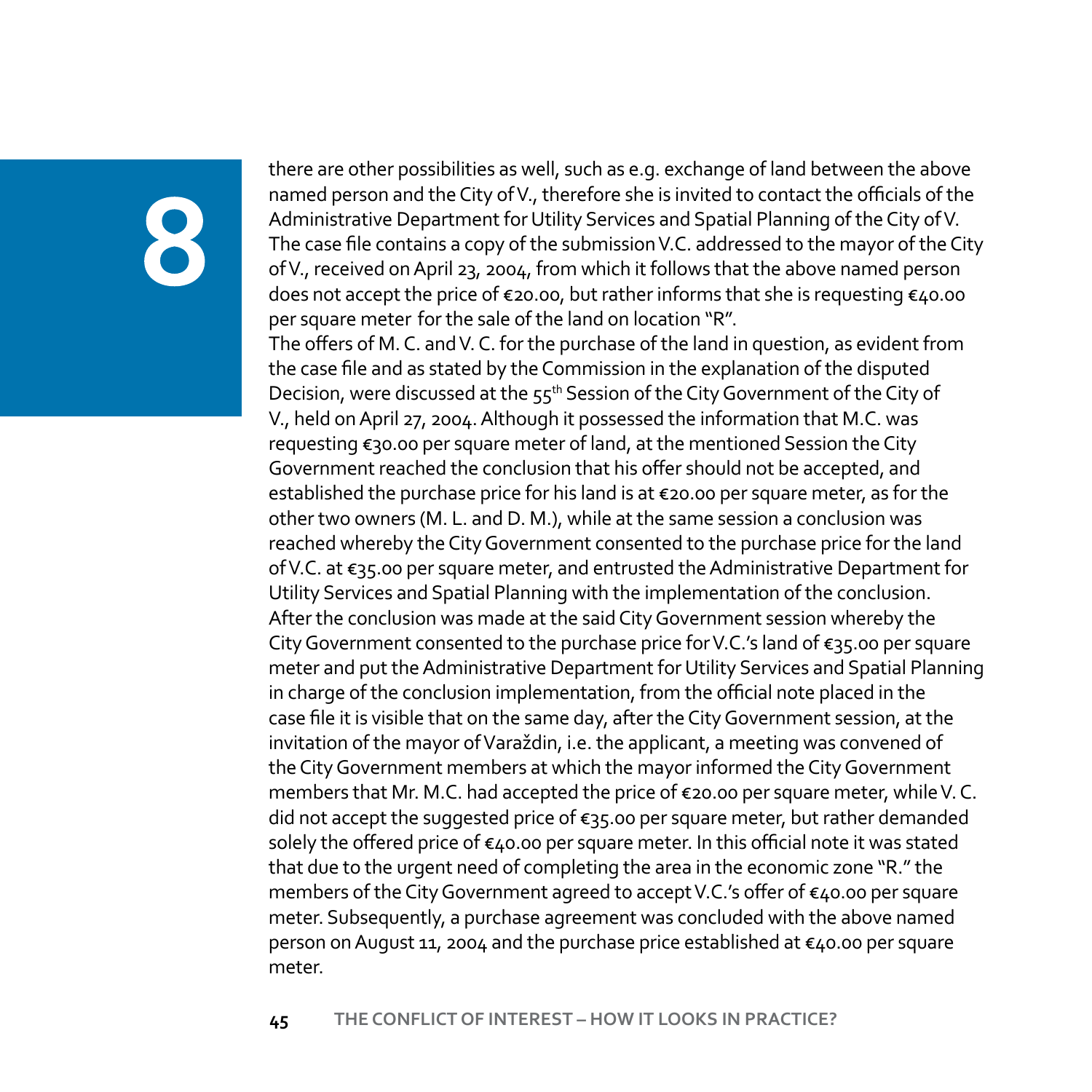there are other possibilities as well, such as e.g. exchange of land between the above named person and the City of V., therefore she is invited to contact the officials of the Administrative Department for Utility Services and Spatial Planning of the City of V. The case file contains a copy of the submission V.C. addressed to the mayor of the City of V., received on April 23, 2004, from which it follows that the above named person does not accept the price of €20.00, but rather informs that she is requesting €40.00 per square meter for the sale of the land on location "R".

The offers of M. C. and V. C. for the purchase of the land in question, as evident from the case file and as stated by the Commission in the explanation of the disputed Decision, were discussed at the 55th Session of the City Government of the City of V., held on April 27, 2004. Although it possessed the information that M.C. was requesting €30.00 per square meter of land, at the mentioned Session the City Government reached the conclusion that his offer should not be accepted, and established the purchase price for his land is at €20.00 per square meter, as for the other two owners (M. L. and D. M.), while at the same session a conclusion was reached whereby the City Government consented to the purchase price for the land of V.C. at €35.00 per square meter, and entrusted the Administrative Department for Utility Services and Spatial Planning with the implementation of the conclusion. After the conclusion was made at the said City Government session whereby the City Government consented to the purchase price for V.C.'s land of €35.00 per square meter and put the Administrative Department for Utility Services and Spatial Planning in charge of the conclusion implementation, from the official note placed in the case file it is visible that on the same day, after the City Government session, at the invitation of the mayor of Varaždin, i.e. the applicant, a meeting was convened of the City Government members at which the mayor informed the City Government members that Mr. M.C. had accepted the price of €20.00 per square meter, while V. C. did not accept the suggested price of €35.00 per square meter, but rather demanded solely the offered price of €40.00 per square meter. In this official note it was stated that due to the urgent need of completing the area in the economic zone "R." the members of the City Government agreed to accept V.C.'s offer of €40.00 per square meter. Subsequently, a purchase agreement was concluded with the above named person on August 11, 2004 and the purchase price established at €40.00 per square meter.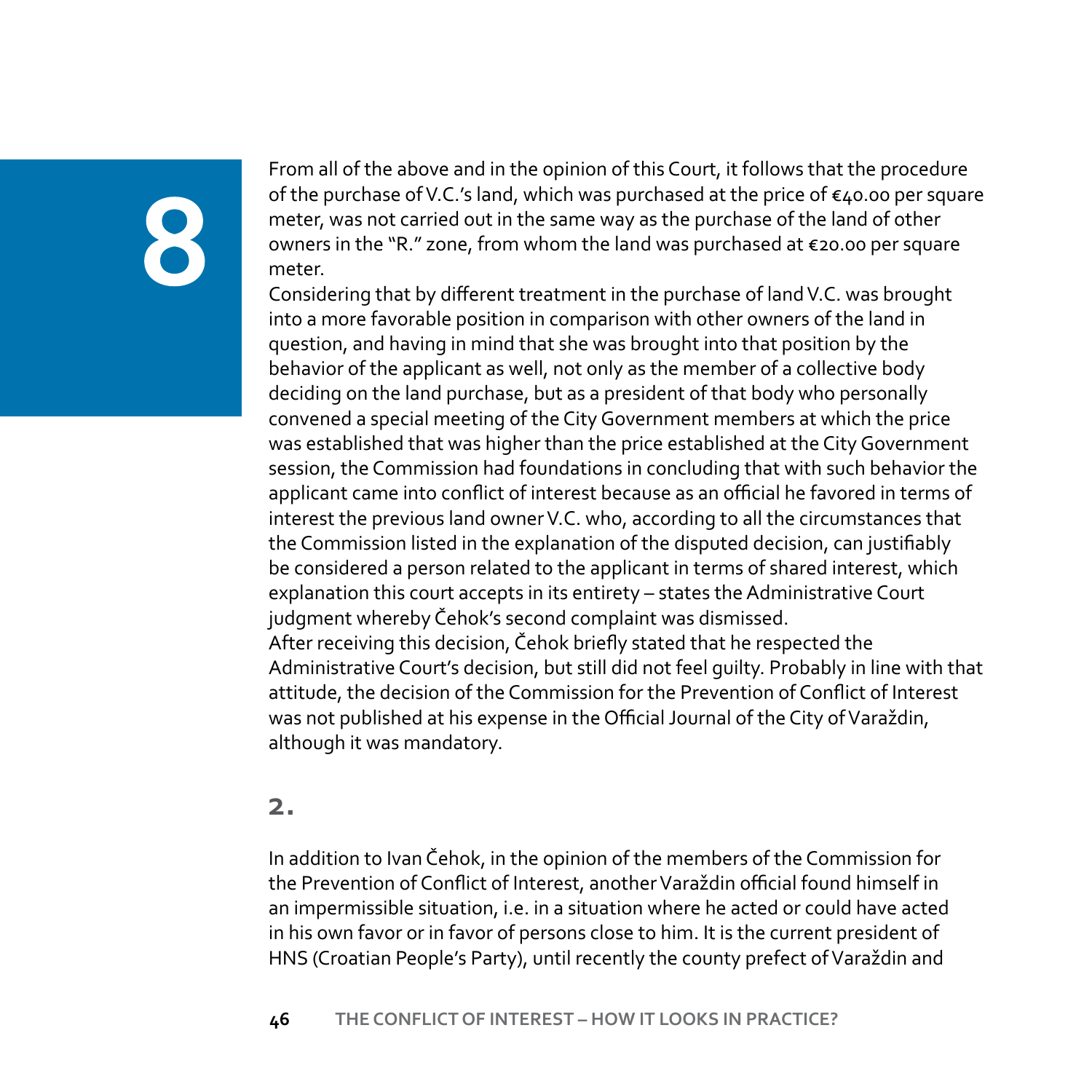# 8

From all of the above and in the opinion of this Court, it follows that the procedure of the purchase of V.C.'s land, which was purchased at the price of €40.00 per square meter, was not carried out in the same way as the purchase of the land of other owners in the "R." zone, from whom the land was purchased at €20.00 per square meter.

Considering that by different treatment in the purchase of land V.C. was brought into a more favorable position in comparison with other owners of the land in question, and having in mind that she was brought into that position by the behavior of the applicant as well, not only as the member of a collective body deciding on the land purchase, but as a president of that body who personally convened a special meeting of the City Government members at which the price was established that was higher than the price established at the City Government session, the Commission had foundations in concluding that with such behavior the applicant came into conflict of interest because as an official he favored in terms of interest the previous land owner V.C. who, according to all the circumstances that the Commission listed in the explanation of the disputed decision, can justifiably be considered a person related to the applicant in terms of shared interest, which explanation this court accepts in its entirety – states the Administrative Court judgment whereby Čehok's second complaint was dismissed.

After receiving this decision, Čehok briefly stated that he respected the Administrative Court's decision, but still did not feel guilty. Probably in line with that attitude, the decision of the Commission for the Prevention of Conflict of Interest was not published at his expense in the Official Journal of the City of Varaždin, although it was mandatory.

## 2.

In addition to Ivan Čehok, in the opinion of the members of the Commission for the Prevention of Conflict of Interest, another Varaždin official found himself in an impermissible situation, i.e. in a situation where he acted or could have acted in his own favor or in favor of persons close to him. It is the current president of HNS (Croatian People's Party), until recently the county prefect of Varaždin and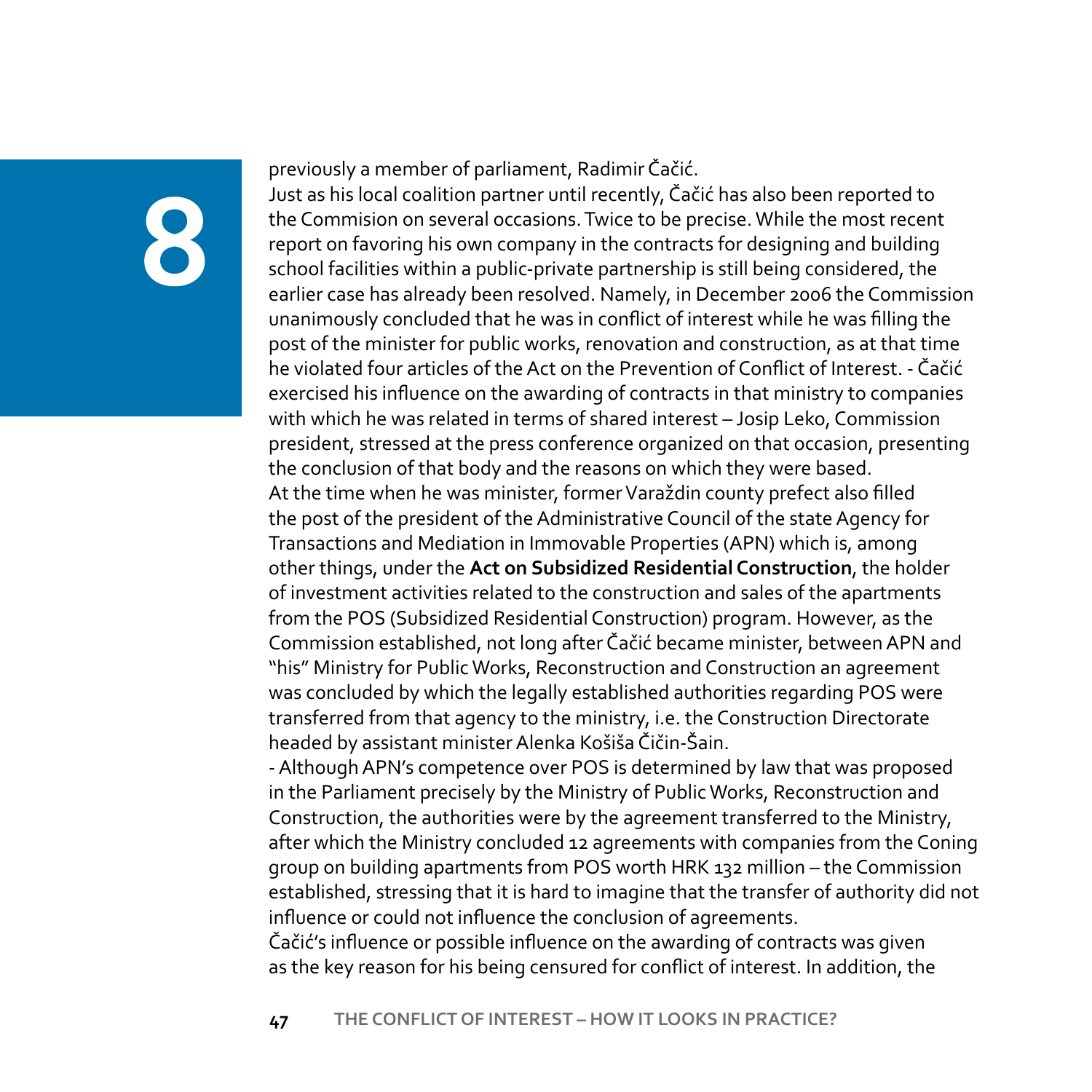previously a member of parliament, Radimir Čačić.

Just as his local coalition partner until recently, Čačić has also been reported to the Commision on several occasions. Twice to be precise. While the most recent report on favoring his own company in the contracts for designing and building school facilities within a public-private partnership is still being considered, the earlier case has already been resolved. Namely, in December 2006 the Commission unanimously concluded that he was in conflict of interest while he was filling the post of the minister for public works, renovation and construction, as at that time he violated four articles of the Act on the Prevention of Conflict of Interest. - Čačić exercised his influence on the awarding of contracts in that ministry to companies with which he was related in terms of shared interest – Josip Leko, Commission president, stressed at the press conference organized on that occasion, presenting the conclusion of that body and the reasons on which they were based.

At the time when he was minister, former Varaždin county prefect also filled the post of the president of the Administrative Council of the state Agency for Transactions and Mediation in Immovable Properties (APN) which is, among other things, under the **Act on Subsidized Residential Construction**, the holder of investment activities related to the construction and sales of the apartments from the POS (Subsidized Residential Construction) program. However, as the Commission established, not long after Čačić became minister, between APN and "his" Ministry for Public Works, Reconstruction and Construction an agreement was concluded by which the legally established authorities regarding POS were transferred from that agency to the ministry, i.e. the Construction Directorate headed by assistant minister Alenka Košiša Čičin-Šain.

- Although APN's competence over POS is determined by law that was proposed in the Parliament precisely by the Ministry of Public Works, Reconstruction and Construction, the authorities were by the agreement transferred to the Ministry, after which the Ministry concluded 12 agreements with companies from the Coning group on building apartments from POS worth HRK 132 million – the Commission established, stressing that it is hard to imagine that the transfer of authority did not influence or could not influence the conclusion of agreements.

Čačić's influence or possible influence on the awarding of contracts was given as the key reason for his being censured for conflict of interest. In addition, the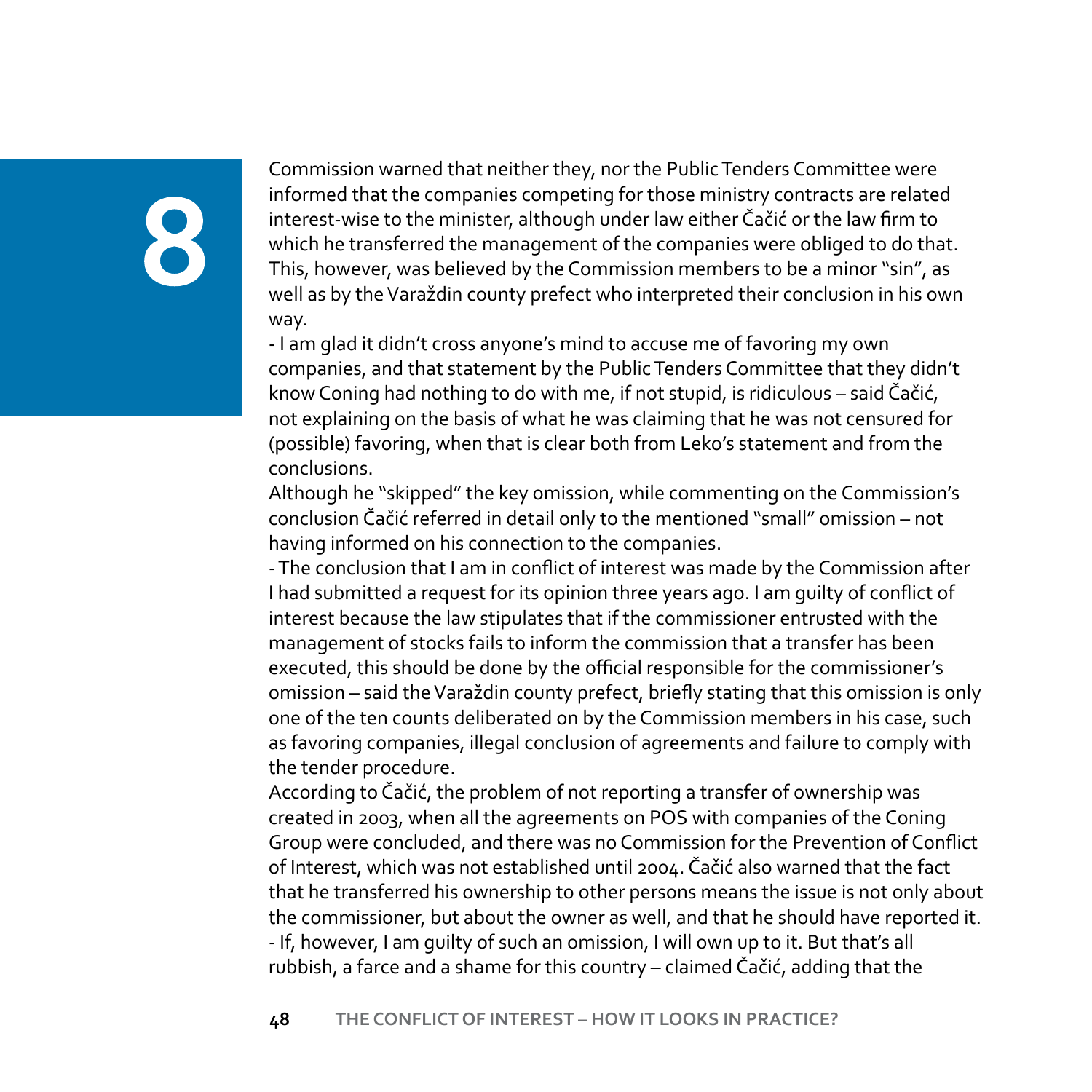Commission warned that neither they, nor the Public Tenders Committee were informed that the companies competing for those ministry contracts are related interest-wise to the minister, although under law either Čačić or the law firm to which he transferred the management of the companies were obliged to do that. This, however, was believed by the Commission members to be a minor "sin", as well as by the Varaždin county prefect who interpreted their conclusion in his own way.

- I am glad it didn't cross anyone's mind to accuse me of favoring my own companies, and that statement by the Public Tenders Committee that they didn't know Coning had nothing to do with me, if not stupid, is ridiculous – said Čačić, not explaining on the basis of what he was claiming that he was not censured for (possible) favoring, when that is clear both from Leko's statement and from the conclusions.

Although he "skipped" the key omission, while commenting on the Commission's conclusion Čačić referred in detail only to the mentioned "small" omission – not having informed on his connection to the companies.

- The conclusion that I am in conflict of interest was made by the Commission after I had submitted a request for its opinion three years ago. I am guilty of conflict of interest because the law stipulates that if the commissioner entrusted with the management of stocks fails to inform the commission that a transfer has been executed, this should be done by the official responsible for the commissioner's omission – said the Varaždin county prefect, briefly stating that this omission is only one of the ten counts deliberated on by the Commission members in his case, such as favoring companies, illegal conclusion of agreements and failure to comply with the tender procedure.

According to Čačić, the problem of not reporting a transfer of ownership was created in 2003, when all the agreements on POS with companies of the Coning Group were concluded, and there was no Commission for the Prevention of Conflict of Interest, which was not established until 2004. Čačić also warned that the fact that he transferred his ownership to other persons means the issue is not only about the commissioner, but about the owner as well, and that he should have reported it.

- If, however, I am guilty of such an omission, I will own up to it. But that's all rubbish, a farce and a shame for this country – claimed Čačić, adding that the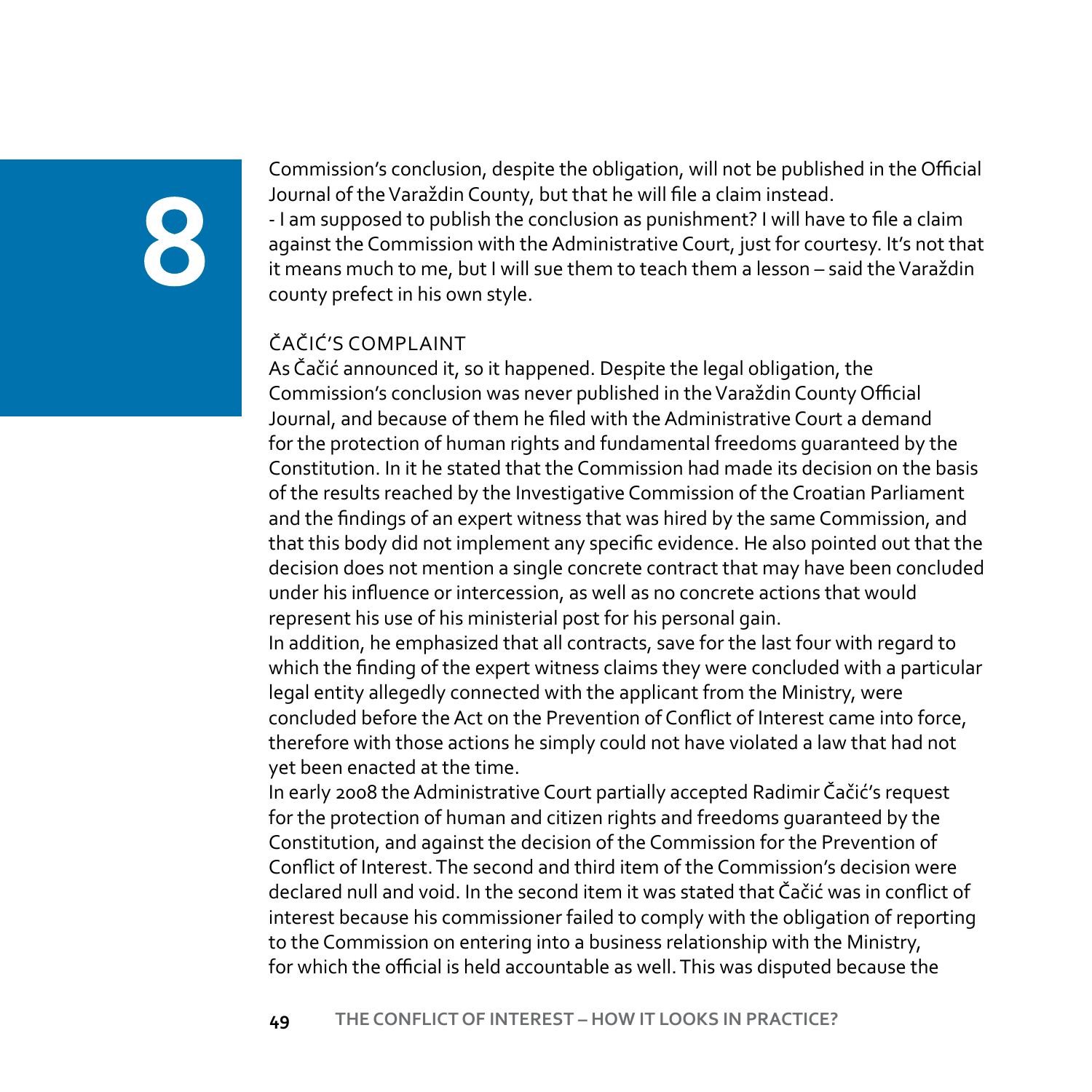Commission's conclusion, despite the obligation, will not be published in the Official Journal of the Varaždin County, but that he will file a claim instead.

- I am supposed to publish the conclusion as punishment? I will have to file a claim against the Commission with the Administrative Court, just for courtesy. It's not that it means much to me, but I will sue them to teach them a lesson – said the Varaždin county prefect in his own style.

## ČAČIĆ'S COMPLAINT

As Čačić announced it, so it happened. Despite the legal obligation, the Commission's conclusion was never published in the Varaždin County Official Journal, and because of them he filed with the Administrative Court a demand for the protection of human rights and fundamental freedoms guaranteed by the Constitution. In it he stated that the Commission had made its decision on the basis of the results reached by the Investigative Commission of the Croatian Parliament and the findings of an expert witness that was hired by the same Commission, and that this body did not implement any specific evidence. He also pointed out that the decision does not mention a single concrete contract that may have been concluded under his influence or intercession, as well as no concrete actions that would represent his use of his ministerial post for his personal gain.

In addition, he emphasized that all contracts, save for the last four with regard to which the finding of the expert witness claims they were concluded with a particular legal entity allegedly connected with the applicant from the Ministry, were concluded before the Act on the Prevention of Conflict of Interest came into force, therefore with those actions he simply could not have violated a law that had not yet been enacted at the time.

In early 2008 the Administrative Court partially accepted Radimir Čačić's request for the protection of human and citizen rights and freedoms guaranteed by the Constitution, and against the decision of the Commission for the Prevention of Conflict of Interest. The second and third item of the Commission's decision were declared null and void. In the second item it was stated that Čačić was in conflict of interest because his commissioner failed to comply with the obligation of reporting to the Commission on entering into a business relationship with the Ministry, for which the official is held accountable as well. This was disputed because the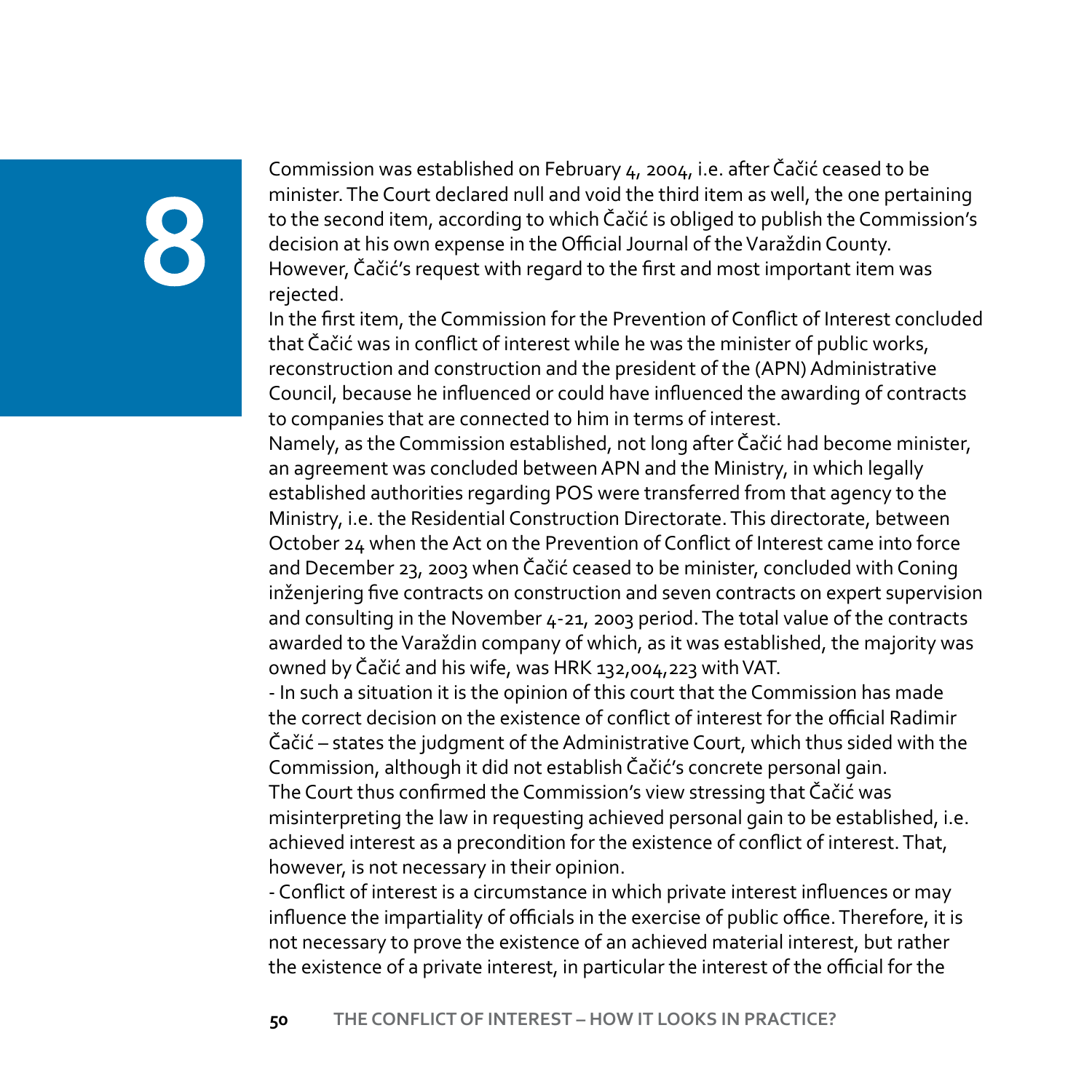# 8

Commission was established on February 4, 2004, i.e. after Čačić ceased to be minister. The Court declared null and void the third item as well, the one pertaining to the second item, according to which Čačić is obliged to publish the Commission's decision at his own expense in the Official Journal of the Varaždin County. However, Čačić's request with regard to the first and most important item was rejected.

In the first item, the Commission for the Prevention of Conflict of Interest concluded that Čačić was in conflict of interest while he was the minister of public works, reconstruction and construction and the president of the (APN) Administrative Council, because he influenced or could have influenced the awarding of contracts to companies that are connected to him in terms of interest.

Namely, as the Commission established, not long after Čačić had become minister, an agreement was concluded between APN and the Ministry, in which legally established authorities regarding POS were transferred from that agency to the Ministry, i.e. the Residential Construction Directorate. This directorate, between October 24 when the Act on the Prevention of Conflict of Interest came into force and December 23, 2003 when Čačić ceased to be minister, concluded with Coning inženjering five contracts on construction and seven contracts on expert supervision and consulting in the November 4-21, 2003 period. The total value of the contracts awarded to the Varaždin company of which, as it was established, the majority was owned by Čačić and his wife, was HRK 132,004,223 with VAT.

- In such a situation it is the opinion of this court that the Commission has made the correct decision on the existence of conflict of interest for the official Radimir Čačić – states the judgment of the Administrative Court, which thus sided with the Commission, although it did not establish Čačić's concrete personal gain.

The Court thus confirmed the Commission's view stressing that Čačić was misinterpreting the law in requesting achieved personal gain to be established, i.e. achieved interest as a precondition for the existence of conflict of interest. That, however, is not necessary in their opinion.

- Conflict of interest is a circumstance in which private interest influences or may influence the impartiality of officials in the exercise of public office. Therefore, it is not necessary to prove the existence of an achieved material interest, but rather the existence of a private interest, in particular the interest of the official for the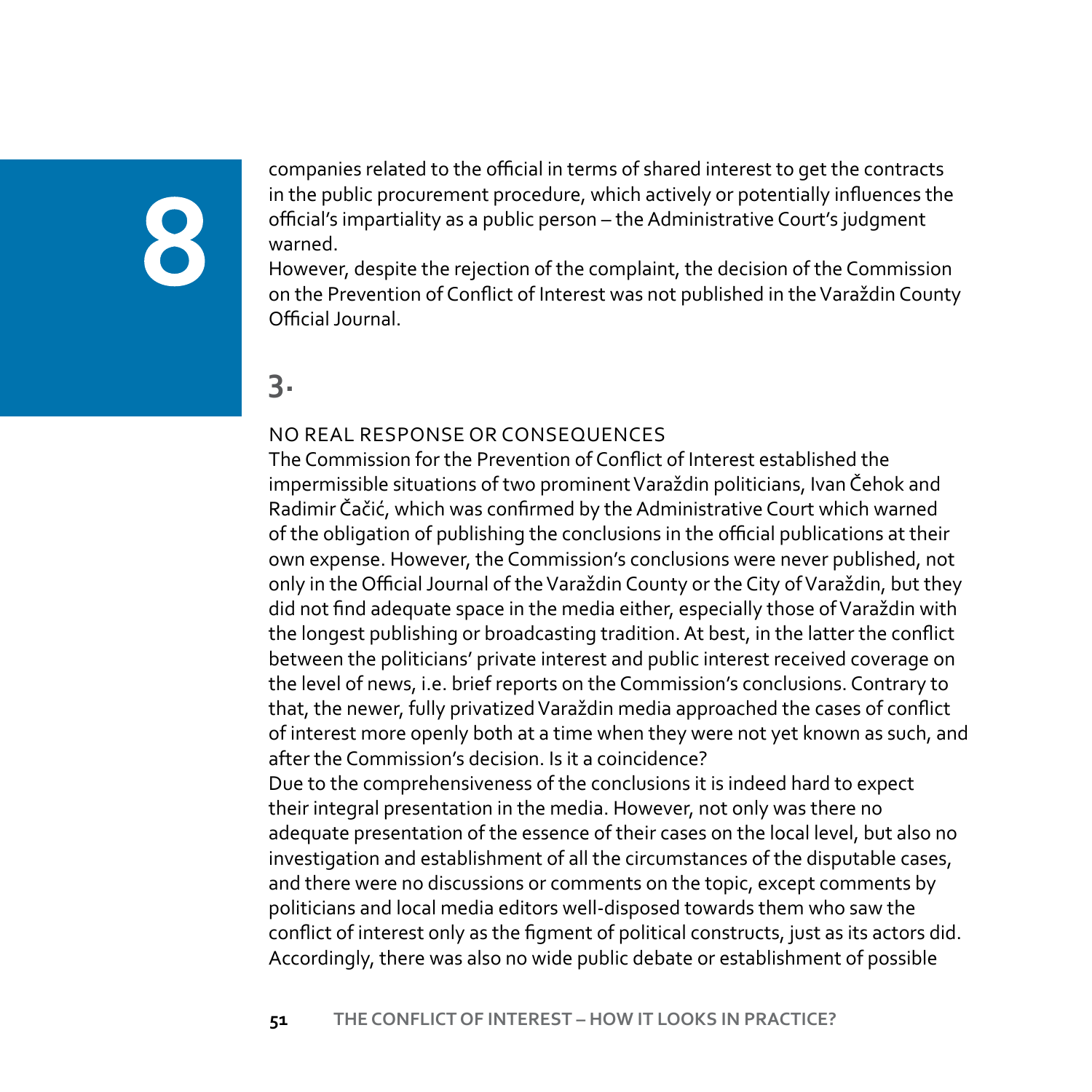companies related to the official in terms of shared interest to get the contracts in the public procurement procedure, which actively or potentially influences the official's impartiality as a public person – the Administrative Court's judgment warned.

However, despite the rejection of the complaint, the decision of the Commission on the Prevention of Conflict of Interest was not published in the Varaždin County Official Journal.

## 3.

### NO REAL RESPONSE OR CONSEQUENCES

The Commission for the Prevention of Conflict of Interest established the impermissible situations of two prominent Varaždin politicians, Ivan Čehok and Radimir Čačić, which was confirmed by the Administrative Court which warned of the obligation of publishing the conclusions in the official publications at their own expense. However, the Commission's conclusions were never published, not only in the Official Journal of the Varaždin County or the City of Varaždin, but they did not find adequate space in the media either, especially those of Varaždin with the longest publishing or broadcasting tradition. At best, in the latter the conflict between the politicians' private interest and public interest received coverage on the level of news, i.e. brief reports on the Commission's conclusions. Contrary to that, the newer, fully privatized Varaždin media approached the cases of conflict of interest more openly both at a time when they were not yet known as such, and after the Commission's decision. Is it a coincidence?

Due to the comprehensiveness of the conclusions it is indeed hard to expect their integral presentation in the media. However, not only was there no adequate presentation of the essence of their cases on the local level, but also no investigation and establishment of all the circumstances of the disputable cases, and there were no discussions or comments on the topic, except comments by politicians and local media editors well-disposed towards them who saw the conflict of interest only as the figment of political constructs, just as its actors did. Accordingly, there was also no wide public debate or establishment of possible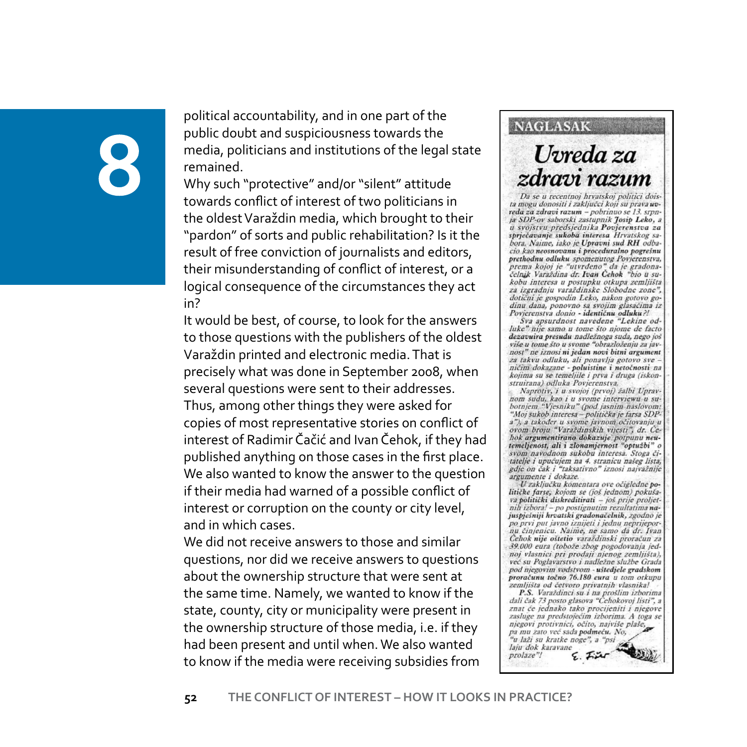political accountability, and in one part of the public doubt and suspiciousness towards the media, politicians and institutions of the legal state remained.

Why such "protective" and/or "silent" attitude towards conflict of interest of two politicians in the oldest Varaždin media, which brought to their "pardon" of sorts and public rehabilitation? Is it the result of free conviction of journalists and editors, their misunderstanding of conflict of interest, or a logical consequence of the circumstances they act in?

It would be best, of course, to look for the answers to those questions with the publishers of the oldest Varaždin printed and electronic media. That is precisely what was done in September 2008, when several questions were sent to their addresses. Thus, among other things they were asked for copies of most representative stories on conflict of interest of Radimir Čačić and Ivan Čehok, if they had published anything on those cases in the first place. We also wanted to know the answer to the question if their media had warned of a possible conflict of interest or corruption on the county or city level, and in which cases.

We did not receive answers to those and similar questions, nor did we receive answers to questions about the ownership structure that were sent at the same time. Namely, we wanted to know if the state, county, city or municipality were present in the ownership structure of those media, i.e. if they had been present and until when. We also wanted to know if the media were receiving subsidies from

---

**NAGLASAK**

## *Uvreda za zdravi razum*

*Da se u recentnoj hrvatskoj politici doista mogu donositi i zaključci koji su prava* ***uvreda za zdravi razum*** *– pobrinuo se 13. srpnja SDP-ov saborski zastupnik* ***Josip Leko****, a u svojstvu predsjednika* ***Povjerenstva za sprječavanje sukoba interesa*** *Hrvatskog sabora. Naime, iako je* ***Upravni sud RH*** *odbacio kao* ***neosnovanu i proceduralno pogrešnu*** *prethodnu odluku spomenutog Povjerenstva, prema kojoj je "utvrđeno" da je gradonačelnik Varaždina* ***dr. Ivan Čehok*** *"bio u sukobu interesa u postupku otkupa zemljišta za izgradnju varaždinske Slobodne zone", dotični je gospodin Leko, nakon gotovo godinu dana, ponovno sa svojim glasačima iz Povjerenstva donio -* ***identičnu odluku****?!*

*Sva apsurdnost navedene "Lekine odluke" nije samo u tome što njome de facto* ***dezavuira presudu*** *nadležnoga suda, nego još više u tome što u svome "obrazloženju za javnost" ne iznosi* ***ni jedan novi bitni argument*** *za takvu odluku, ali ponavlja gotovo sve – ničim dokazane -* ***poluistine i netočnosti*** *na kojima su se temeljile i prva i druga (iskonstruirana) odluka Povjerenstva.*

*Naprotiv, i u svojoj (prvoj) žalbi Upravnom sudu, kao i u svome interviewu u subotnjem "Vjesniku" (pod jasnim naslovom: "Moj sukob interesa – politička je farsa SDP-a"), a također u svome javnom očitovanju u ovom broju "Varaždinskih vijesti", dr. Čehok* ***argumentirano dokazuje*** *potpunu* ***neutemeljenost, ali i zlonamjernost*** *"optužbi" o svom navodnom sukobu interesa. Stoga čitatelje i upućujem na 4. stranicu našeg lista, gdje on čak i "taksativno" iznosi najvažnije argumente i dokaze.*

*U zaključku komentara ove očigledne* ***političke farse****, kojom se (još jednom) pokušava* ***politički diskreditirati*** *– još prije proljetnih izbora! – po postignutim rezultatima* ***najuspješniji hrvatski gradonačelnik****, zgodno je po prvi put javno iznijeti i jednu neprijepornu činjenicu. Naime, ne samo da dr. Ivan Čehok* ***nije oštetio*** *varaždinski proračun za 39.000 eura (tobože zbog pogodovanja jednoj vlasnici pri prodaji njenog zemljišta), već su Poglavarstvo i nadležne službe Grada pod njegovim vodstvom -* ***uštedjele gradskom proračunu točno 76.180 eura*** *u tom otkupu zemljišta od četvoro privatnih vlasnika!*

***P.S.*** *Varaždinci su i na prošlim izborima dali čak 73 posto glasova "Čehokovoj listi", a znat će jednako tako procijeniti i njegove zasluge na predstojećim izborima. A toga se njegovi protivnici, očito, najviše plaše, pa mu zato već sada* ***podmeću****. No, "u laži su kratke noge", a "psi laju dok karavane prolaze"!*

E. Fišer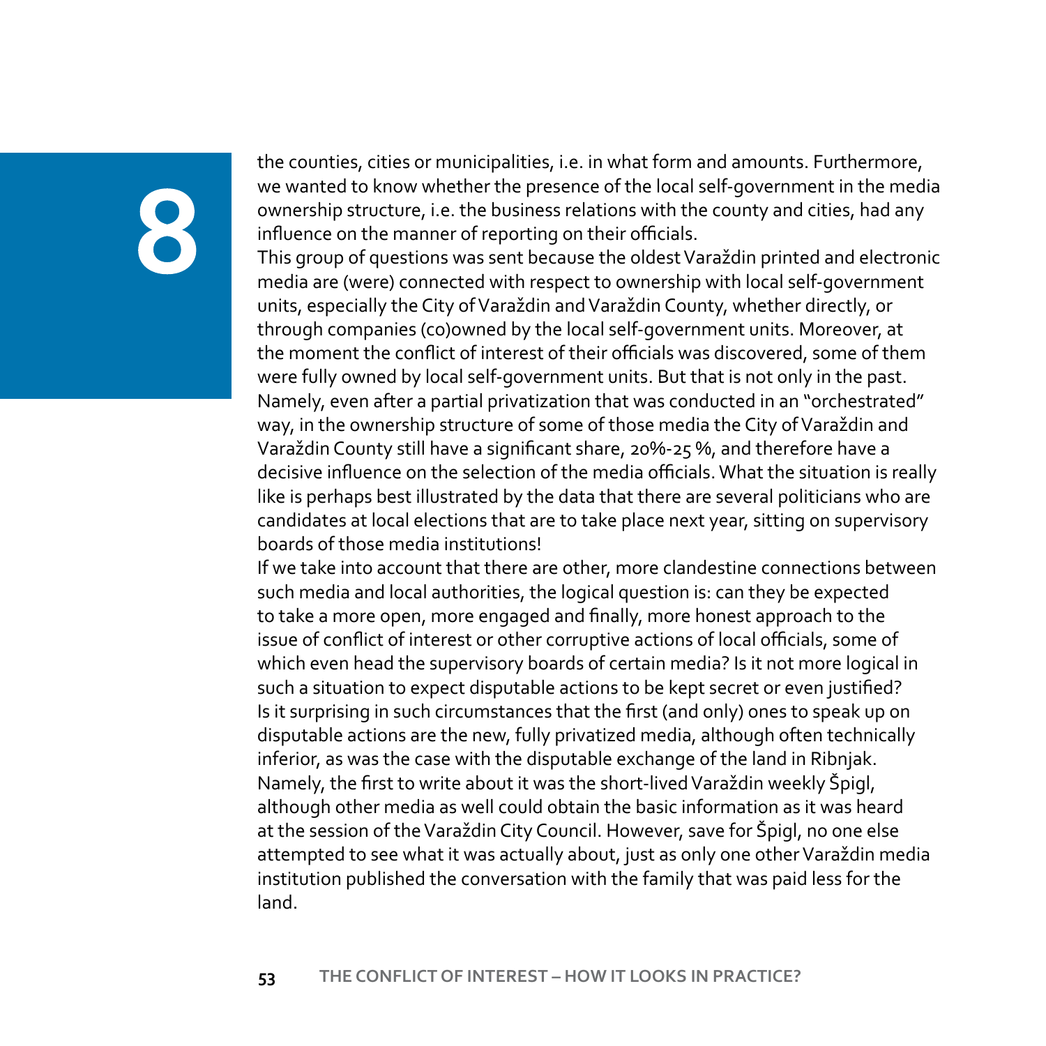the counties, cities or municipalities, i.e. in what form and amounts. Furthermore, we wanted to know whether the presence of the local self-government in the media ownership structure, i.e. the business relations with the county and cities, had any influence on the manner of reporting on their officials.

This group of questions was sent because the oldest Varaždin printed and electronic media are (were) connected with respect to ownership with local self-government units, especially the City of Varaždin and Varaždin County, whether directly, or through companies (co)owned by the local self-government units. Moreover, at the moment the conflict of interest of their officials was discovered, some of them were fully owned by local self-government units. But that is not only in the past. Namely, even after a partial privatization that was conducted in an "orchestrated" way, in the ownership structure of some of those media the City of Varaždin and Varaždin County still have a significant share, 20%-25 %, and therefore have a decisive influence on the selection of the media officials. What the situation is really like is perhaps best illustrated by the data that there are several politicians who are candidates at local elections that are to take place next year, sitting on supervisory boards of those media institutions!

If we take into account that there are other, more clandestine connections between such media and local authorities, the logical question is: can they be expected to take a more open, more engaged and finally, more honest approach to the issue of conflict of interest or other corruptive actions of local officials, some of which even head the supervisory boards of certain media? Is it not more logical in such a situation to expect disputable actions to be kept secret or even justified? Is it surprising in such circumstances that the first (and only) ones to speak up on disputable actions are the new, fully privatized media, although often technically inferior, as was the case with the disputable exchange of the land in Ribnjak. Namely, the first to write about it was the short-lived Varaždin weekly Špigl, although other media as well could obtain the basic information as it was heard at the session of the Varaždin City Council. However, save for Špigl, no one else attempted to see what it was actually about, just as only one other Varaždin media institution published the conversation with the family that was paid less for the land.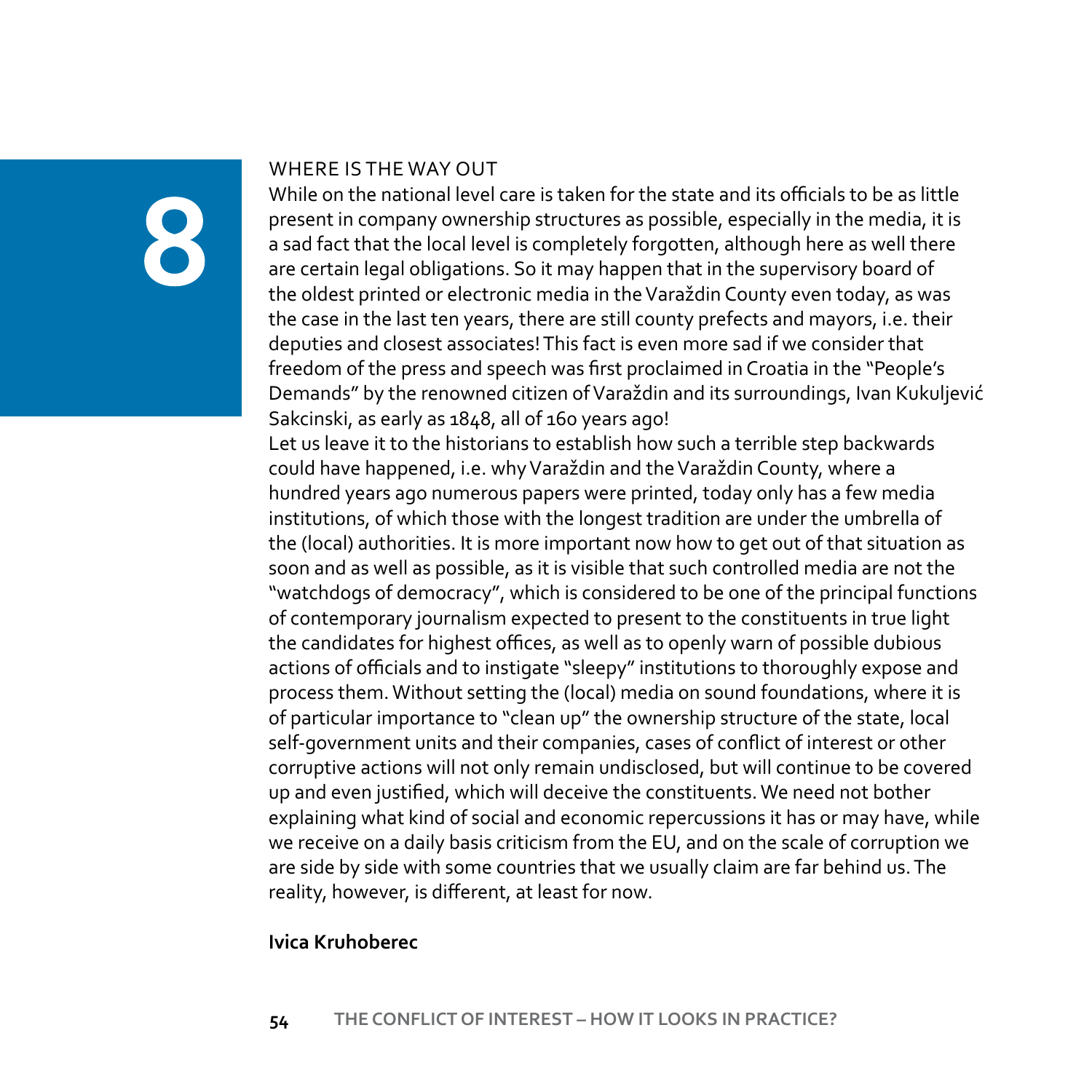# 8

## WHERE IS THE WAY OUT

While on the national level care is taken for the state and its officials to be as little present in company ownership structures as possible, especially in the media, it is a sad fact that the local level is completely forgotten, although here as well there are certain legal obligations. So it may happen that in the supervisory board of the oldest printed or electronic media in the Varaždin County even today, as was the case in the last ten years, there are still county prefects and mayors, i.e. their deputies and closest associates! This fact is even more sad if we consider that freedom of the press and speech was first proclaimed in Croatia in the "People's Demands" by the renowned citizen of Varaždin and its surroundings, Ivan Kukuljević Sakcinski, as early as 1848, all of 160 years ago!

Let us leave it to the historians to establish how such a terrible step backwards could have happened, i.e. why Varaždin and the Varaždin County, where a hundred years ago numerous papers were printed, today only has a few media institutions, of which those with the longest tradition are under the umbrella of the (local) authorities. It is more important now how to get out of that situation as soon and as well as possible, as it is visible that such controlled media are not the "watchdogs of democracy", which is considered to be one of the principal functions of contemporary journalism expected to present to the constituents in true light the candidates for highest offices, as well as to openly warn of possible dubious actions of officials and to instigate "sleepy" institutions to thoroughly expose and process them. Without setting the (local) media on sound foundations, where it is of particular importance to "clean up" the ownership structure of the state, local self-government units and their companies, cases of conflict of interest or other corruptive actions will not only remain undisclosed, but will continue to be covered up and even justified, which will deceive the constituents. We need not bother explaining what kind of social and economic repercussions it has or may have, while we receive on a daily basis criticism from the EU, and on the scale of corruption we are side by side with some countries that we usually claim are far behind us. The reality, however, is different, at least for now.

**Ivica Kruhoberec**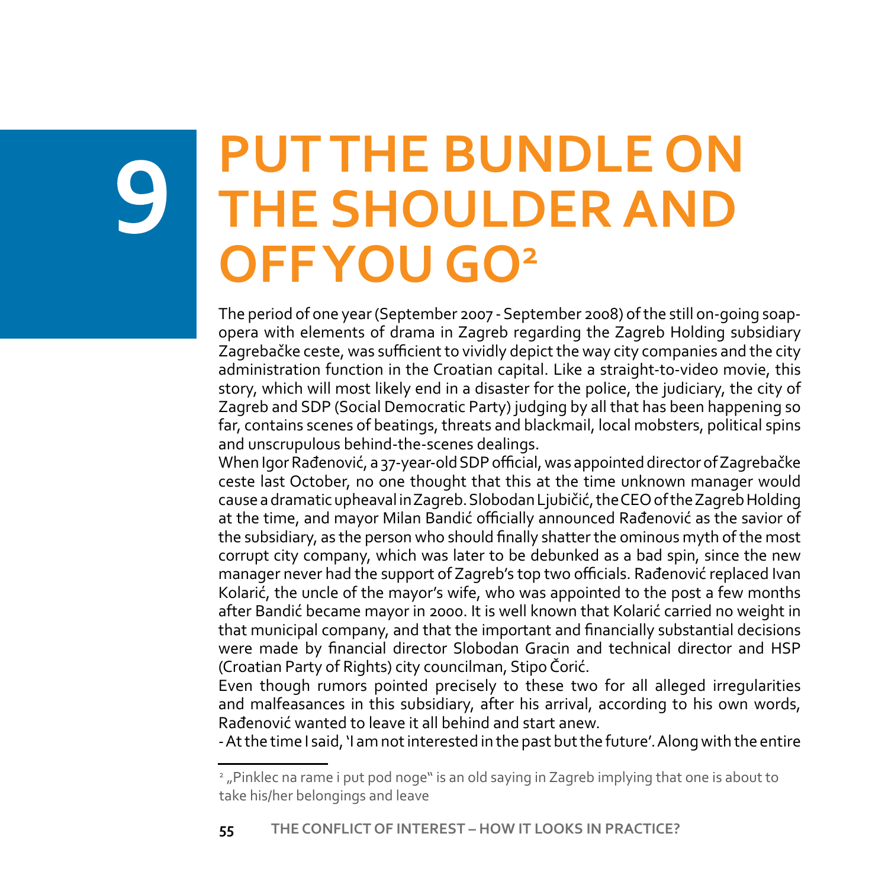# 9 PUT THE BUNDLE ON THE SHOULDER AND OFF YOU GO[2]

The period of one year (September 2007 - September 2008) of the still on-going soap-opera with elements of drama in Zagreb regarding the Zagreb Holding subsidiary Zagrebačke ceste, was sufficient to vividly depict the way city companies and the city administration function in the Croatian capital. Like a straight-to-video movie, this story, which will most likely end in a disaster for the police, the judiciary, the city of Zagreb and SDP (Social Democratic Party) judging by all that has been happening so far, contains scenes of beatings, threats and blackmail, local mobsters, political spins and unscrupulous behind-the-scenes dealings.

When Igor Rađenović, a 37-year-old SDP official, was appointed director of Zagrebačke ceste last October, no one thought that this at the time unknown manager would cause a dramatic upheaval in Zagreb. Slobodan Ljubičić, the CEO of the Zagreb Holding at the time, and mayor Milan Bandić officially announced Rađenović as the savior of the subsidiary, as the person who should finally shatter the ominous myth of the most corrupt city company, which was later to be debunked as a bad spin, since the new manager never had the support of Zagreb's top two officials. Rađenović replaced Ivan Kolarić, the uncle of the mayor's wife, who was appointed to the post a few months after Bandić became mayor in 2000. It is well known that Kolarić carried no weight in that municipal company, and that the important and financially substantial decisions were made by financial director Slobodan Gracin and technical director and HSP (Croatian Party of Rights) city councilman, Stipo Čorić.

Even though rumors pointed precisely to these two for all alleged irregularities and malfeasances in this subsidiary, after his arrival, according to his own words, Rađenović wanted to leave it all behind and start anew.

- At the time I said, 'I am not interested in the past but the future'. Along with the entire

[2] „Pinklec na rame i put pod noge" is an old saying in Zagreb implying that one is about to take his/her belongings and leave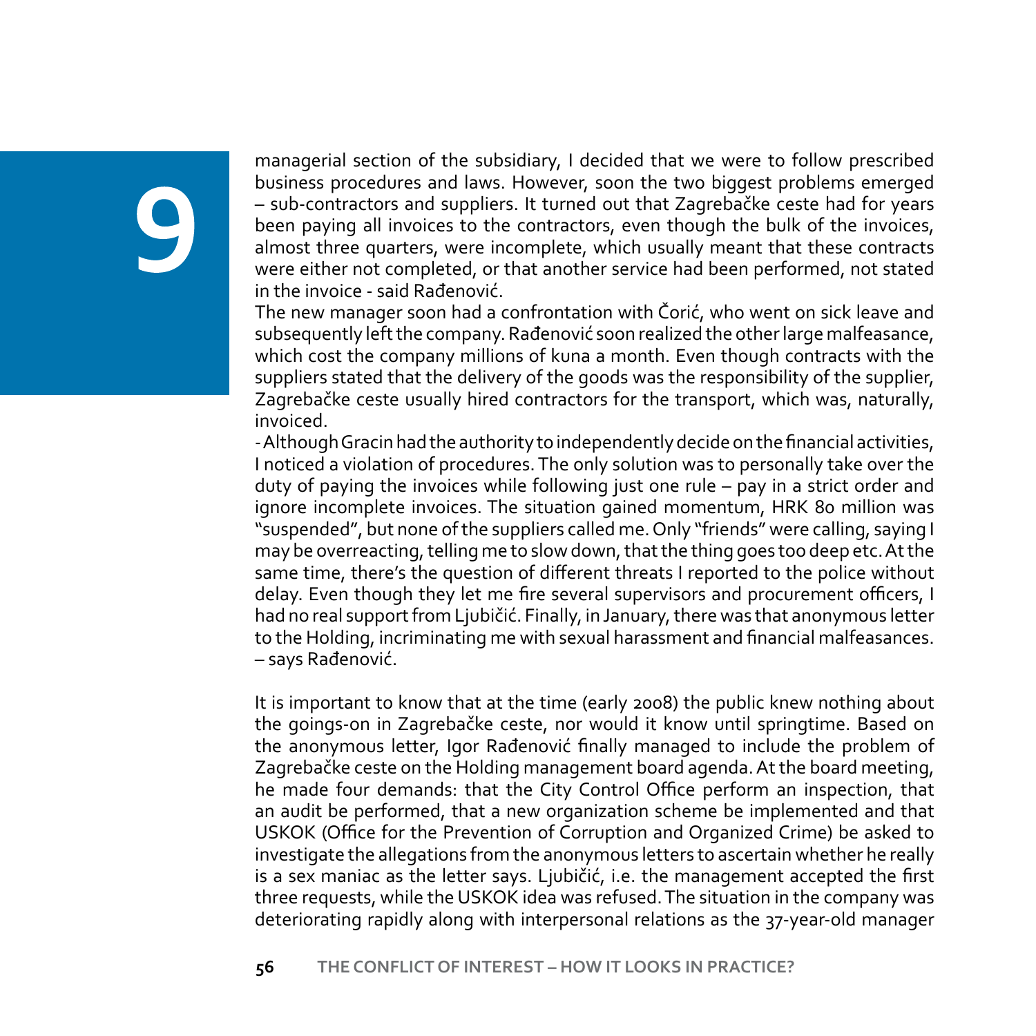managerial section of the subsidiary, I decided that we were to follow prescribed business procedures and laws. However, soon the two biggest problems emerged – sub-contractors and suppliers. It turned out that Zagrebačke ceste had for years been paying all invoices to the contractors, even though the bulk of the invoices, almost three quarters, were incomplete, which usually meant that these contracts were either not completed, or that another service had been performed, not stated in the invoice - said Rađenović.

The new manager soon had a confrontation with Čorić, who went on sick leave and subsequently left the company. Rađenović soon realized the other large malfeasance, which cost the company millions of kuna a month. Even though contracts with the suppliers stated that the delivery of the goods was the responsibility of the supplier, Zagrebačke ceste usually hired contractors for the transport, which was, naturally, invoiced.

- Although Gracin had the authority to independently decide on the financial activities, I noticed a violation of procedures. The only solution was to personally take over the duty of paying the invoices while following just one rule – pay in a strict order and ignore incomplete invoices. The situation gained momentum, HRK 80 million was "suspended", but none of the suppliers called me. Only "friends" were calling, saying I may be overreacting, telling me to slow down, that the thing goes too deep etc. At the same time, there's the question of different threats I reported to the police without delay. Even though they let me fire several supervisors and procurement officers, I had no real support from Ljubičić. Finally, in January, there was that anonymous letter to the Holding, incriminating me with sexual harassment and financial malfeasances. – says Rađenović.

It is important to know that at the time (early 2008) the public knew nothing about the goings-on in Zagrebačke ceste, nor would it know until springtime. Based on the anonymous letter, Igor Rađenović finally managed to include the problem of Zagrebačke ceste on the Holding management board agenda. At the board meeting, he made four demands: that the City Control Office perform an inspection, that an audit be performed, that a new organization scheme be implemented and that USKOK (Office for the Prevention of Corruption and Organized Crime) be asked to investigate the allegations from the anonymous letters to ascertain whether he really is a sex maniac as the letter says. Ljubičić, i.e. the management accepted the first three requests, while the USKOK idea was refused. The situation in the company was deteriorating rapidly along with interpersonal relations as the 37-year-old manager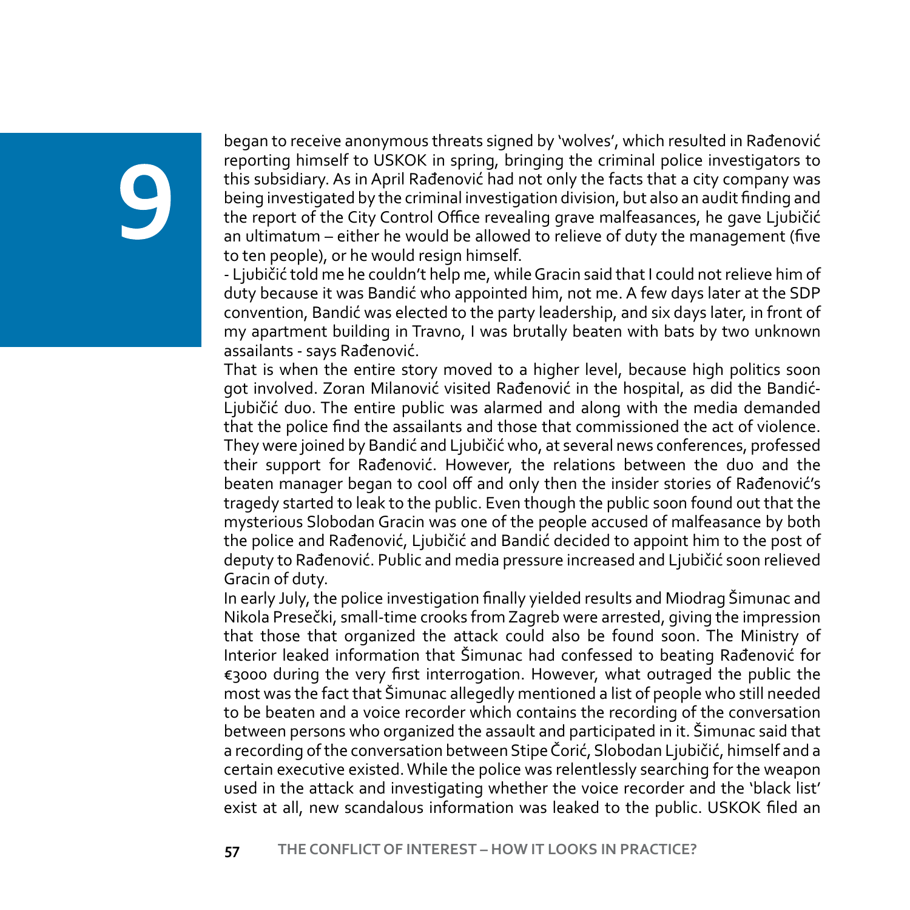began to receive anonymous threats signed by 'wolves', which resulted in Rađenović reporting himself to USKOK in spring, bringing the criminal police investigators to this subsidiary. As in April Rađenović had not only the facts that a city company was being investigated by the criminal investigation division, but also an audit finding and the report of the City Control Office revealing grave malfeasances, he gave Ljubičić an ultimatum – either he would be allowed to relieve of duty the management (five to ten people), or he would resign himself.

- Ljubičić told me he couldn't help me, while Gracin said that I could not relieve him of duty because it was Bandić who appointed him, not me. A few days later at the SDP convention, Bandić was elected to the party leadership, and six days later, in front of my apartment building in Travno, I was brutally beaten with bats by two unknown assailants - says Rađenović.

That is when the entire story moved to a higher level, because high politics soon got involved. Zoran Milanović visited Rađenović in the hospital, as did the Bandić-Ljubičić duo. The entire public was alarmed and along with the media demanded that the police find the assailants and those that commissioned the act of violence. They were joined by Bandić and Ljubičić who, at several news conferences, professed their support for Rađenović. However, the relations between the duo and the beaten manager began to cool off and only then the insider stories of Rađenović's tragedy started to leak to the public. Even though the public soon found out that the mysterious Slobodan Gracin was one of the people accused of malfeasance by both the police and Rađenović, Ljubičić and Bandić decided to appoint him to the post of deputy to Rađenović. Public and media pressure increased and Ljubičić soon relieved Gracin of duty.

In early July, the police investigation finally yielded results and Miodrag Šimunac and Nikola Presečki, small-time crooks from Zagreb were arrested, giving the impression that those that organized the attack could also be found soon. The Ministry of Interior leaked information that Šimunac had confessed to beating Rađenović for €3000 during the very first interrogation. However, what outraged the public the most was the fact that Šimunac allegedly mentioned a list of people who still needed to be beaten and a voice recorder which contains the recording of the conversation between persons who organized the assault and participated in it. Šimunac said that a recording of the conversation between Stipe Čorić, Slobodan Ljubičić, himself and a certain executive existed. While the police was relentlessly searching for the weapon used in the attack and investigating whether the voice recorder and the 'black list' exist at all, new scandalous information was leaked to the public. USKOK filed an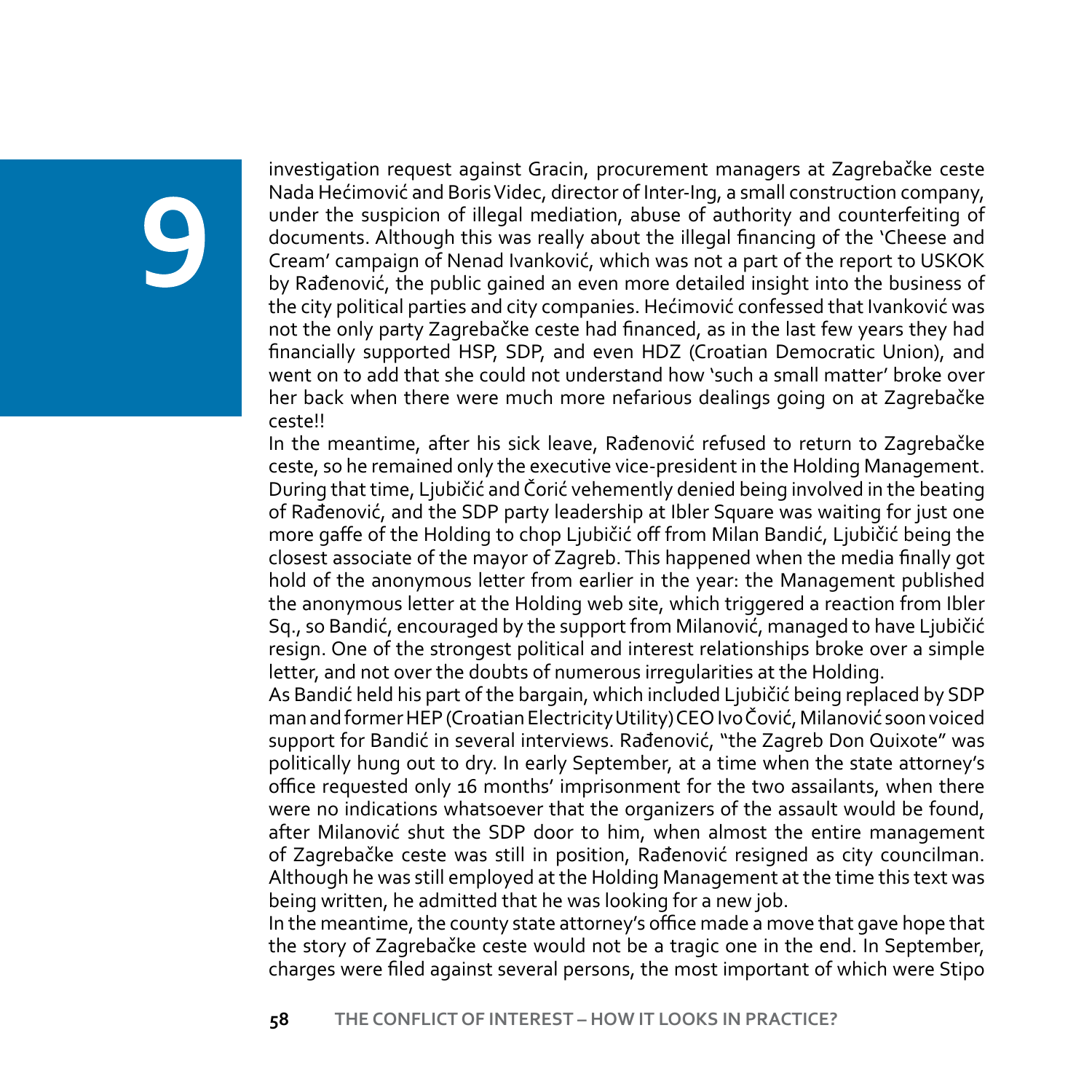investigation request against Gracin, procurement managers at Zagrebačke ceste Nada Hećimović and Boris Videc, director of Inter-Ing, a small construction company, under the suspicion of illegal mediation, abuse of authority and counterfeiting of documents. Although this was really about the illegal financing of the 'Cheese and Cream' campaign of Nenad Ivanković, which was not a part of the report to USKOK by Rađenović, the public gained an even more detailed insight into the business of the city political parties and city companies. Hećimović confessed that Ivanković was not the only party Zagrebačke ceste had financed, as in the last few years they had financially supported HSP, SDP, and even HDZ (Croatian Democratic Union), and went on to add that she could not understand how 'such a small matter' broke over her back when there were much more nefarious dealings going on at Zagrebačke ceste!!

In the meantime, after his sick leave, Rađenović refused to return to Zagrebačke ceste, so he remained only the executive vice-president in the Holding Management. During that time, Ljubičić and Čorić vehemently denied being involved in the beating of Rađenović, and the SDP party leadership at Ibler Square was waiting for just one more gaffe of the Holding to chop Ljubičić off from Milan Bandić, Ljubičić being the closest associate of the mayor of Zagreb. This happened when the media finally got hold of the anonymous letter from earlier in the year: the Management published the anonymous letter at the Holding web site, which triggered a reaction from Ibler Sq., so Bandić, encouraged by the support from Milanović, managed to have Ljubičić resign. One of the strongest political and interest relationships broke over a simple letter, and not over the doubts of numerous irregularities at the Holding.

As Bandić held his part of the bargain, which included Ljubičić being replaced by SDP man and former HEP (Croatian Electricity Utility) CEO Ivo Čović, Milanović soon voiced support for Bandić in several interviews. Rađenović, "the Zagreb Don Quixote" was politically hung out to dry. In early September, at a time when the state attorney's office requested only 16 months' imprisonment for the two assailants, when there were no indications whatsoever that the organizers of the assault would be found, after Milanović shut the SDP door to him, when almost the entire management of Zagrebačke ceste was still in position, Rađenović resigned as city councilman. Although he was still employed at the Holding Management at the time this text was being written, he admitted that he was looking for a new job.

In the meantime, the county state attorney's office made a move that gave hope that the story of Zagrebačke ceste would not be a tragic one in the end. In September, charges were filed against several persons, the most important of which were Stipo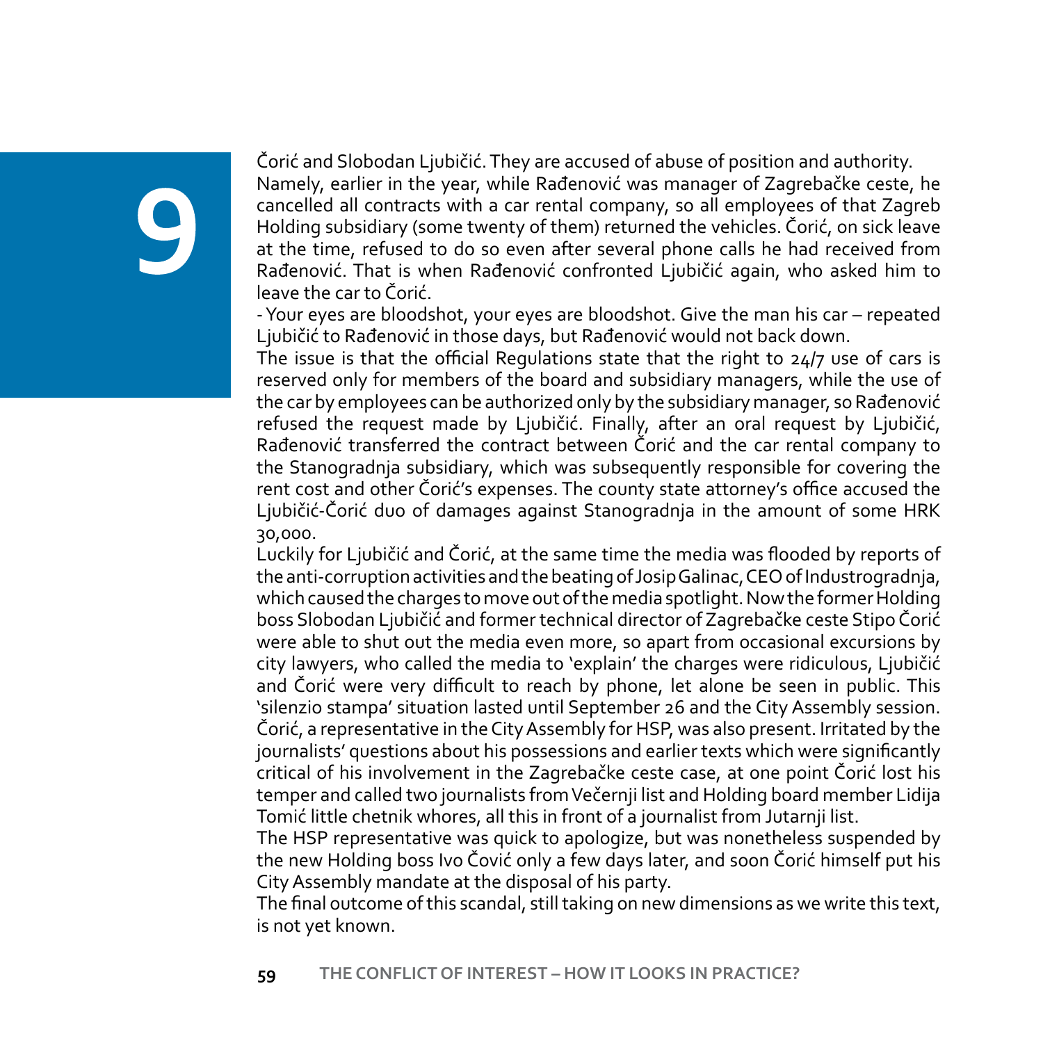Čorić and Slobodan Ljubičić. They are accused of abuse of position and authority.
Namely, earlier in the year, while Rađenović was manager of Zagrebačke ceste, he cancelled all contracts with a car rental company, so all employees of that Zagreb Holding subsidiary (some twenty of them) returned the vehicles. Čorić, on sick leave at the time, refused to do so even after several phone calls he had received from Rađenović. That is when Rađenović confronted Ljubičić again, who asked him to leave the car to Čorić.

- Your eyes are bloodshot, your eyes are bloodshot. Give the man his car – repeated Ljubičić to Rađenović in those days, but Rađenović would not back down.

The issue is that the official Regulations state that the right to 24/7 use of cars is reserved only for members of the board and subsidiary managers, while the use of the car by employees can be authorized only by the subsidiary manager, so Rađenović refused the request made by Ljubičić. Finally, after an oral request by Ljubičić, Rađenović transferred the contract between Čorić and the car rental company to the Stanogradnja subsidiary, which was subsequently responsible for covering the rent cost and other Čorić's expenses. The county state attorney's office accused the Ljubičić-Čorić duo of damages against Stanogradnja in the amount of some HRK 30,000.

Luckily for Ljubičić and Čorić, at the same time the media was flooded by reports of the anti-corruption activities and the beating of Josip Galinac, CEO of Industrogradnja, which caused the charges to move out of the media spotlight. Now the former Holding boss Slobodan Ljubičić and former technical director of Zagrebačke ceste Stipo Čorić were able to shut out the media even more, so apart from occasional excursions by city lawyers, who called the media to 'explain' the charges were ridiculous, Ljubičić and Čorić were very difficult to reach by phone, let alone be seen in public. This 'silenzio stampa' situation lasted until September 26 and the City Assembly session. Čorić, a representative in the City Assembly for HSP, was also present. Irritated by the journalists' questions about his possessions and earlier texts which were significantly critical of his involvement in the Zagrebačke ceste case, at one point Čorić lost his temper and called two journalists from Večernji list and Holding board member Lidija Tomić little chetnik whores, all this in front of a journalist from Jutarnji list.

The HSP representative was quick to apologize, but was nonetheless suspended by the new Holding boss Ivo Čović only a few days later, and soon Čorić himself put his City Assembly mandate at the disposal of his party.

The final outcome of this scandal, still taking on new dimensions as we write this text, is not yet known.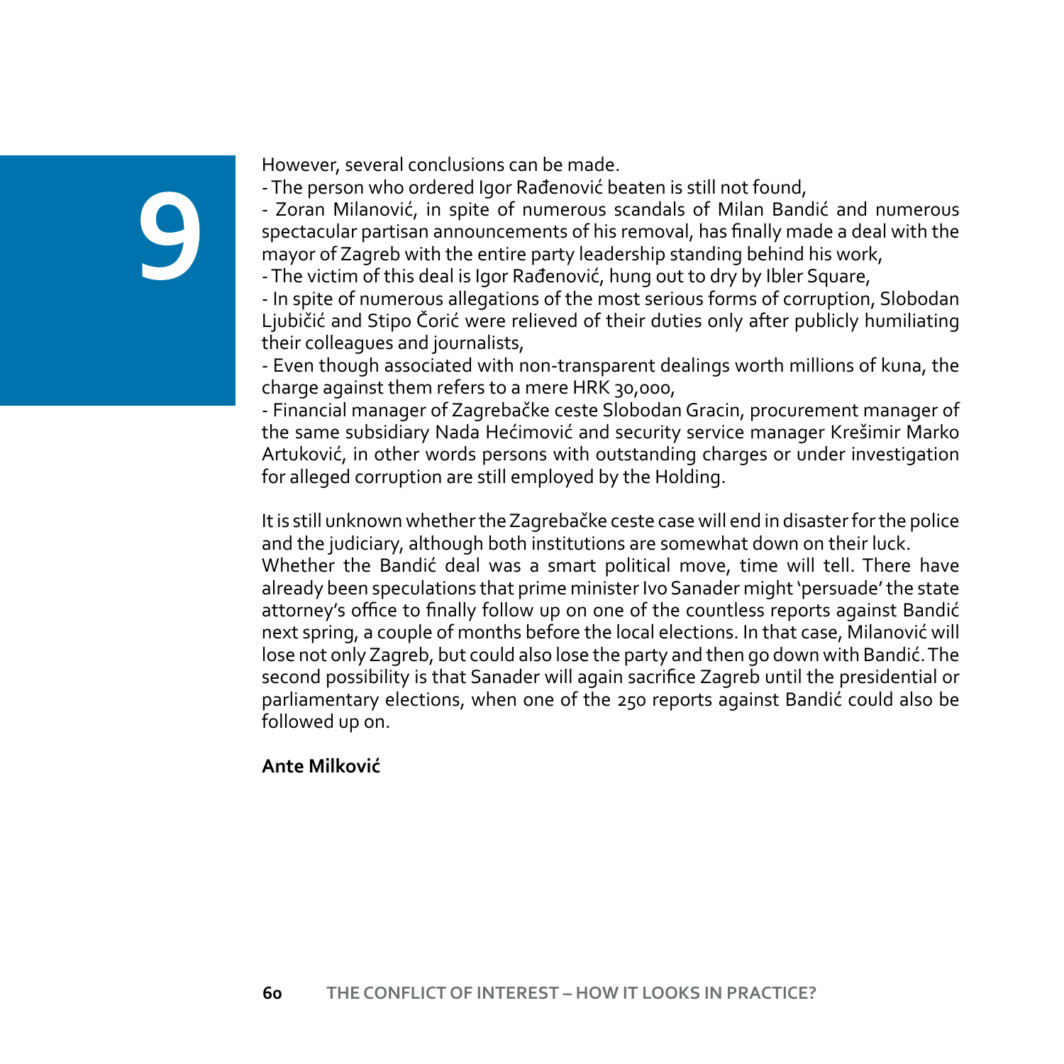However, several conclusions can be made.

- The person who ordered Igor Rađenović beaten is still not found,
- Zoran Milanović, in spite of numerous scandals of Milan Bandić and numerous spectacular partisan announcements of his removal, has finally made a deal with the mayor of Zagreb with the entire party leadership standing behind his work,
- The victim of this deal is Igor Rađenović, hung out to dry by Ibler Square,
- In spite of numerous allegations of the most serious forms of corruption, Slobodan Ljubičić and Stipo Čorić were relieved of their duties only after publicly humiliating their colleagues and journalists,
- Even though associated with non-transparent dealings worth millions of kuna, the charge against them refers to a mere HRK 30,000,
- Financial manager of Zagrebačke ceste Slobodan Gracin, procurement manager of the same subsidiary Nada Hećimović and security service manager Krešimir Marko Artuković, in other words persons with outstanding charges or under investigation for alleged corruption are still employed by the Holding.

It is still unknown whether the Zagrebačke ceste case will end in disaster for the police and the judiciary, although both institutions are somewhat down on their luck.
Whether the Bandić deal was a smart political move, time will tell. There have already been speculations that prime minister Ivo Sanader might 'persuade' the state attorney's office to finally follow up on one of the countless reports against Bandić next spring, a couple of months before the local elections. In that case, Milanović will lose not only Zagreb, but could also lose the party and then go down with Bandić. The second possibility is that Sanader will again sacrifice Zagreb until the presidential or parliamentary elections, when one of the 250 reports against Bandić could also be followed up on.

**Ante Milković**